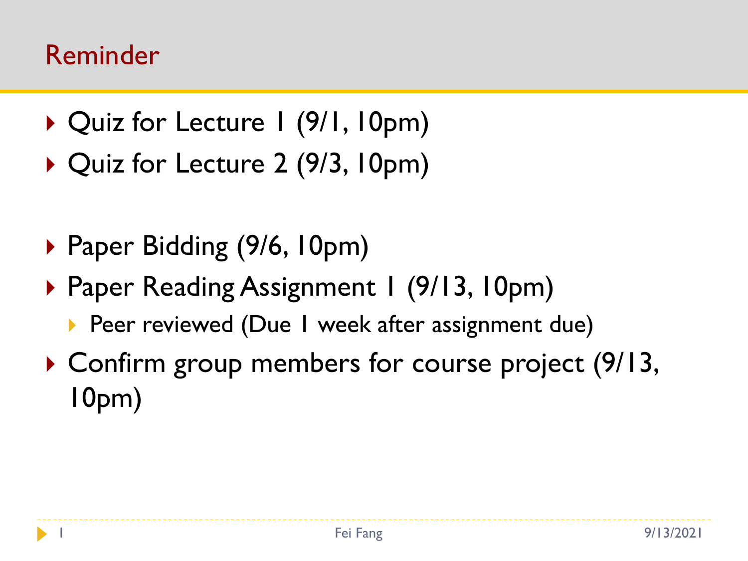# Reminder

- Quiz for Lecture 1 (9/1, 10pm)
- Quiz for Lecture 2 (9/3, 10pm)

- Paper Bidding (9/6, 10pm)
- Paper Reading Assignment 1 (9/13, 10pm)
  - Peer reviewed (Due 1 week after assignment due)
- Confirm group members for course project (9/13, 10pm)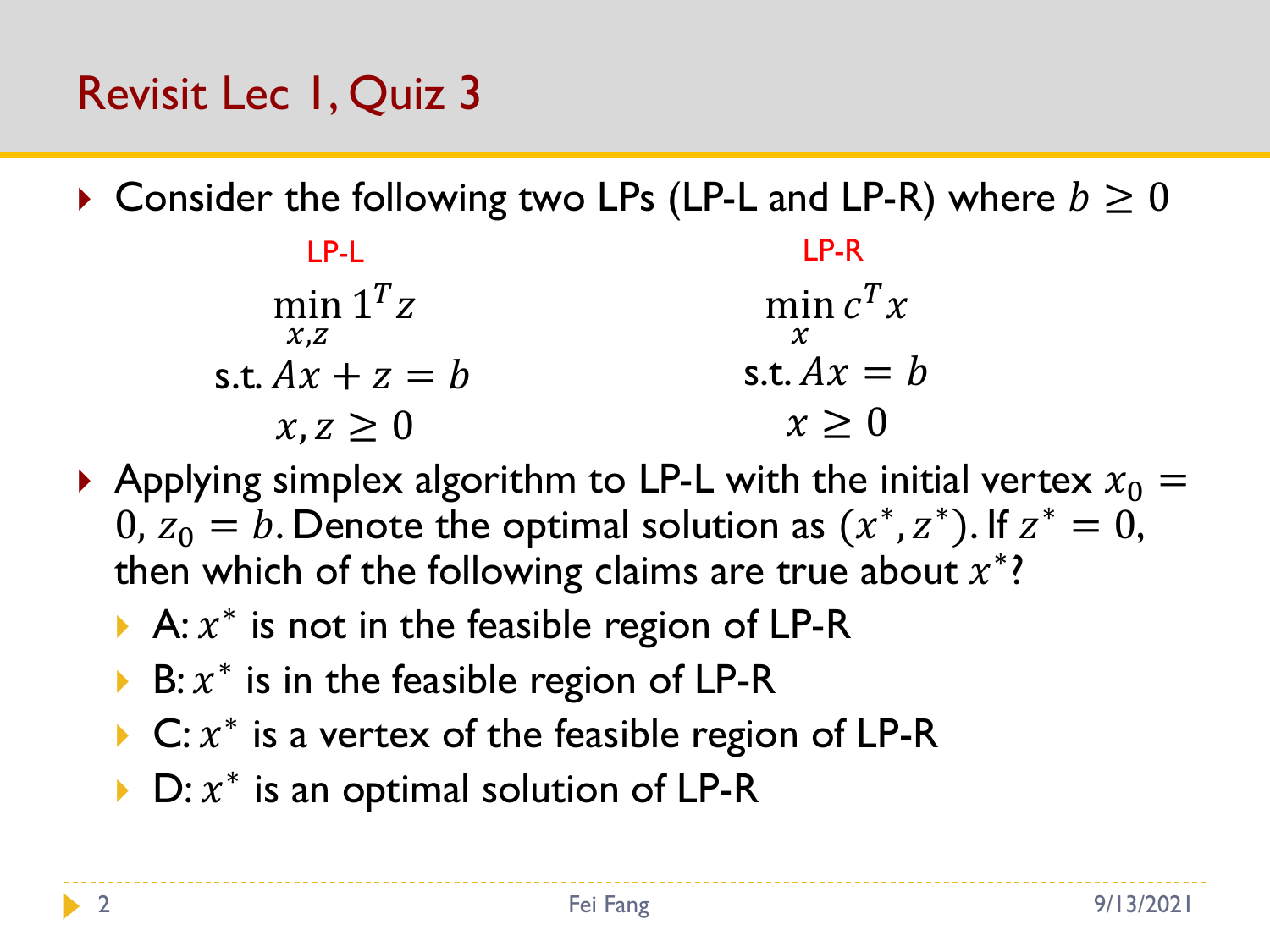# Revisit Lec 1, Quiz 3

- Consider the following two LPs (LP-L and LP-R) where $b \geq 0$

LP-L

$$\min_{x,z} 1^T z$$
$$\text{s.t. } Ax + z = b$$
$$x, z \geq 0$$

LP-R

$$\min_{x} c^T x$$
$$\text{s.t. } Ax = b$$
$$x \geq 0$$

- Applying simplex algorithm to LP-L with the initial vertex $x_0 = 0$, $z_0 = b$. Denote the optimal solution as $(x^*, z^*)$. If $z^* = 0$, then which of the following claims are true about $x^*$?
  - A: $x^*$ is not in the feasible region of LP-R
  - B: $x^*$ is in the feasible region of LP-R
  - C: $x^*$ is a vertex of the feasible region of LP-R
  - D: $x^*$ is an optimal solution of LP-R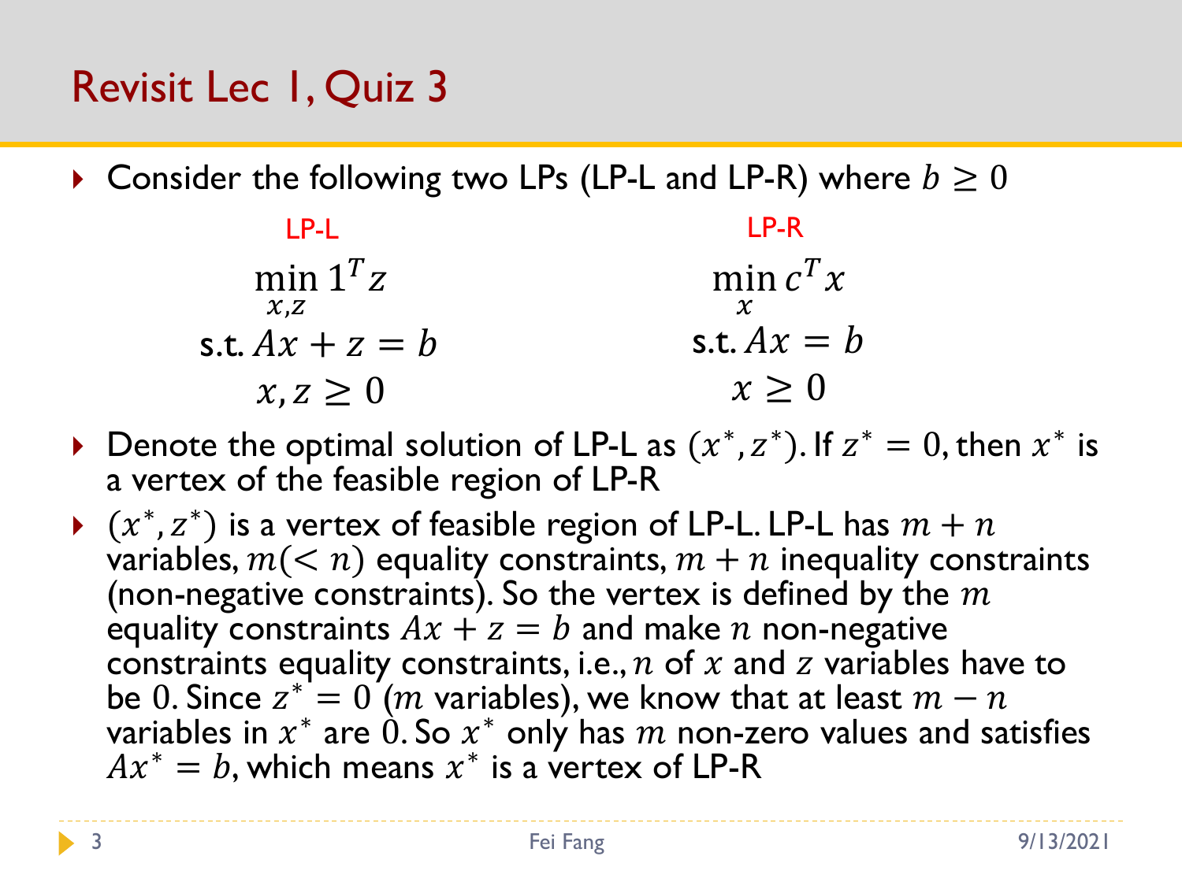# Revisit Lec 1, Quiz 3

- Consider the following two LPs (LP-L and LP-R) where $b \geq 0$

LP-L

$$\min_{x,z} 1^T z$$
$$\text{s.t. } Ax + z = b$$
$$x, z \geq 0$$

LP-R

$$\min_{x} c^T x$$
$$\text{s.t. } Ax = b$$
$$x \geq 0$$

- Denote the optimal solution of LP-L as $(x^*, z^*)$. If $z^* = 0$, then $x^*$ is a vertex of the feasible region of LP-R
- $(x^*, z^*)$ is a vertex of feasible region of LP-L. LP-L has $m + n$ variables, $m (< n)$ equality constraints, $m + n$ inequality constraints (non-negative constraints). So the vertex is defined by the $m$ equality constraints $Ax + z = b$ and make $n$ non-negative constraints equality constraints, i.e., $n$ of $x$ and $z$ variables have to be $0$. Since $z^* = 0$ ($m$ variables), we know that at least $m - n$ variables in $x^*$ are $0$. So $x^*$ only has $m$ non-zero values and satisfies $Ax^* = b$, which means $x^*$ is a vertex of LP-R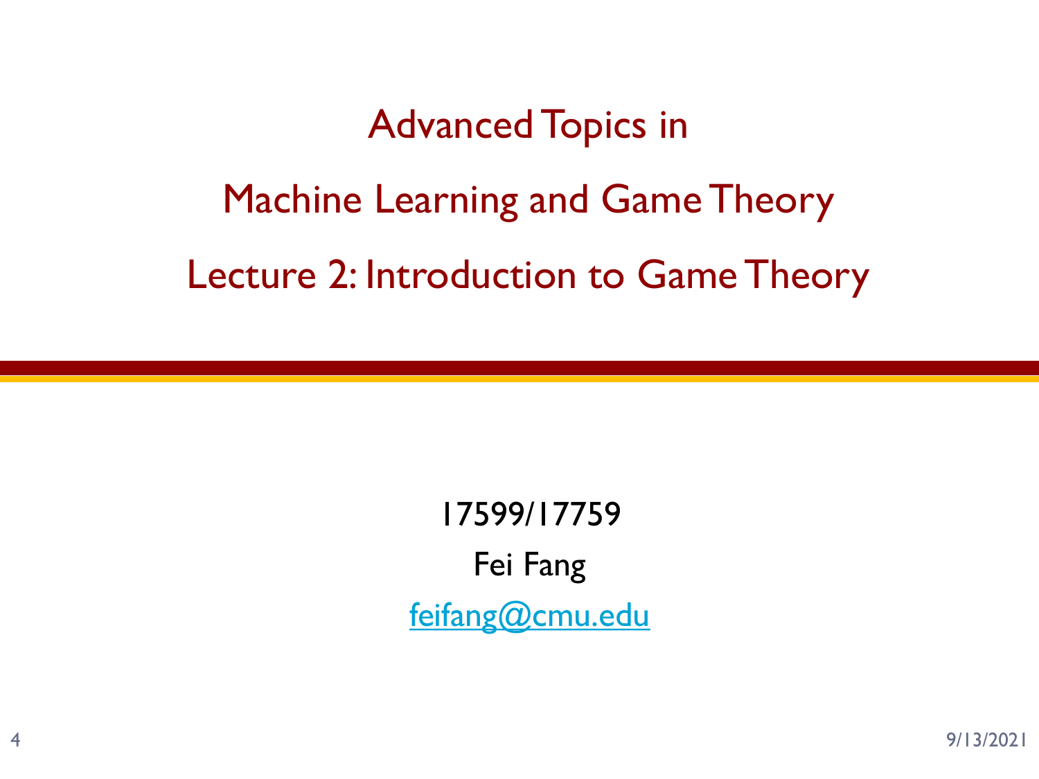# Advanced Topics in

# Machine Learning and Game Theory

# Lecture 2: Introduction to Game Theory

17599/17759

Fei Fang

feifang@cmu.edu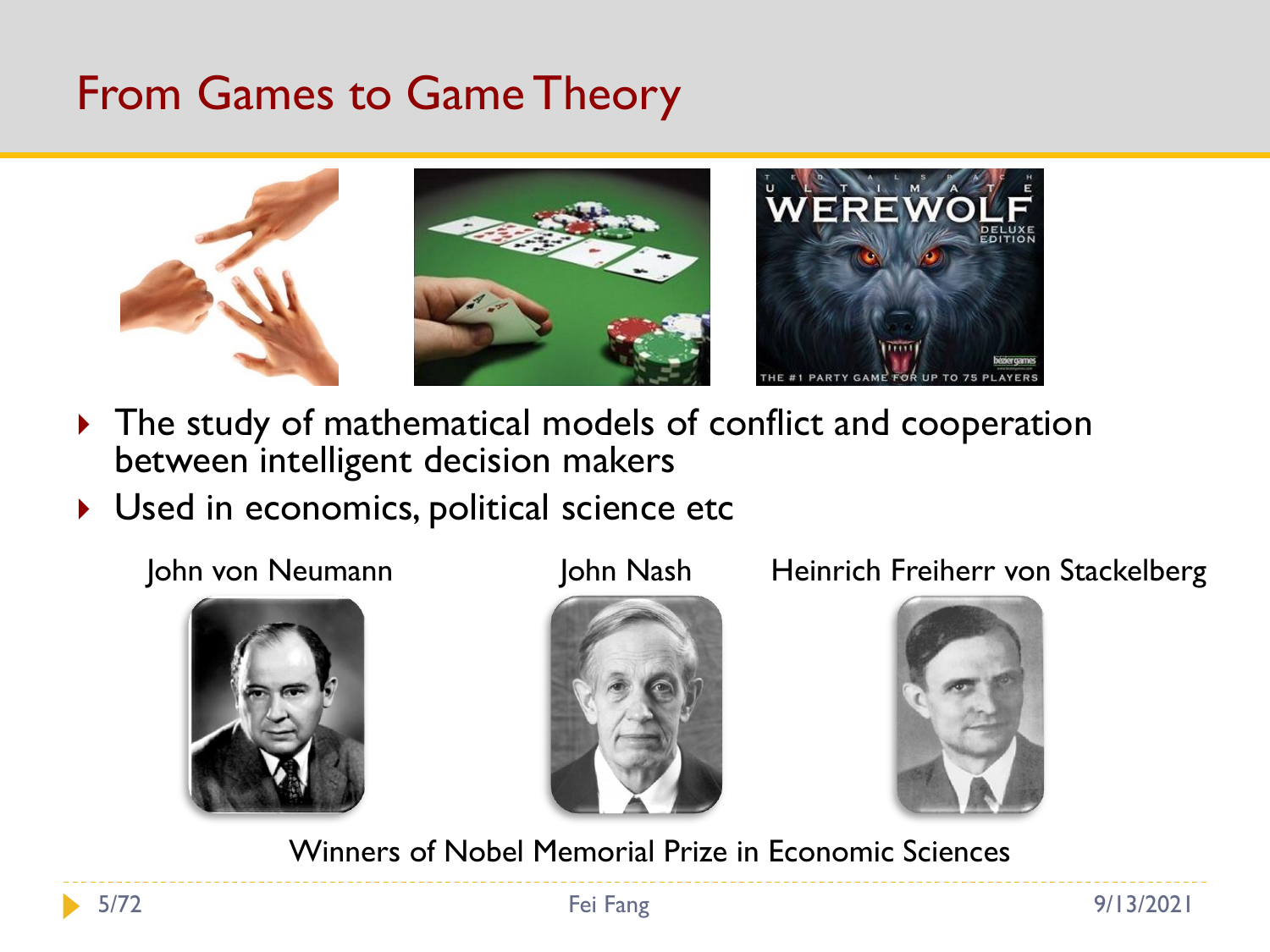# From Games to Game Theory

- The study of mathematical models of conflict and cooperation between intelligent decision makers
- Used in economics, political science etc

John von Neumann

John Nash

Heinrich Freiherr von Stackelberg

Winners of Nobel Memorial Prize in Economic Sciences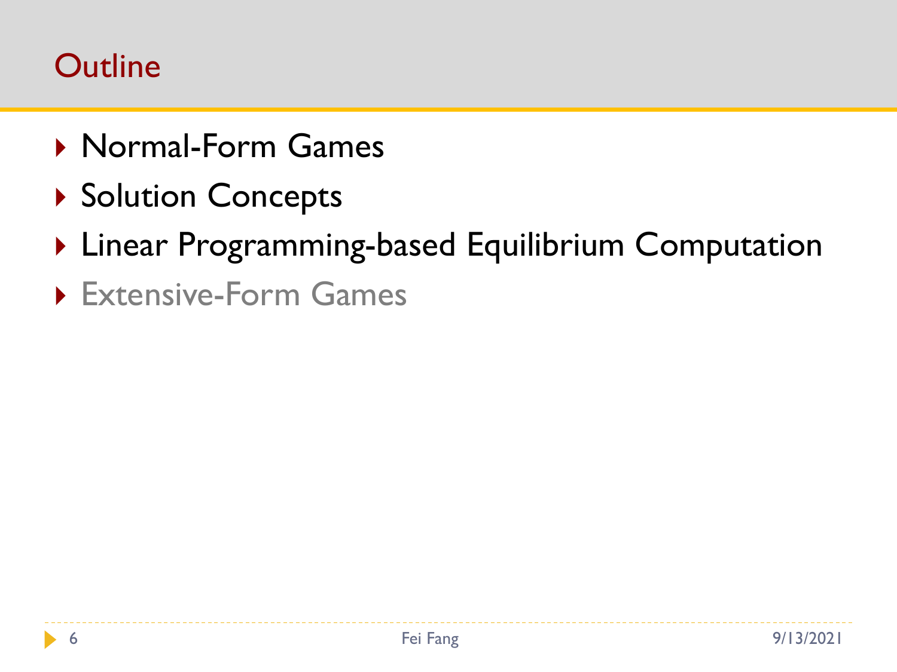# Outline

- Normal-Form Games
- Solution Concepts
- Linear Programming-based Equilibrium Computation
- Extensive-Form Games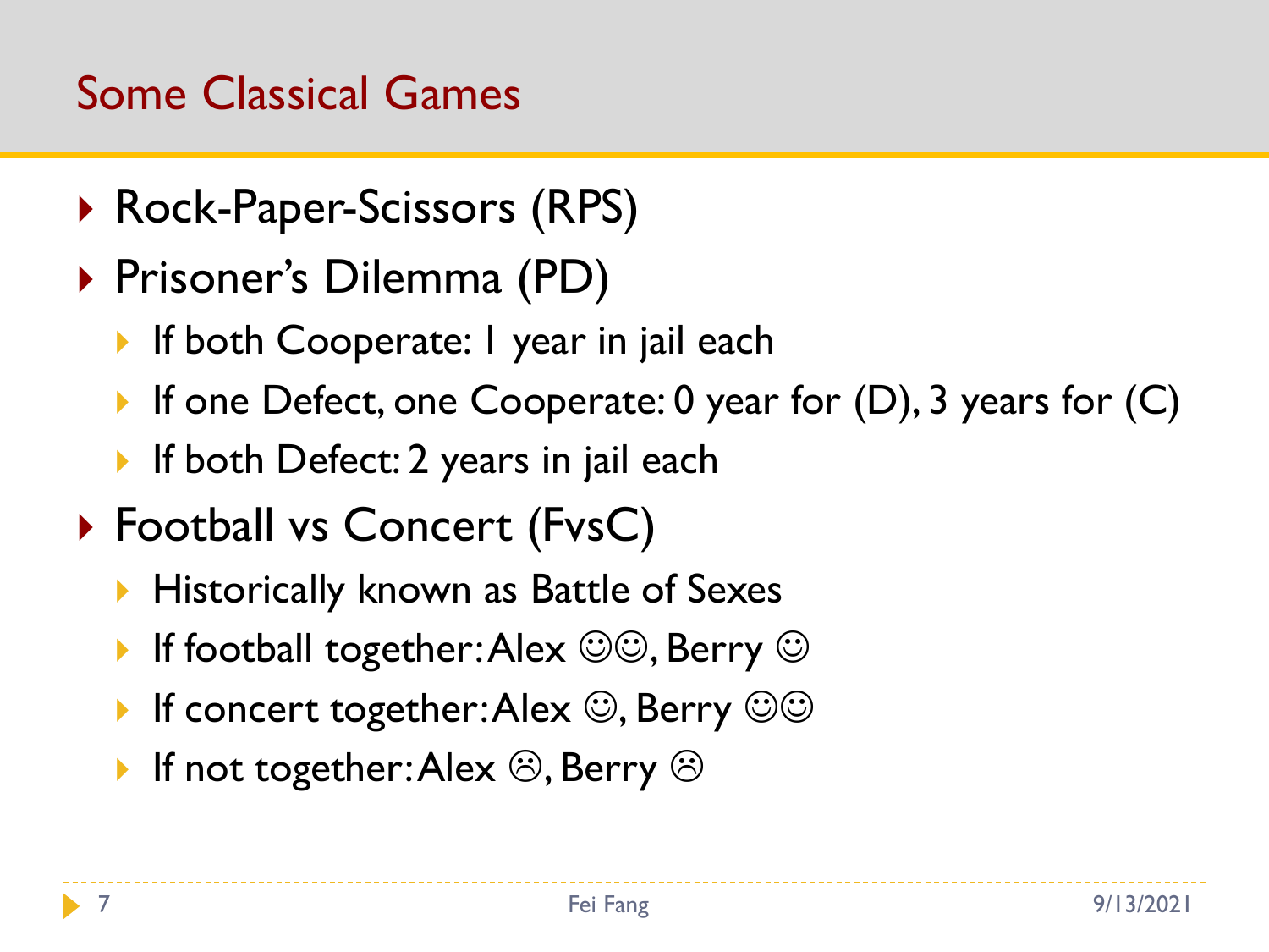## Some Classical Games

- Rock-Paper-Scissors (RPS)
- Prisoner's Dilemma (PD)
  - If both Cooperate: 1 year in jail each
  - If one Defect, one Cooperate: 0 year for (D), 3 years for (C)
  - If both Defect: 2 years in jail each
- Football vs Concert (FvsC)
  - Historically known as Battle of Sexes
  - If football together: Alex ☺☺, Berry ☺
  - If concert together: Alex ☺, Berry ☺☺
  - If not together: Alex ☹, Berry ☹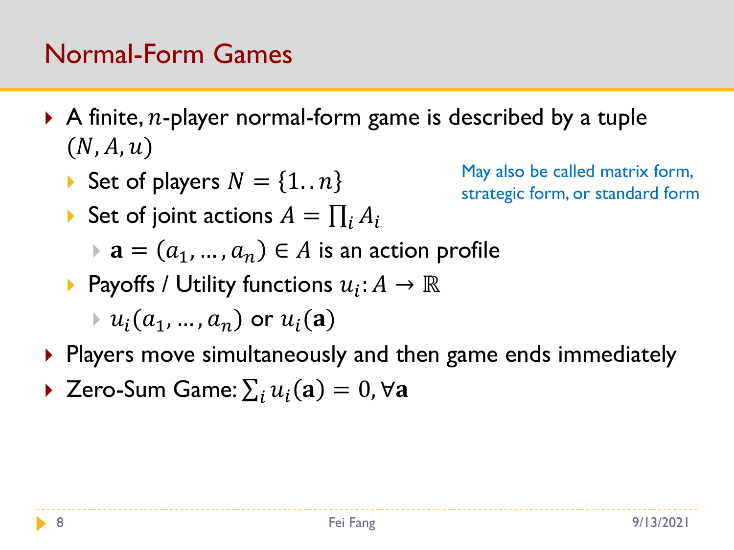# Normal-Form Games

- A finite, $n$-player normal-form game is described by a tuple $(N, A, u)$
  - Set of players $N = \{1..n\}$
  - Set of joint actions $A = \prod_i A_i$
    - $\mathbf{a} = (a_1, \dots, a_n) \in A$ is an action profile
  - Payoffs / Utility functions $u_i: A \to \mathbb{R}$
    - $u_i(a_1, \dots, a_n)$ or $u_i(\mathbf{a})$
- Players move simultaneously and then game ends immediately
- Zero-Sum Game: $\sum_i u_i(\mathbf{a}) = 0, \forall \mathbf{a}$

May also be called matrix form, strategic form, or standard form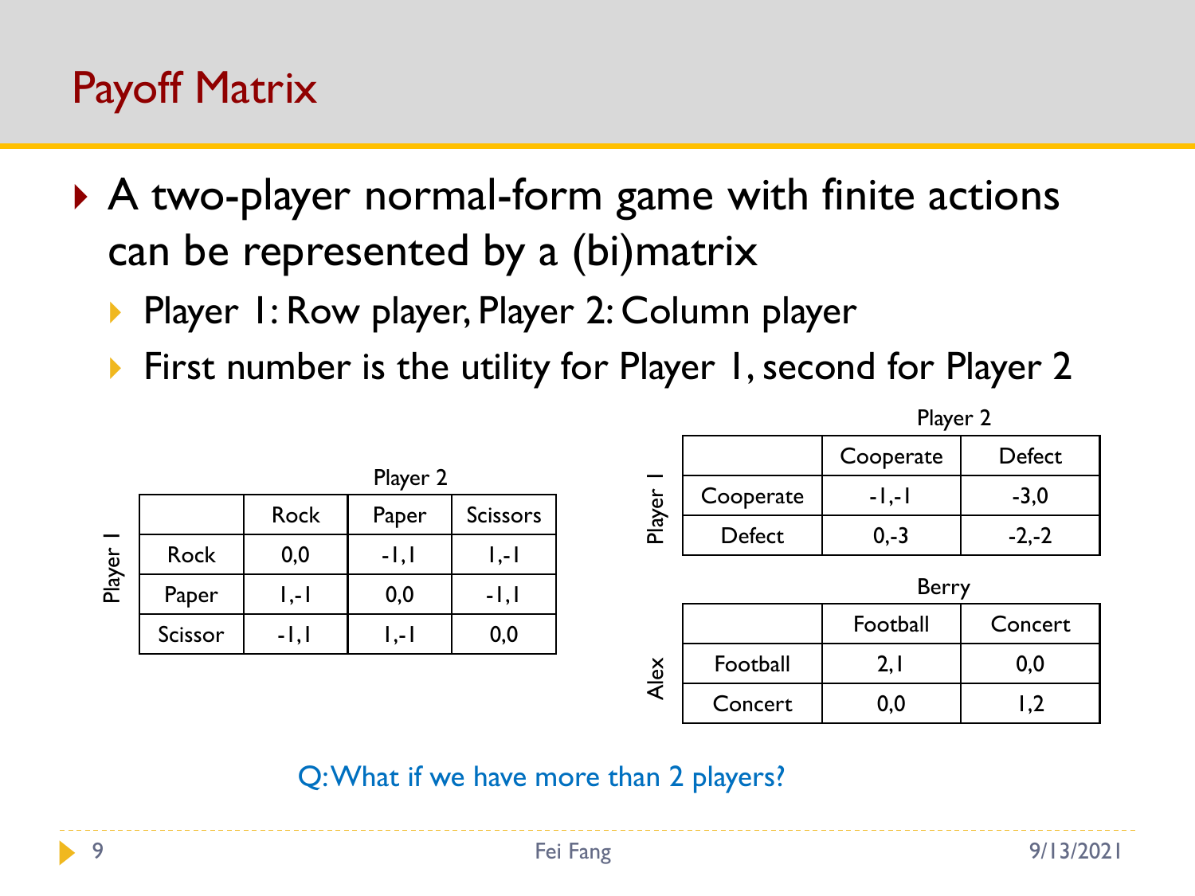# Payoff Matrix

- A two-player normal-form game with finite actions can be represented by a (bi)matrix
  - Player 1: Row player, Player 2: Column player
  - First number is the utility for Player 1, second for Player 2

Player 1 (rows) vs. Player 2 (columns):

| | Rock | Paper | Scissors |
|---|---|---|---|
| Rock | 0,0 | -1,1 | 1,-1 |
| Paper | 1,-1 | 0,0 | -1,1 |
| Scissor | -1,1 | 1,-1 | 0,0 |

Player 1 (rows) vs. Player 2 (columns):

| | Cooperate | Defect |
|---|---|---|
| Cooperate | -1,-1 | -3,0 |
| Defect | 0,-3 | -2,-2 |

Alex (rows) vs. Berry (columns):

| | Football | Concert |
|---|---|---|
| Football | 2,1 | 0,0 |
| Concert | 0,0 | 1,2 |

Q: What if we have more than 2 players?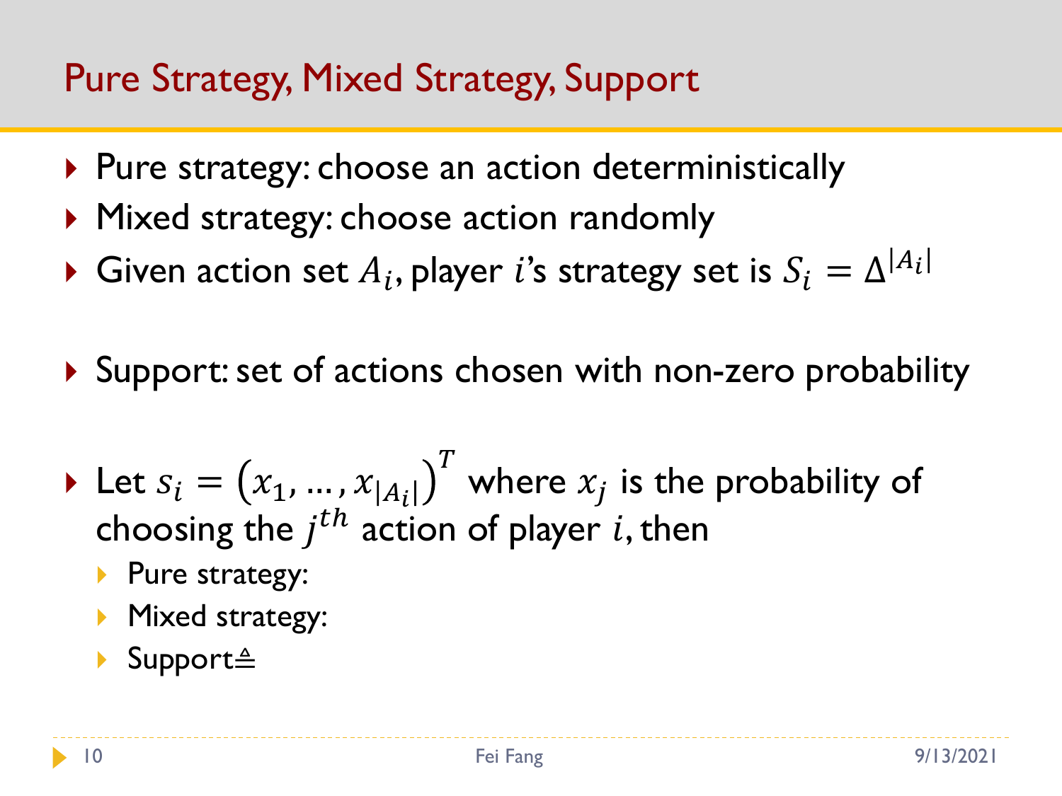# Pure Strategy, Mixed Strategy, Support

- Pure strategy: choose an action deterministically
- Mixed strategy: choose action randomly
- Given action set $A_i$, player $i$'s strategy set is $S_i = \Delta^{|A_i|}$

- Support: set of actions chosen with non-zero probability

- Let $s_i = \left(x_1, \ldots, x_{|A_i|}\right)^T$ where $x_j$ is the probability of choosing the $j^{th}$ action of player $i$, then
  - Pure strategy:
  - Mixed strategy:
  - Support$\triangleq$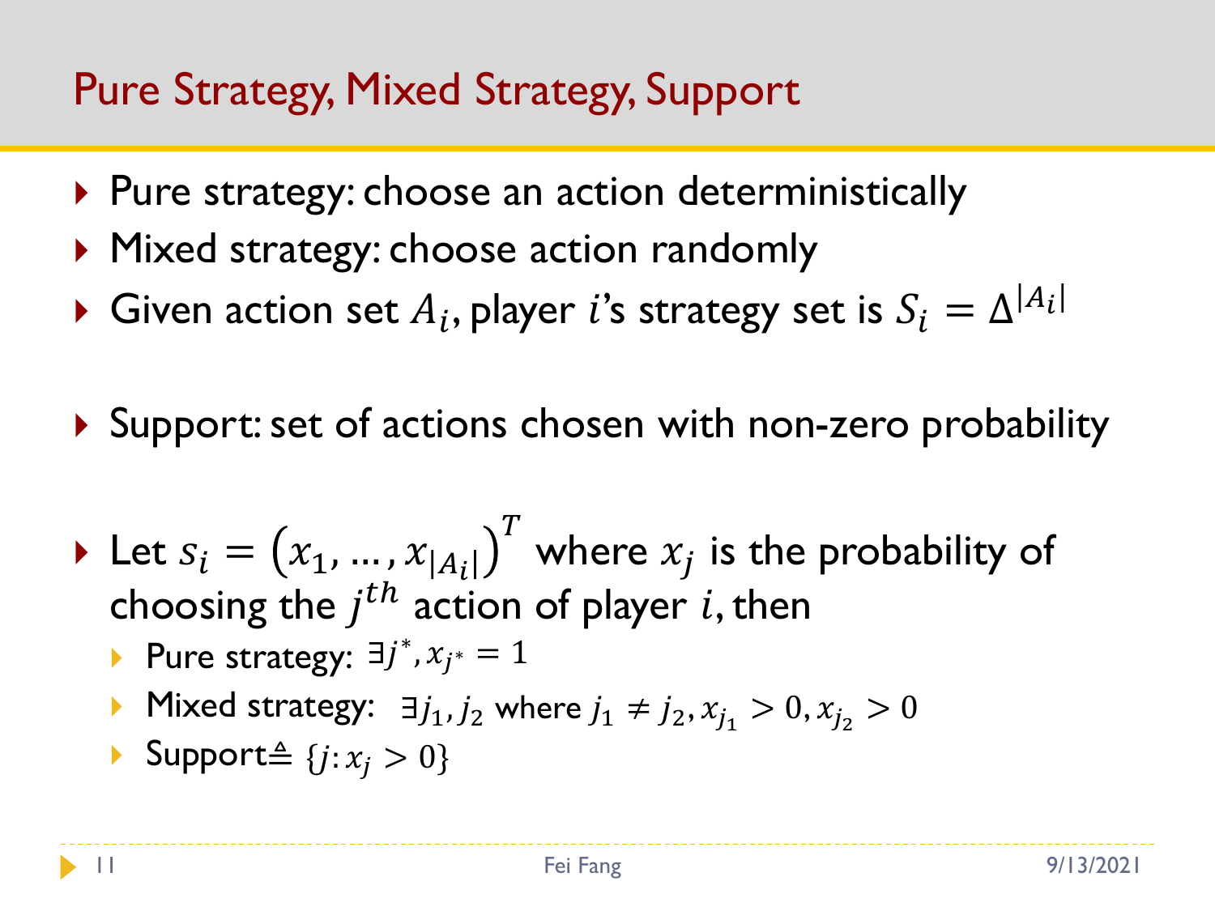# Pure Strategy, Mixed Strategy, Support

- Pure strategy: choose an action deterministically
- Mixed strategy: choose action randomly
- Given action set $A_i$, player $i$'s strategy set is $S_i = \Delta^{|A_i|}$

- Support: set of actions chosen with non-zero probability

- Let $s_i = \left(x_1, \ldots, x_{|A_i|}\right)^T$ where $x_j$ is the probability of choosing the $j^{th}$ action of player $i$, then
  - Pure strategy: $\exists j^*, x_{j^*} = 1$
  - Mixed strategy: $\exists j_1, j_2$ where $j_1 \neq j_2, x_{j_1} > 0, x_{j_2} > 0$
  - Support$\triangleq \{j: x_j > 0\}$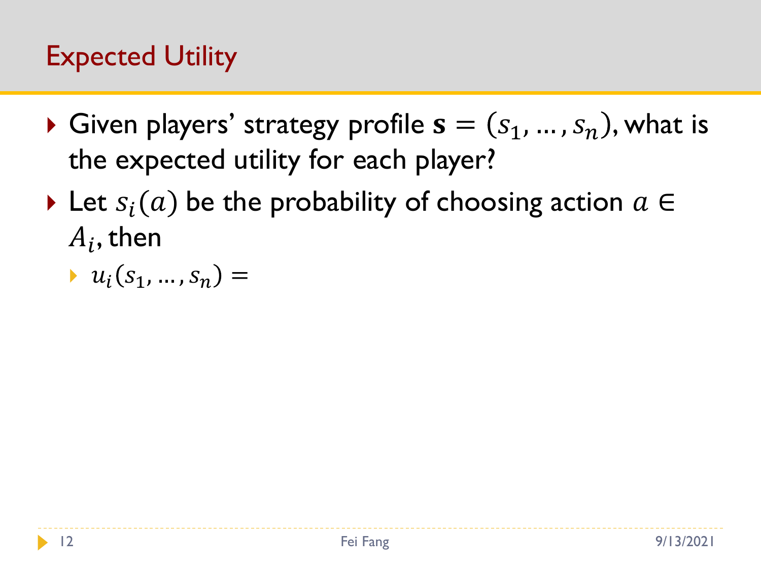# Expected Utility

- Given players' strategy profile $\mathbf{s} = (s_1, \ldots, s_n)$, what is the expected utility for each player?
- Let $s_i(a)$ be the probability of choosing action $a \in A_i$, then
  - $u_i(s_1, \ldots, s_n) =$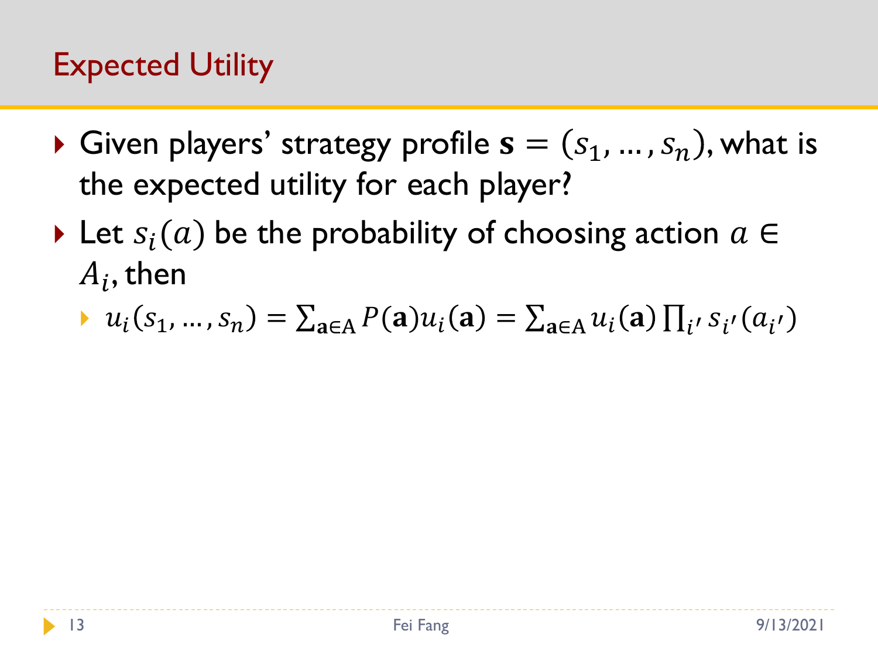# Expected Utility

- Given players' strategy profile $\mathbf{s} = (s_1, \dots, s_n)$, what is the expected utility for each player?
- Let $s_i(a)$ be the probability of choosing action $a \in A_i$, then
  - $u_i(s_1, \dots, s_n) = \sum_{\mathbf{a} \in \mathrm{A}} P(\mathbf{a}) u_i(\mathbf{a}) = \sum_{\mathbf{a} \in \mathrm{A}} u_i(\mathbf{a}) \prod_{i'} s_{i'}(a_{i'})$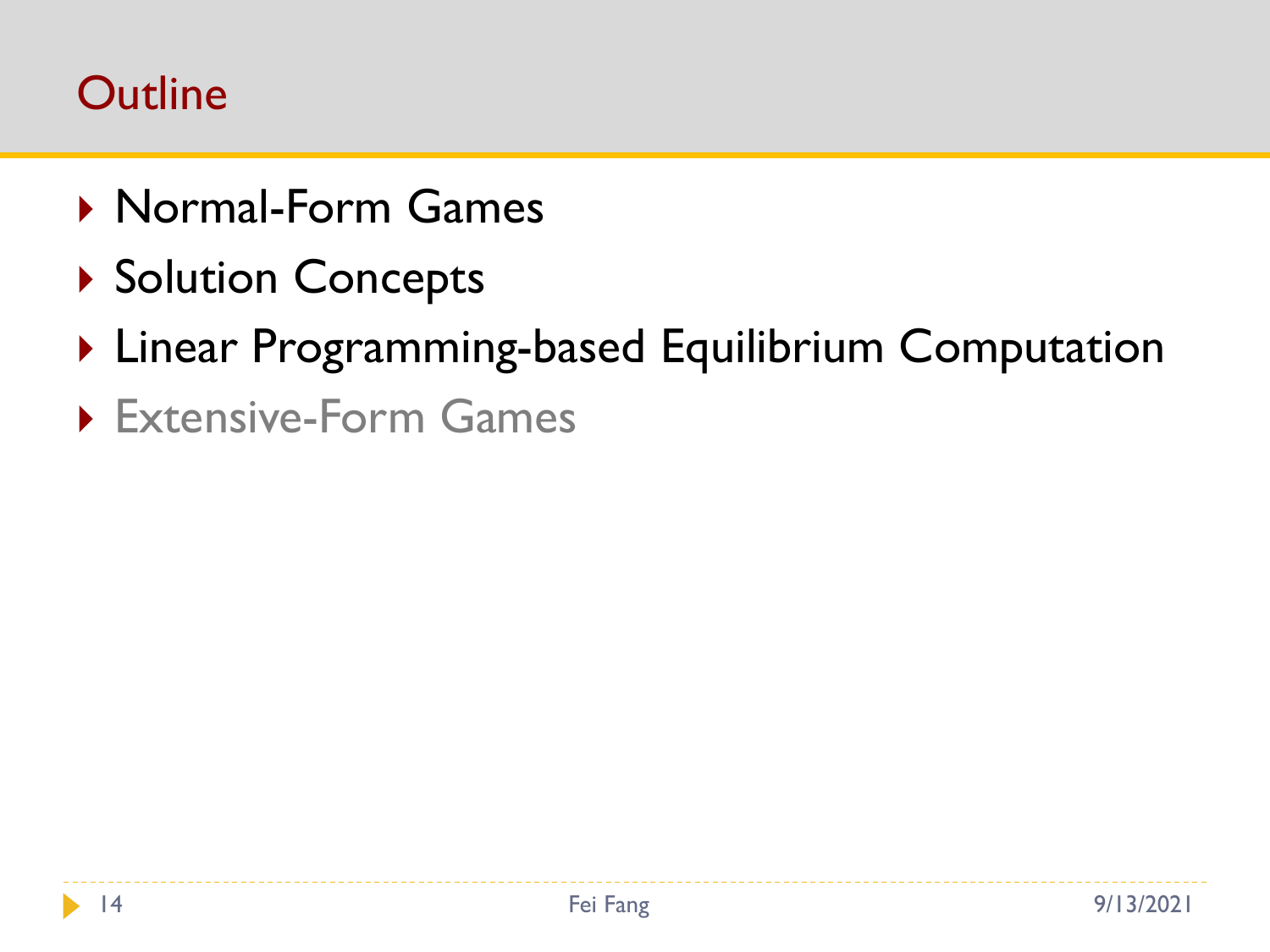# Outline

- Normal-Form Games
- Solution Concepts
- Linear Programming-based Equilibrium Computation
- Extensive-Form Games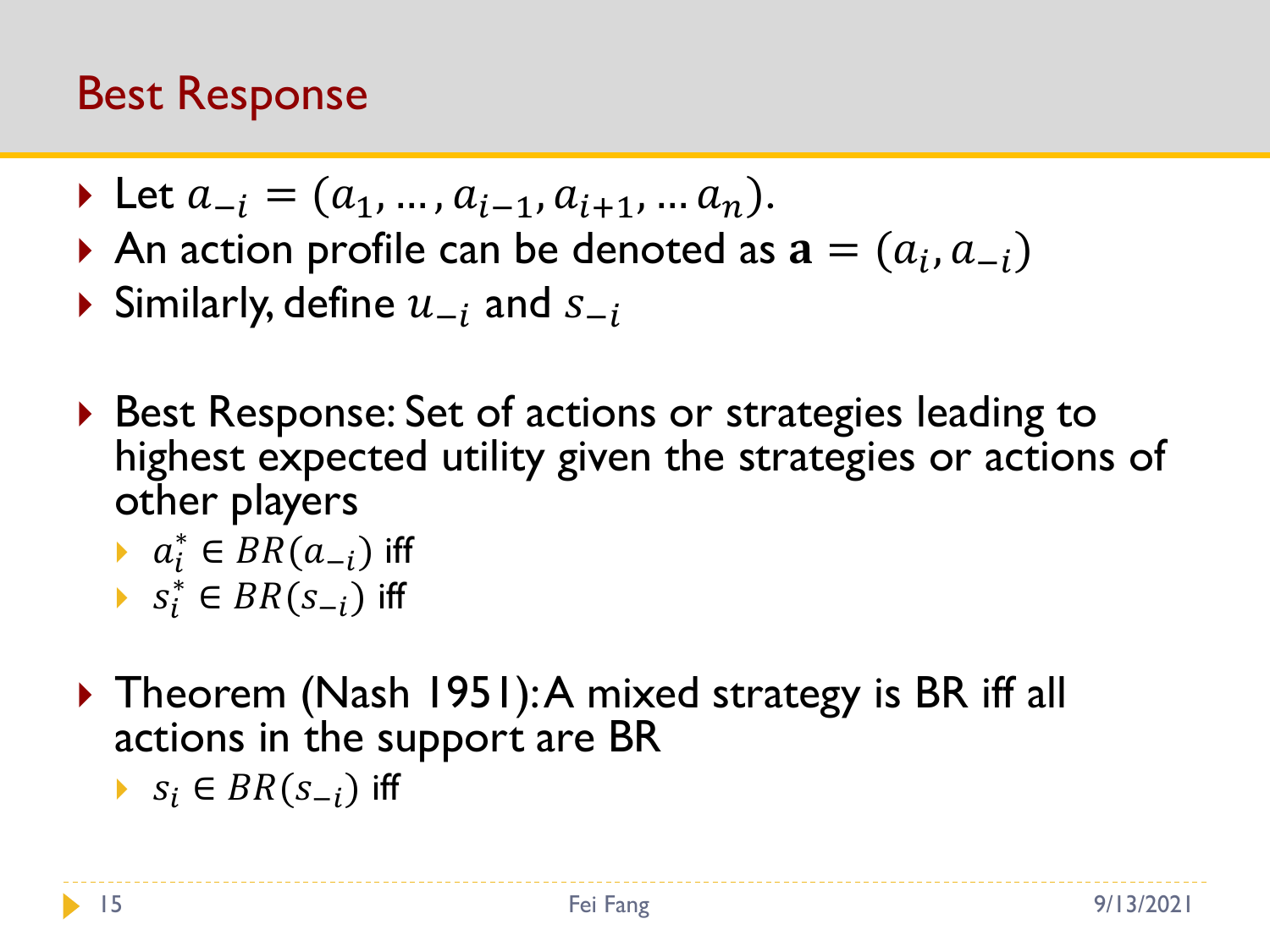# Best Response

- Let $a_{-i} = (a_1, \dots, a_{i-1}, a_{i+1}, \dots a_n)$.
- An action profile can be denoted as $\mathbf{a} = (a_i, a_{-i})$
- Similarly, define $u_{-i}$ and $s_{-i}$

- Best Response: Set of actions or strategies leading to highest expected utility given the strategies or actions of other players
  - $a_i^* \in BR(a_{-i})$ iff
  - $s_i^* \in BR(s_{-i})$ iff

- Theorem (Nash 1951): A mixed strategy is BR iff all actions in the support are BR
  - $s_i \in BR(s_{-i})$ iff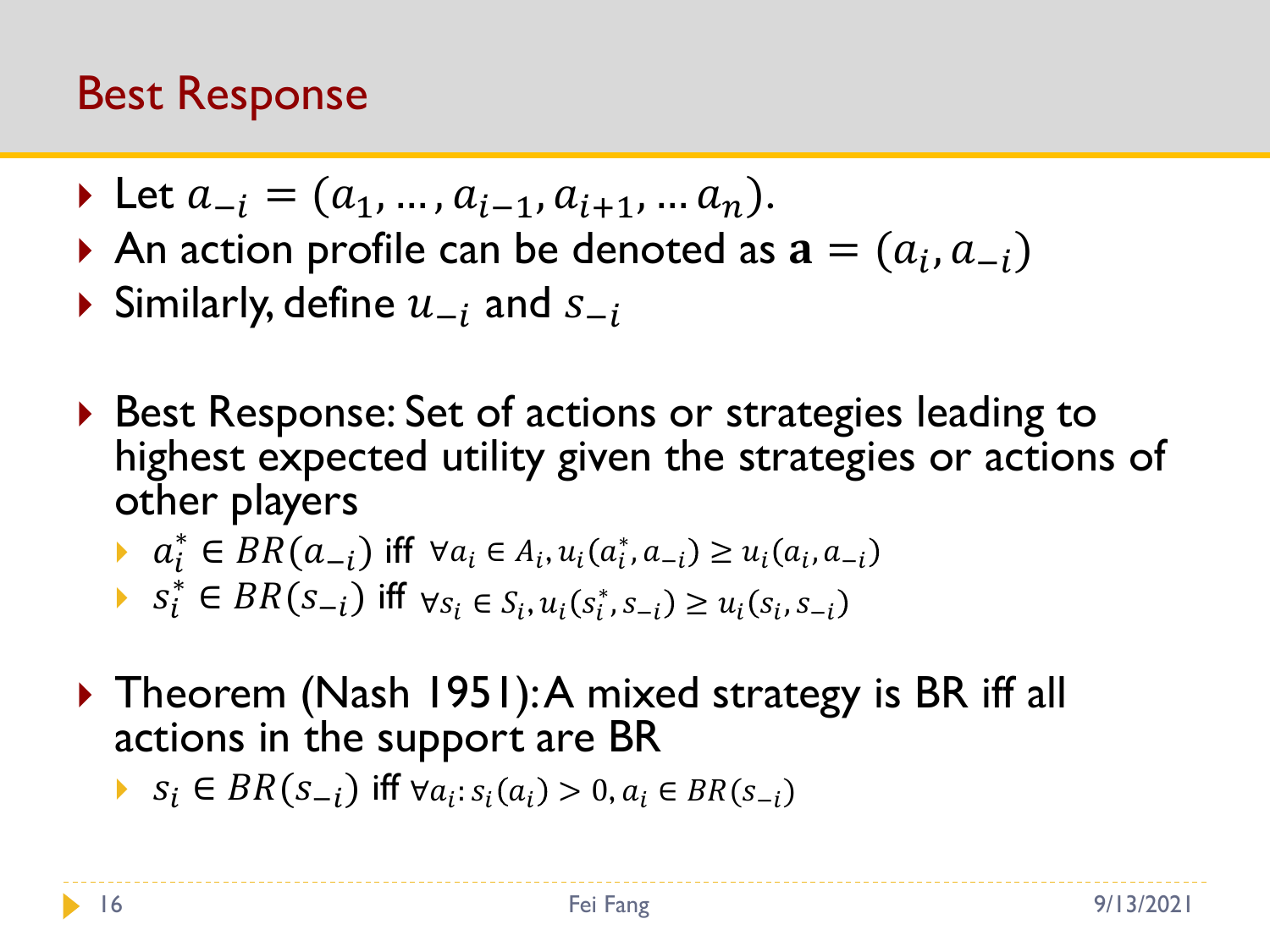## Best Response

- Let $a_{-i} = (a_1, \ldots, a_{i-1}, a_{i+1}, \ldots a_n)$.
- An action profile can be denoted as $\mathbf{a} = (a_i, a_{-i})$
- Similarly, define $u_{-i}$ and $s_{-i}$

- Best Response: Set of actions or strategies leading to highest expected utility given the strategies or actions of other players
  - $a_i^* \in BR(a_{-i})$ iff $\forall a_i \in A_i, u_i(a_i^*, a_{-i}) \geq u_i(a_i, a_{-i})$
  - $s_i^* \in BR(s_{-i})$ iff $\forall s_i \in S_i, u_i(s_i^*, s_{-i}) \geq u_i(s_i, s_{-i})$

- Theorem (Nash 1951): A mixed strategy is BR iff all actions in the support are BR
  - $s_i \in BR(s_{-i})$ iff $\forall a_i: s_i(a_i) > 0, a_i \in BR(s_{-i})$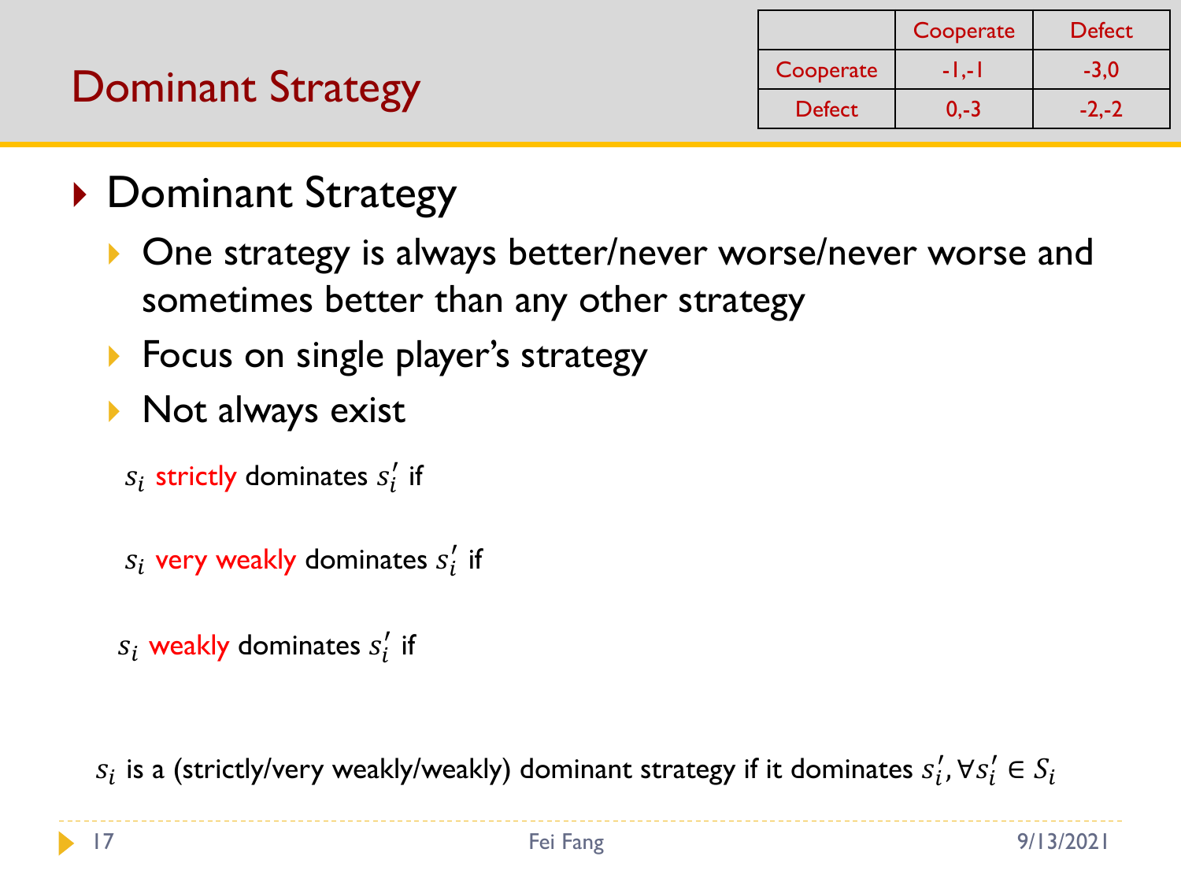# Dominant Strategy

| | Cooperate | Defect |
|---|---|---|
| Cooperate | -1,-1 | -3,0 |
| Defect | 0,-3 | -2,-2 |

- Dominant Strategy
  - One strategy is always better/never worse/never worse and sometimes better than any other strategy
  - Focus on single player's strategy
  - Not always exist

$s_i$ strictly dominates $s_i'$ if

$s_i$ very weakly dominates $s_i'$ if

$s_i$ weakly dominates $s_i'$ if

$s_i$ is a (strictly/very weakly/weakly) dominant strategy if it dominates $s_i', \forall s_i' \in S_i$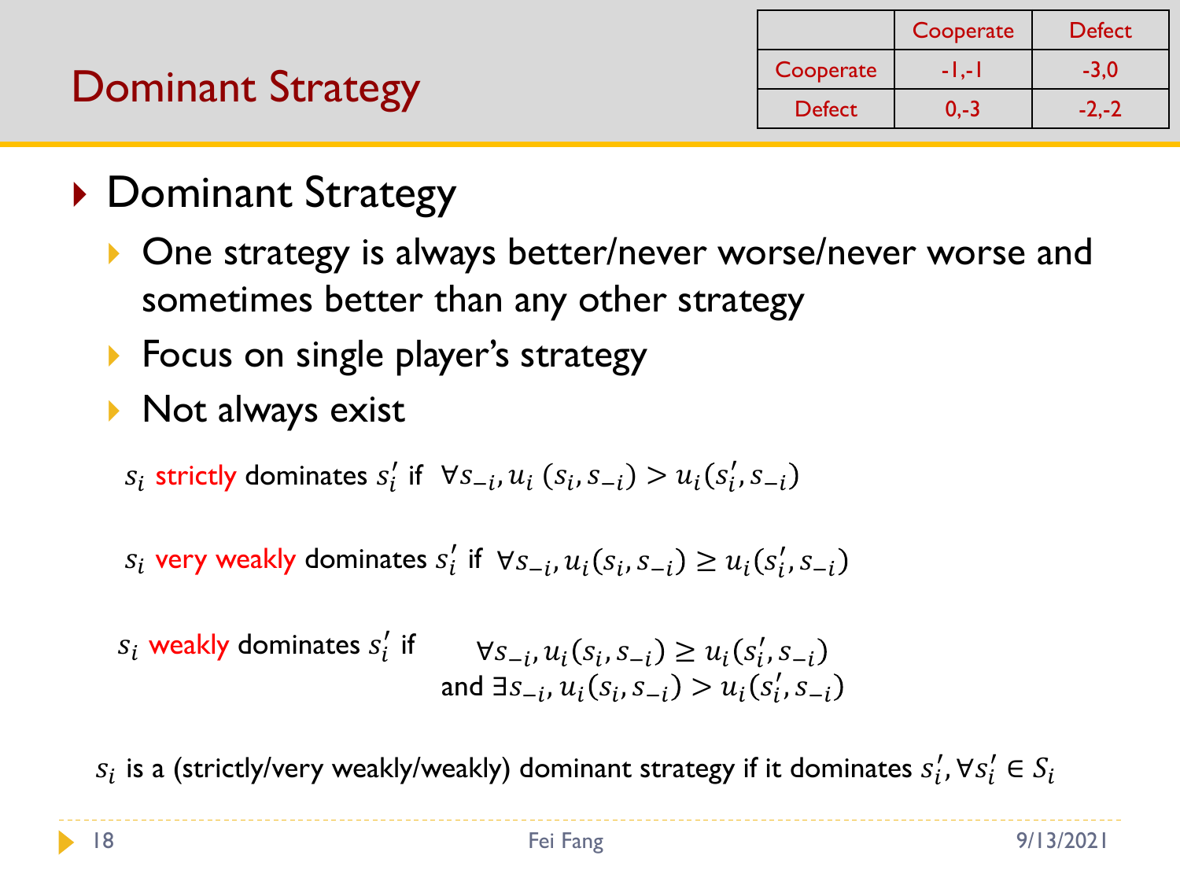# Dominant Strategy

| | Cooperate | Defect |
|---|---|---|
| Cooperate | -1,-1 | -3,0 |
| Defect | 0,-3 | -2,-2 |

- Dominant Strategy
  - One strategy is always better/never worse/never worse and sometimes better than any other strategy
  - Focus on single player's strategy
  - Not always exist

$s_i$ strictly dominates $s_i'$ if $\forall s_{-i}, u_i\,(s_i, s_{-i}) > u_i(s_i', s_{-i})$

$s_i$ very weakly dominates $s_i'$ if $\forall s_{-i}, u_i(s_i, s_{-i}) \geq u_i(s_i', s_{-i})$

$s_i$ weakly dominates $s_i'$ if $\forall s_{-i}, u_i(s_i, s_{-i}) \geq u_i(s_i', s_{-i})$ and $\exists s_{-i}, u_i(s_i, s_{-i}) > u_i(s_i', s_{-i})$

$s_i$ is a (strictly/very weakly/weakly) dominant strategy if it dominates $s_i', \forall s_i' \in S_i$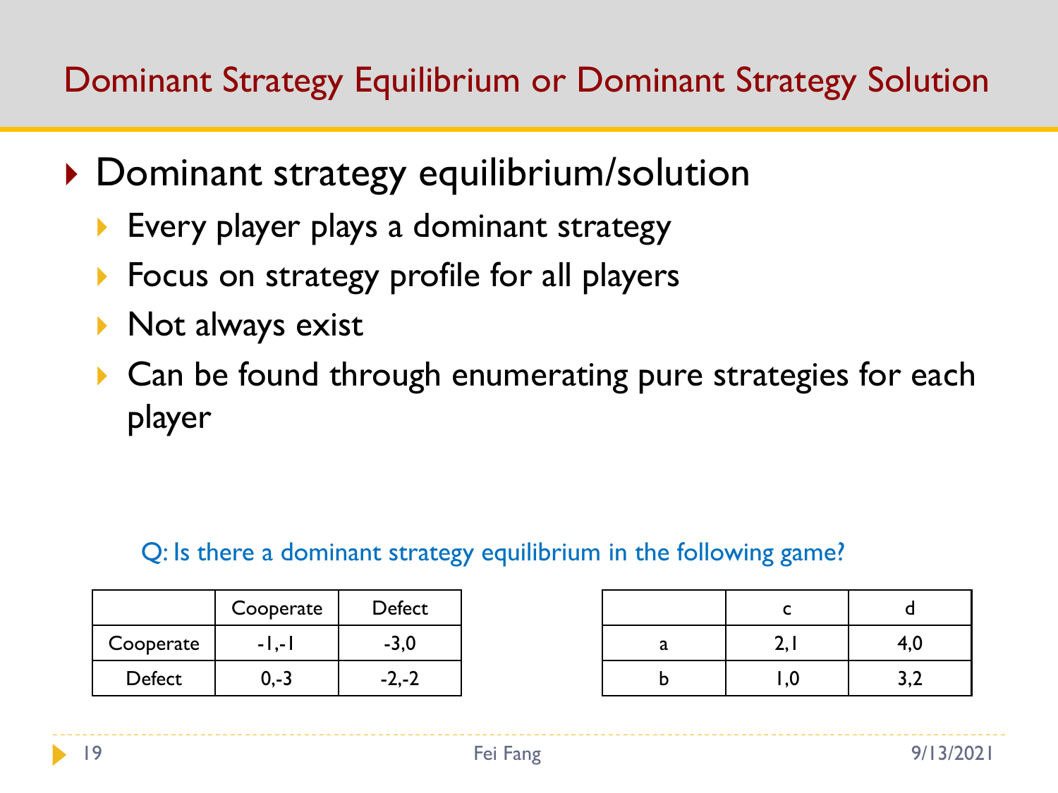# Dominant Strategy Equilibrium or Dominant Strategy Solution

- Dominant strategy equilibrium/solution
  - Every player plays a dominant strategy
  - Focus on strategy profile for all players
  - Not always exist
  - Can be found through enumerating pure strategies for each player

Q: Is there a dominant strategy equilibrium in the following game?

| | Cooperate | Defect |
|---|---|---|
| Cooperate | -1,-1 | -3,0 |
| Defect | 0,-3 | -2,-2 |

| | c | d |
|---|---|---|
| a | 2,1 | 4,0 |
| b | 1,0 | 3,2 |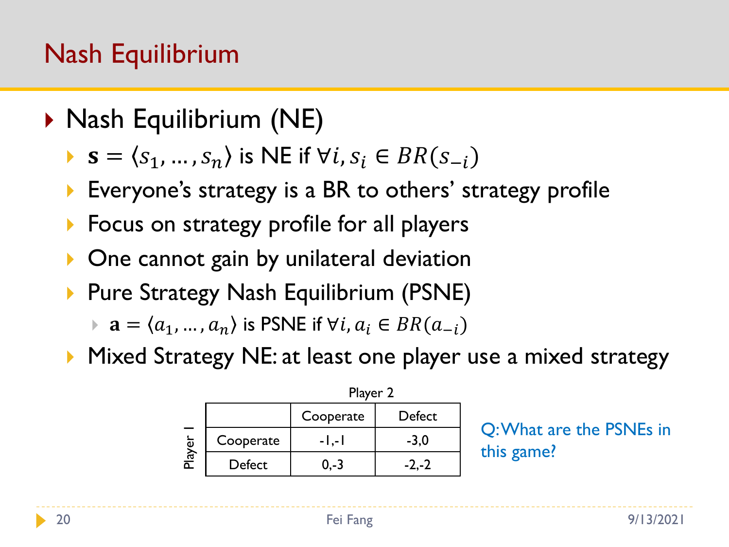# Nash Equilibrium

- Nash Equilibrium (NE)
  - $\mathbf{s} = \langle s_1, \dots, s_n \rangle$ is NE if $\forall i, s_i \in BR(s_{-i})$
  - Everyone's strategy is a BR to others' strategy profile
  - Focus on strategy profile for all players
  - One cannot gain by unilateral deviation
  - Pure Strategy Nash Equilibrium (PSNE)
    - $\mathbf{a} = \langle a_1, \dots, a_n \rangle$ is PSNE if $\forall i, a_i \in BR(a_{-i})$
  - Mixed Strategy NE: at least one player use a mixed strategy

| Player 1 \ Player 2 | Cooperate | Defect |
|---|---|---|
| Cooperate | -1,-1 | -3,0 |
| Defect | 0,-3 | -2,-2 |

Q: What are the PSNEs in this game?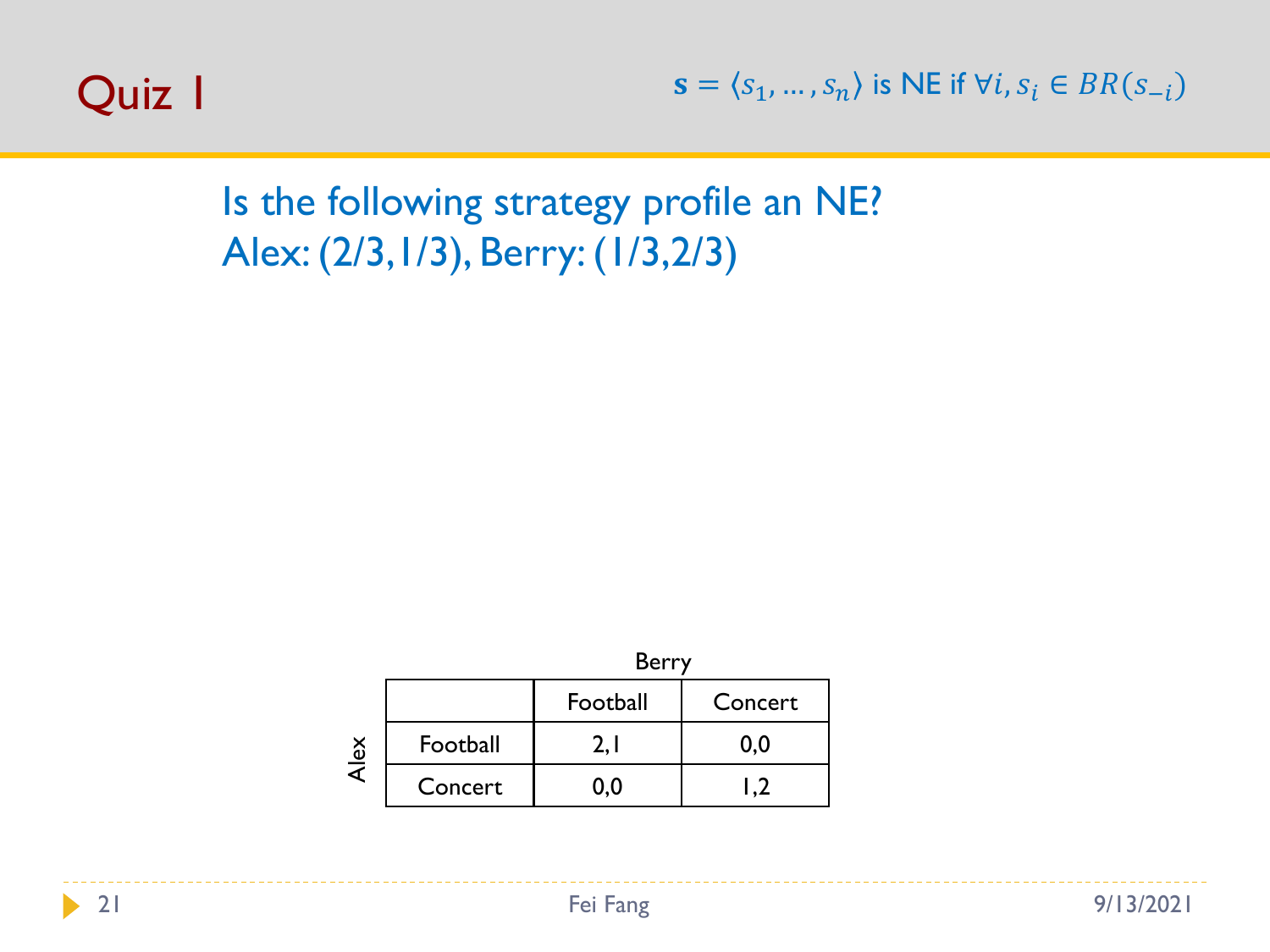# Quiz 1

$\mathbf{s} = \langle s_1, \ldots, s_n \rangle$ is NE if $\forall i, s_i \in BR(s_{-i})$

Is the following strategy profile an NE?
Alex: (2/3,1/3), Berry: (1/3,2/3)

Berry

| Alex | Football | Concert |
|---|---|---|
| Football | 2,1 | 0,0 |
| Concert | 0,0 | 1,2 |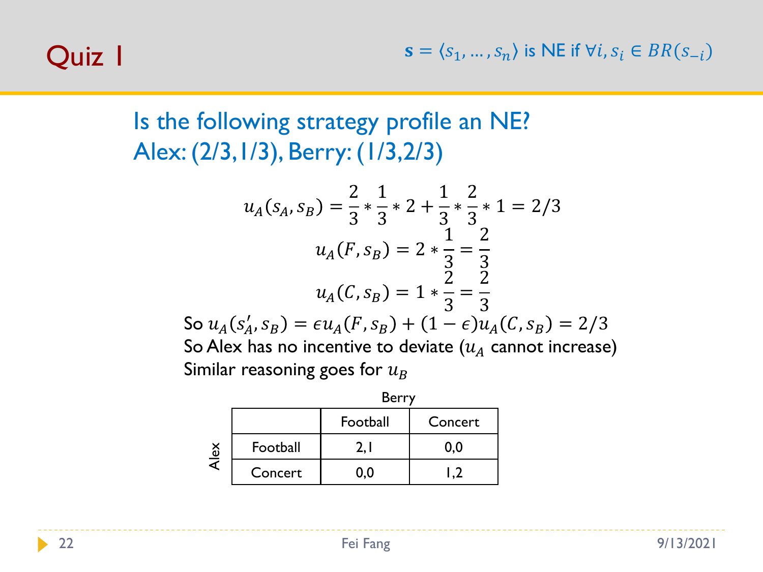# Quiz 1

$\mathbf{s} = \langle s_1, \dots, s_n \rangle$ is NE if $\forall i, s_i \in BR(s_{-i})$

Is the following strategy profile an NE?
Alex: (2/3,1/3), Berry: (1/3,2/3)

$$u_A(s_A, s_B) = \frac{2}{3} * \frac{1}{3} * 2 + \frac{1}{3} * \frac{2}{3} * 1 = 2/3$$

$$u_A(F, s_B) = 2 * \frac{1}{3} = \frac{2}{3}$$

$$u_A(C, s_B) = 1 * \frac{2}{3} = \frac{2}{3}$$

So $u_A(s'_A, s_B) = \epsilon u_A(F, s_B) + (1 - \epsilon) u_A(C, s_B) = 2/3$

So Alex has no incentive to deviate ($u_A$ cannot increase)

Similar reasoning goes for $u_B$

| Alex \ Berry | Football | Concert |
|---|---|---|
| Football | 2,1 | 0,0 |
| Concert | 0,0 | 1,2 |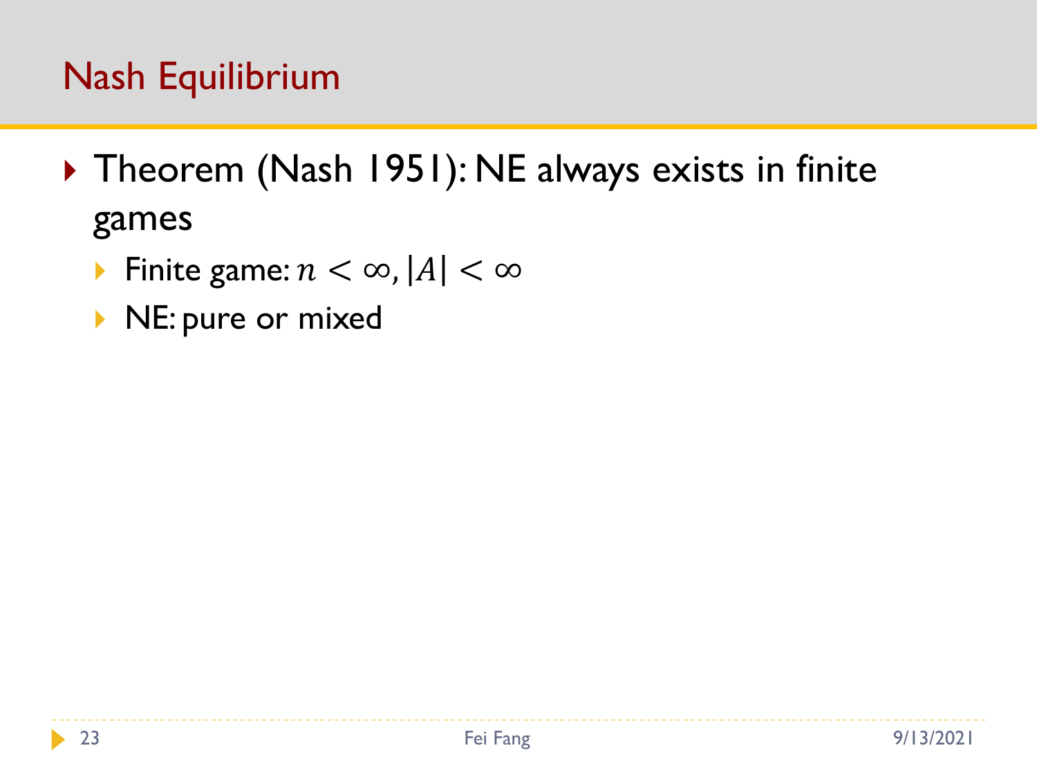# Nash Equilibrium

- Theorem (Nash 1951): NE always exists in finite games
  - Finite game: $n < \infty, |A| < \infty$
  - NE: pure or mixed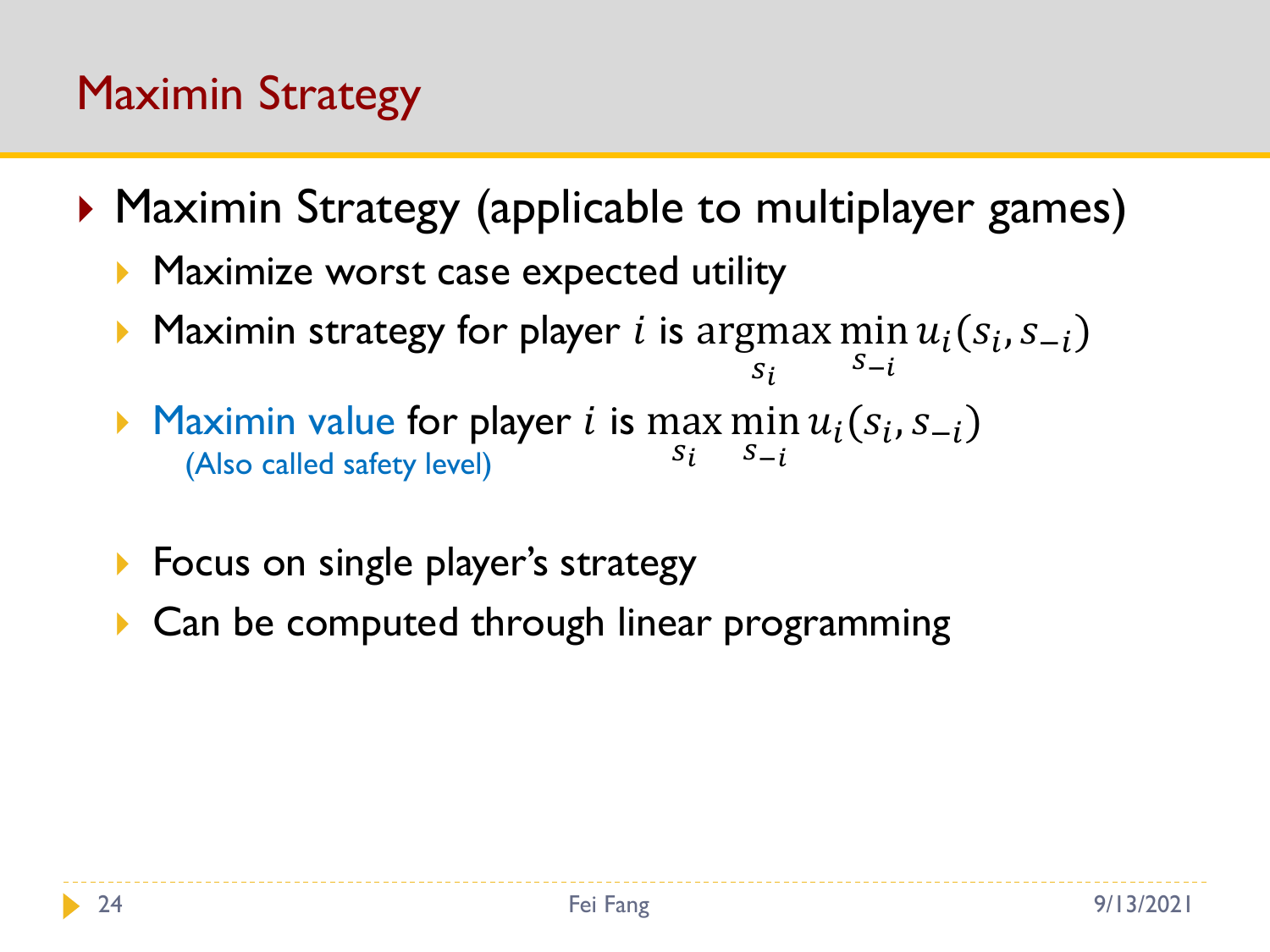# Maximin Strategy

- Maximin Strategy (applicable to multiplayer games)
  - Maximize worst case expected utility
  - Maximin strategy for player $i$ is $\underset{s_i}{\operatorname{argmax}} \min_{s_{-i}} u_i(s_i, s_{-i})$
  - Maximin value for player $i$ is $\max_{s_i} \min_{s_{-i}} u_i(s_i, s_{-i})$
    (Also called safety level)
  - Focus on single player's strategy
  - Can be computed through linear programming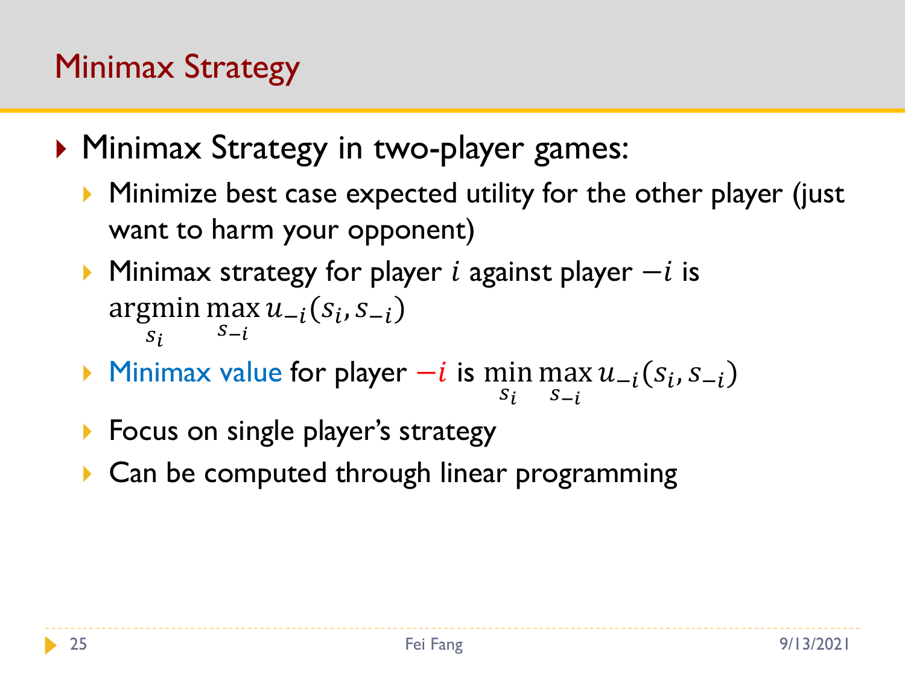# Minimax Strategy

- Minimax Strategy in two-player games:
  - Minimize best case expected utility for the other player (just want to harm your opponent)
  - Minimax strategy for player $i$ against player $-i$ is $\underset{s_i}{\operatorname{argmin}} \max_{s_{-i}} u_{-i}(s_i, s_{-i})$
  - Minimax value for player $-i$ is $\min_{s_i} \max_{s_{-i}} u_{-i}(s_i, s_{-i})$
  - Focus on single player's strategy
  - Can be computed through linear programming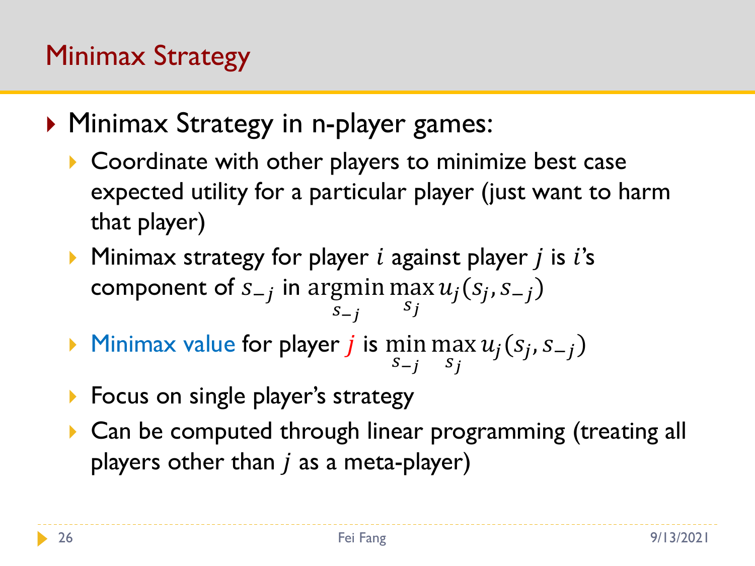# Minimax Strategy

- Minimax Strategy in n-player games:
  - Coordinate with other players to minimize best case expected utility for a particular player (just want to harm that player)
  - Minimax strategy for player $i$ against player $j$ is $i$'s component of $s_{-j}$ in $\underset{s_{-j}}{\operatorname{argmin}} \max_{s_j} u_j(s_j, s_{-j})$
  - Minimax value for player $j$ is $\min_{s_{-j}} \max_{s_j} u_j(s_j, s_{-j})$
  - Focus on single player's strategy
  - Can be computed through linear programming (treating all players other than $j$ as a meta-player)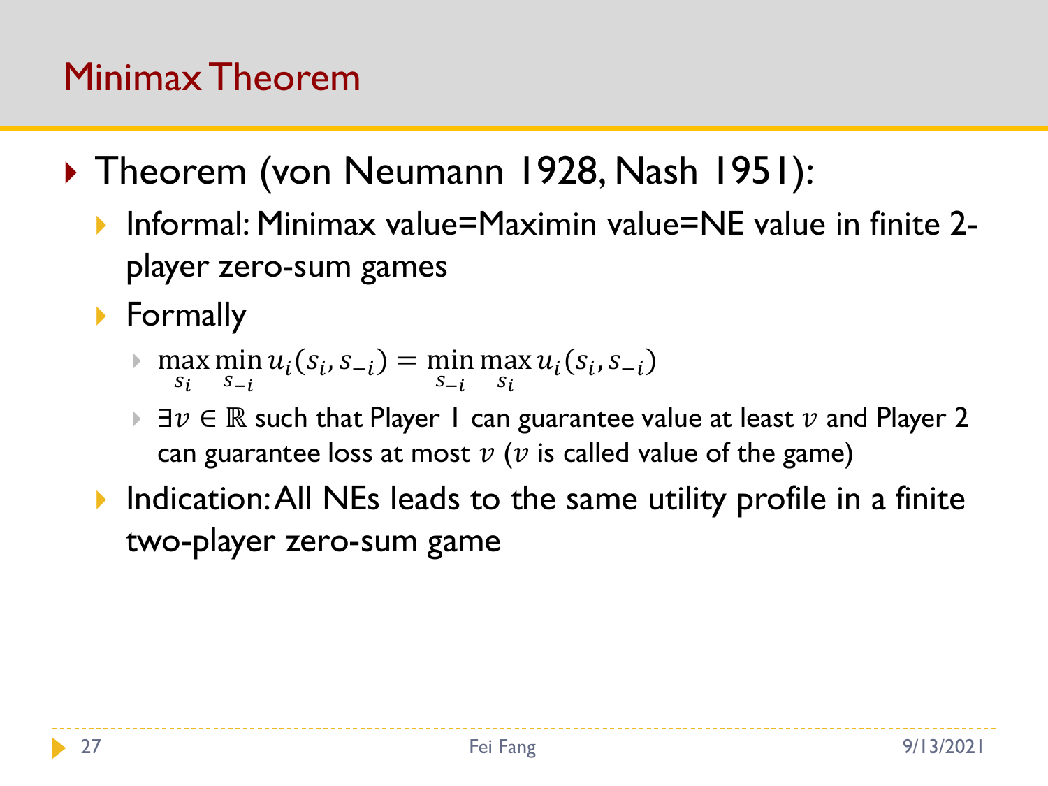# Minimax Theorem

- Theorem (von Neumann 1928, Nash 1951):
  - Informal: Minimax value=Maximin value=NE value in finite 2-player zero-sum games
  - Formally
    - $\max_{s_i} \min_{s_{-i}} u_i(s_i, s_{-i}) = \min_{s_{-i}} \max_{s_i} u_i(s_i, s_{-i})$
    - $\exists v \in \mathbb{R}$ such that Player 1 can guarantee value at least $v$ and Player 2 can guarantee loss at most $v$ ($v$ is called value of the game)
  - Indication: All NEs leads to the same utility profile in a finite two-player zero-sum game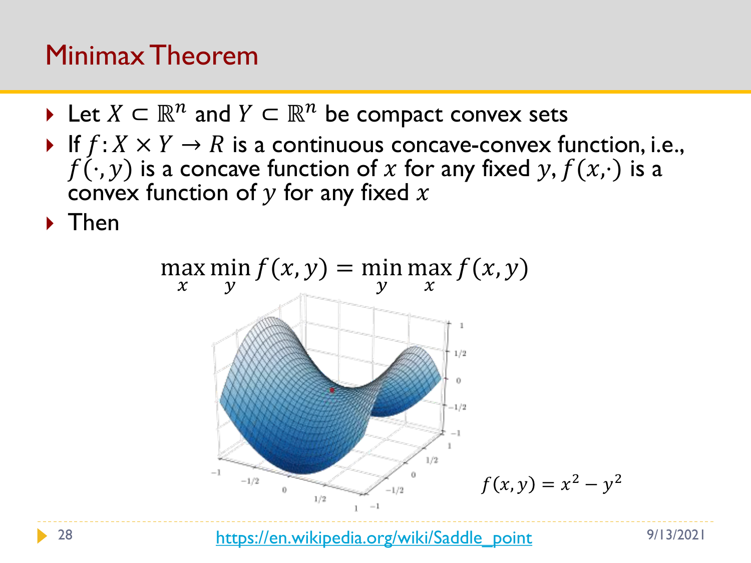# Minimax Theorem

- Let $X \subset \mathbb{R}^n$ and $Y \subset \mathbb{R}^n$ be compact convex sets
- If $f: X \times Y \rightarrow R$ is a continuous concave-convex function, i.e., $f(\cdot, y)$ is a concave function of $x$ for any fixed $y$, $f(x,\cdot)$ is a convex function of $y$ for any fixed $x$
- Then

$$\max_x \min_y f(x, y) = \min_y \max_x f(x, y)$$

$f(x, y) = x^2 - y^2$

https://en.wikipedia.org/wiki/Saddle_point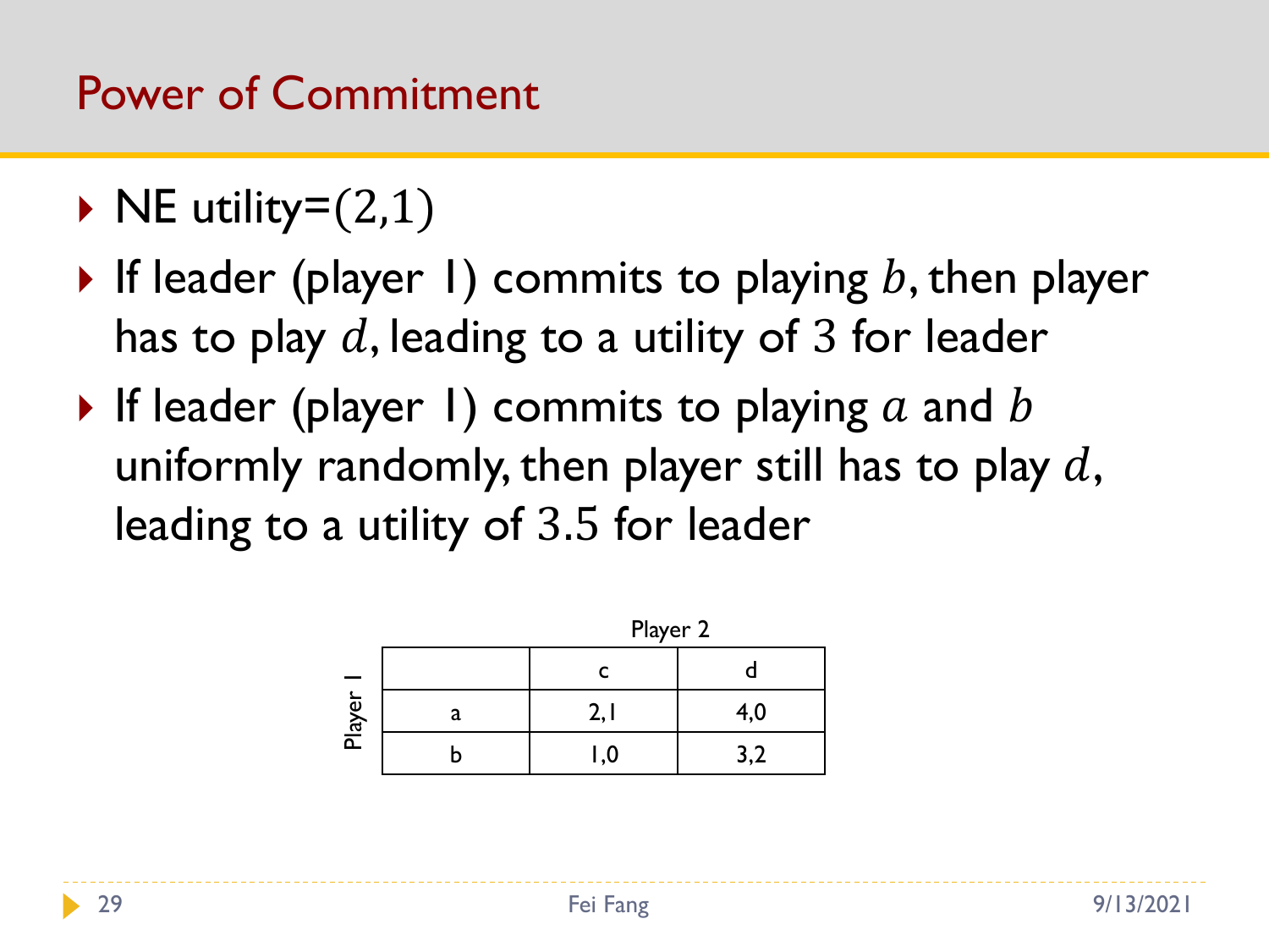# Power of Commitment

- NE utility=$(2,1)$
- If leader (player 1) commits to playing $b$, then player has to play $d$, leading to a utility of $3$ for leader
- If leader (player 1) commits to playing $a$ and $b$ uniformly randomly, then player still has to play $d$, leading to a utility of $3.5$ for leader

| | | Player 2 | |
|---|---|---|---|
| | | c | d |
| Player 1 | a | 2,1 | 4,0 |
| | b | 1,0 | 3,2 |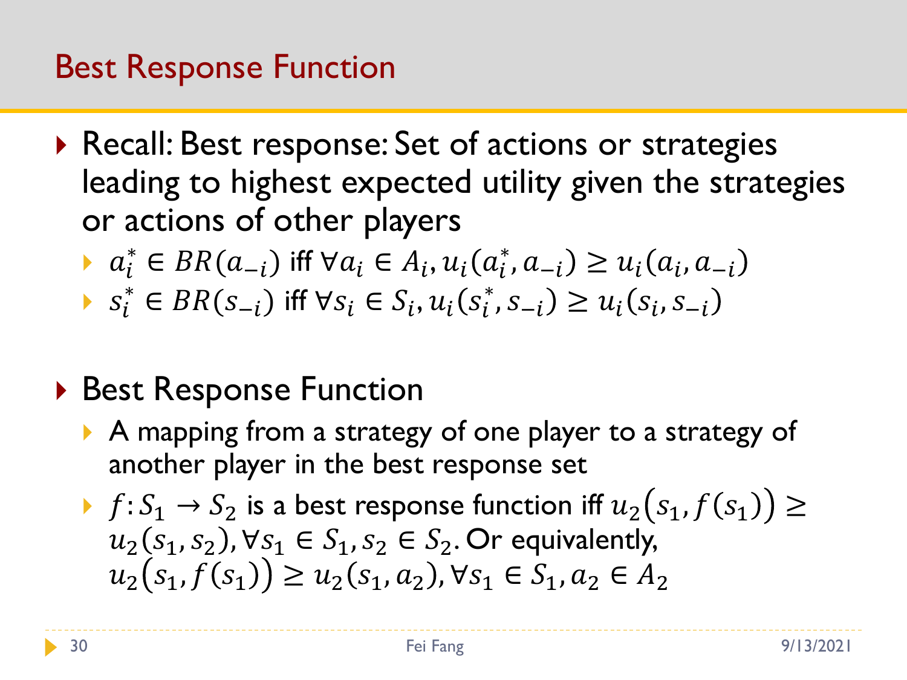# Best Response Function

- Recall: Best response: Set of actions or strategies leading to highest expected utility given the strategies or actions of other players
  - $a_i^* \in BR(a_{-i})$ iff $\forall a_i \in A_i, u_i(a_i^*, a_{-i}) \geq u_i(a_i, a_{-i})$
  - $s_i^* \in BR(s_{-i})$ iff $\forall s_i \in S_i, u_i(s_i^*, s_{-i}) \geq u_i(s_i, s_{-i})$

- Best Response Function
  - A mapping from a strategy of one player to a strategy of another player in the best response set
  - $f: S_1 \to S_2$ is a best response function iff $u_2(s_1, f(s_1)) \geq u_2(s_1, s_2), \forall s_1 \in S_1, s_2 \in S_2$. Or equivalently, $u_2(s_1, f(s_1)) \geq u_2(s_1, a_2), \forall s_1 \in S_1, a_2 \in A_2$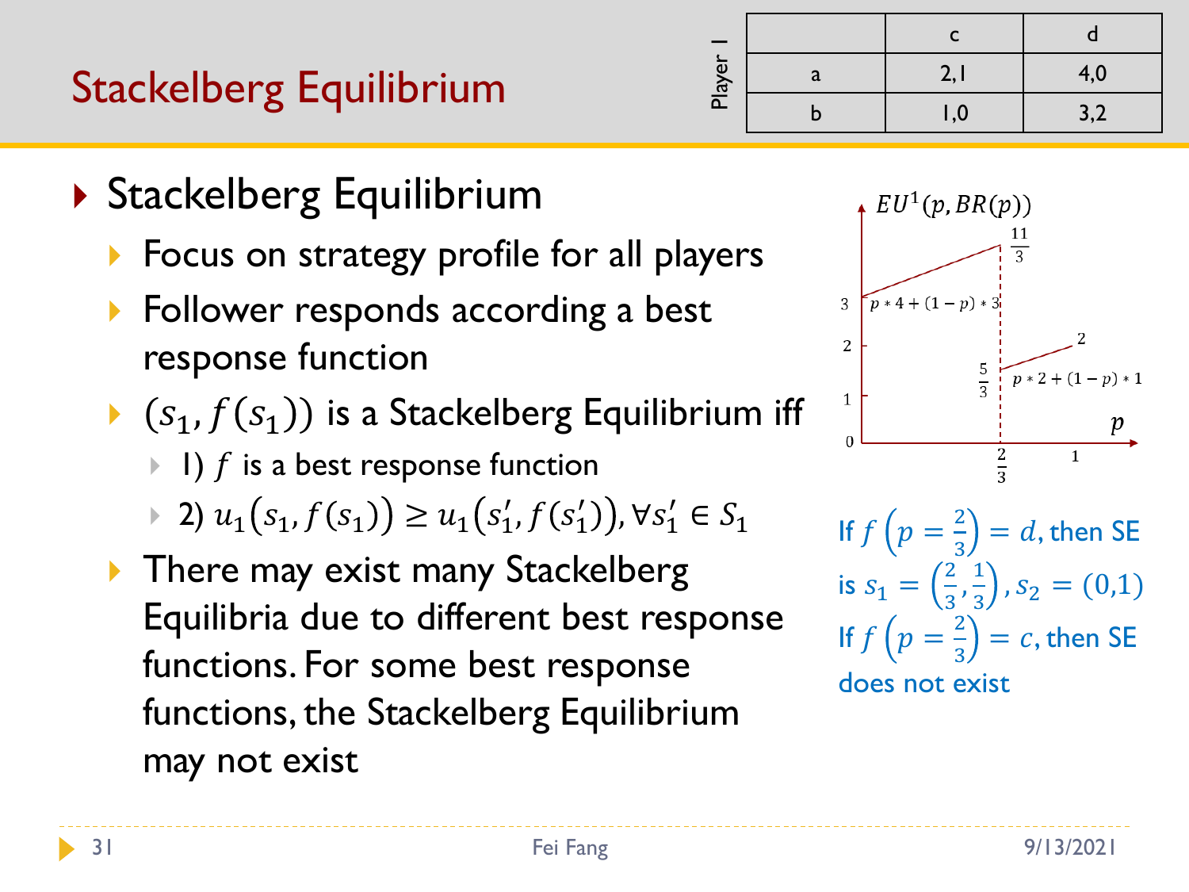# Stackelberg Equilibrium

| Player 1 | c | d |
|---|---|---|
| a | 2,1 | 4,0 |
| b | 1,0 | 3,2 |

- Stackelberg Equilibrium
  - Focus on strategy profile for all players
  - Follower responds according a best response function
  - $(s_1, f(s_1))$ is a Stackelberg Equilibrium iff
    - 1) $f$ is a best response function
    - 2) $u_1(s_1, f(s_1)) \geq u_1(s_1', f(s_1')), \forall s_1' \in S_1$
  - There may exist many Stackelberg Equilibria due to different best response functions. For some best response functions, the Stackelberg Equilibrium may not exist

$EU^1(p, BR(p))$

$p * 4 + (1-p) * 3$ (from 3 to $\frac{11}{3}$ at $p = \frac{2}{3}$)

$p * 2 + (1-p) * 1$ (from $\frac{5}{3}$ at $p = \frac{2}{3}$ to 2 at $p = 1$)

If $f\left(p = \frac{2}{3}\right) = d$, then SE is $s_1 = \left(\frac{2}{3}, \frac{1}{3}\right), s_2 = (0,1)$

If $f\left(p = \frac{2}{3}\right) = c$, then SE does not exist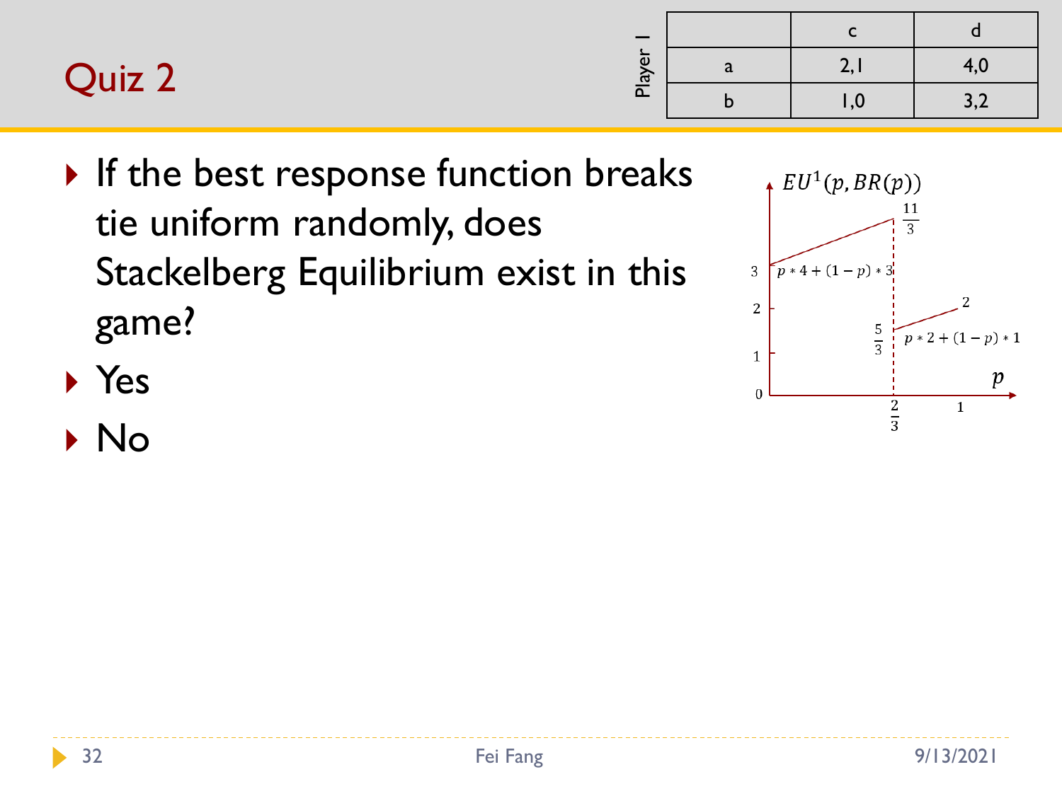# Quiz 2

| Player 1 | | c | d |
|---|---|---|---|
| | a | 2,1 | 4,0 |
| | b | 1,0 | 3,2 |

- If the best response function breaks tie uniform randomly, does Stackelberg Equilibrium exist in this game?
- Yes
- No

$EU^1(p, BR(p))$

$p * 4 + (1-p) * 3$

$p * 2 + (1-p) * 1$

$\frac{11}{3}$, $\frac{5}{3}$, $\frac{2}{3}$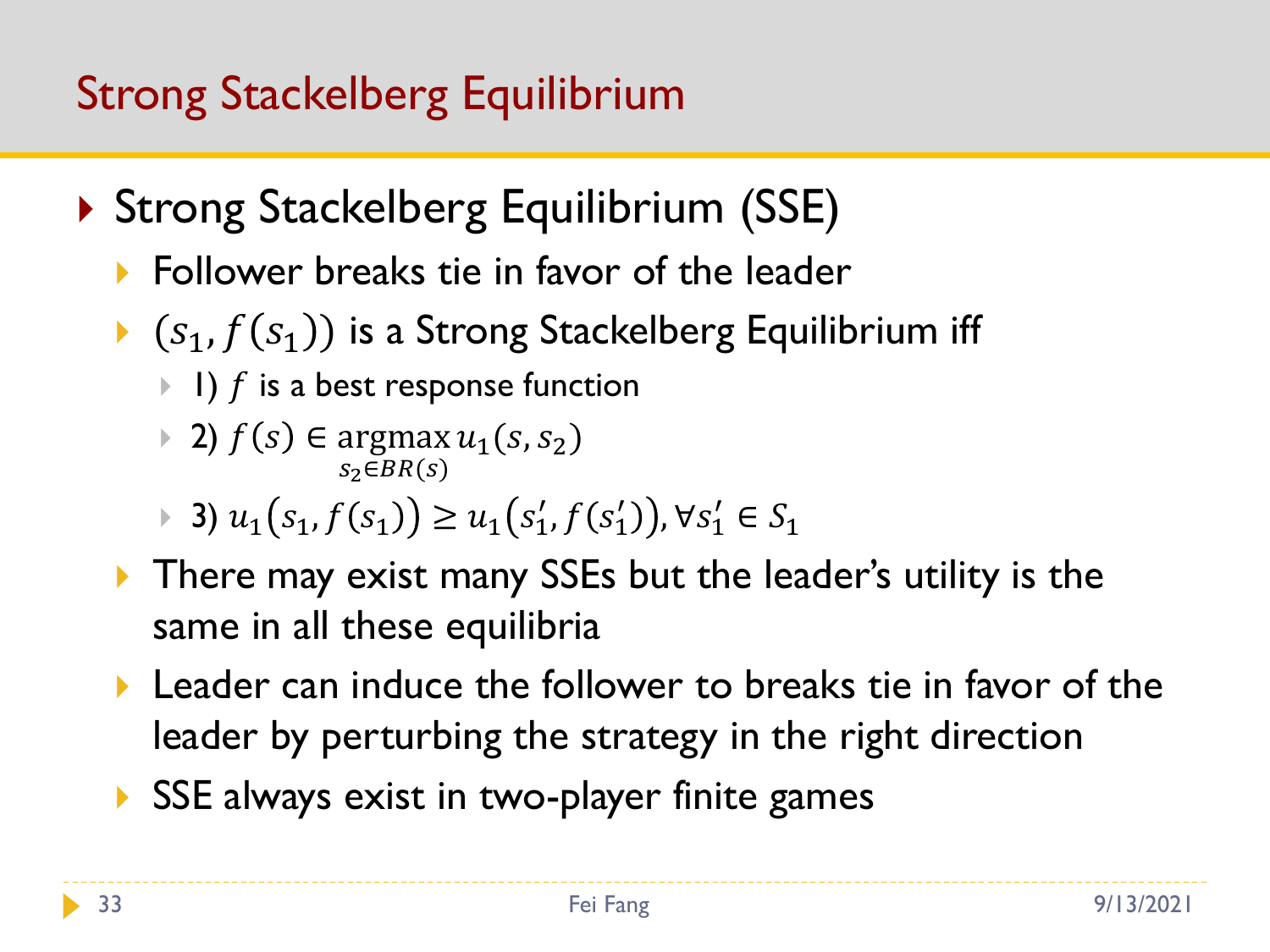# Strong Stackelberg Equilibrium

- Strong Stackelberg Equilibrium (SSE)
  - Follower breaks tie in favor of the leader
  - $(s_1, f(s_1))$ is a Strong Stackelberg Equilibrium iff
    - 1) $f$ is a best response function
    - 2) $f(s) \in \underset{s_2 \in BR(s)}{\operatorname{argmax}} \, u_1(s, s_2)$
    - 3) $u_1\big(s_1, f(s_1)\big) \geq u_1\big(s_1', f(s_1')\big), \forall s_1' \in S_1$
  - There may exist many SSEs but the leader's utility is the same in all these equilibria
  - Leader can induce the follower to breaks tie in favor of the leader by perturbing the strategy in the right direction
  - SSE always exist in two-player finite games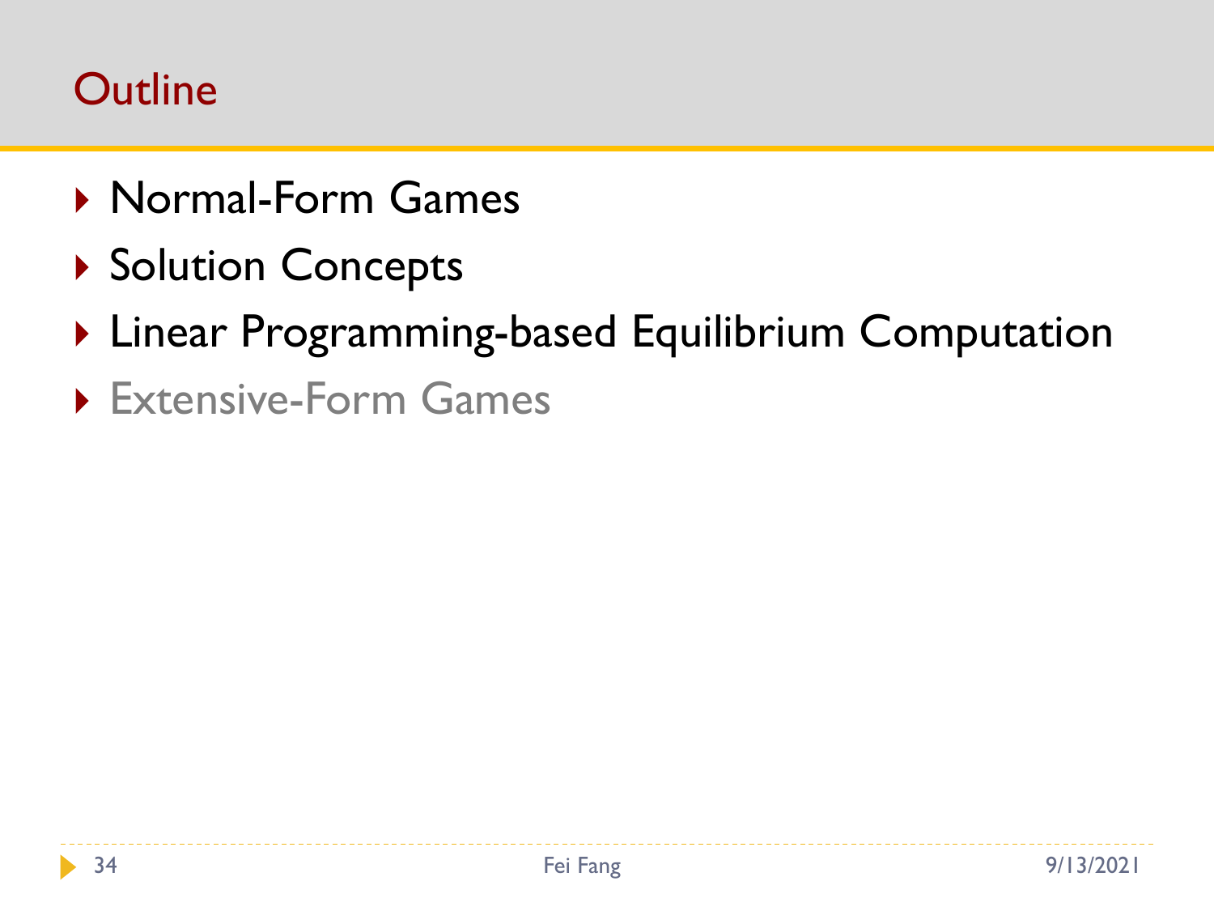## Outline

- Normal-Form Games
- Solution Concepts
- Linear Programming-based Equilibrium Computation
- Extensive-Form Games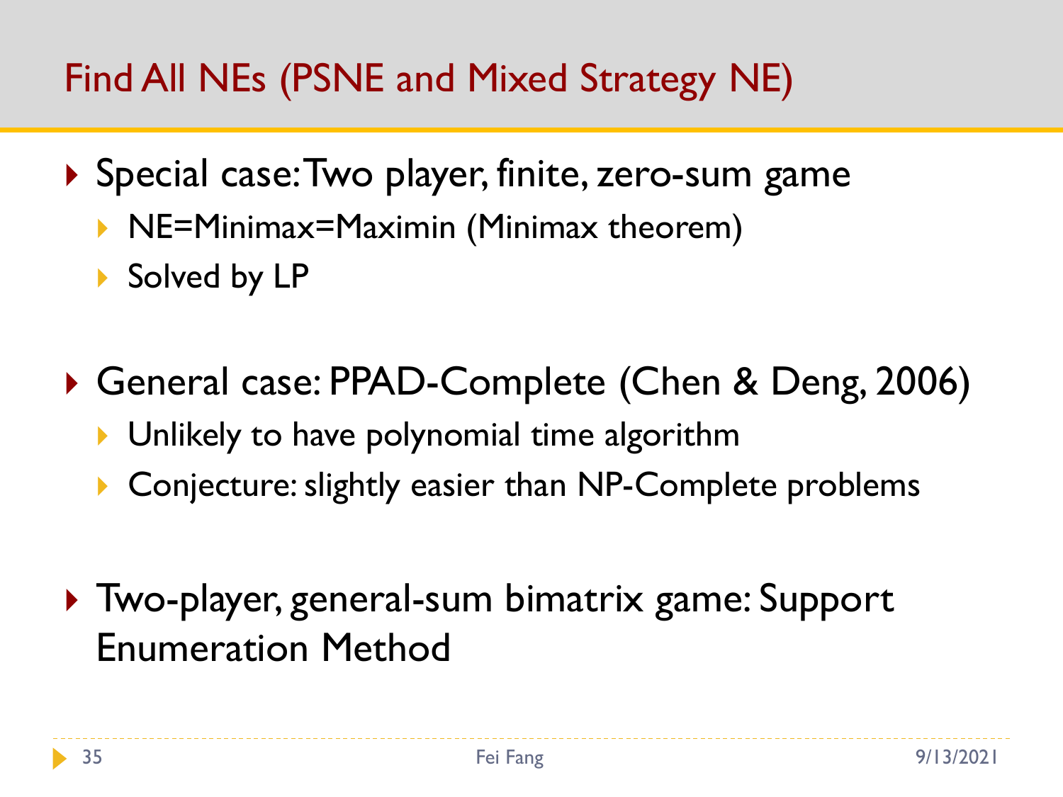# Find All NEs (PSNE and Mixed Strategy NE)

- Special case: Two player, finite, zero-sum game
  - NE=Minimax=Maximin (Minimax theorem)
  - Solved by LP

- General case: PPAD-Complete (Chen & Deng, 2006)
  - Unlikely to have polynomial time algorithm
  - Conjecture: slightly easier than NP-Complete problems

- Two-player, general-sum bimatrix game: Support Enumeration Method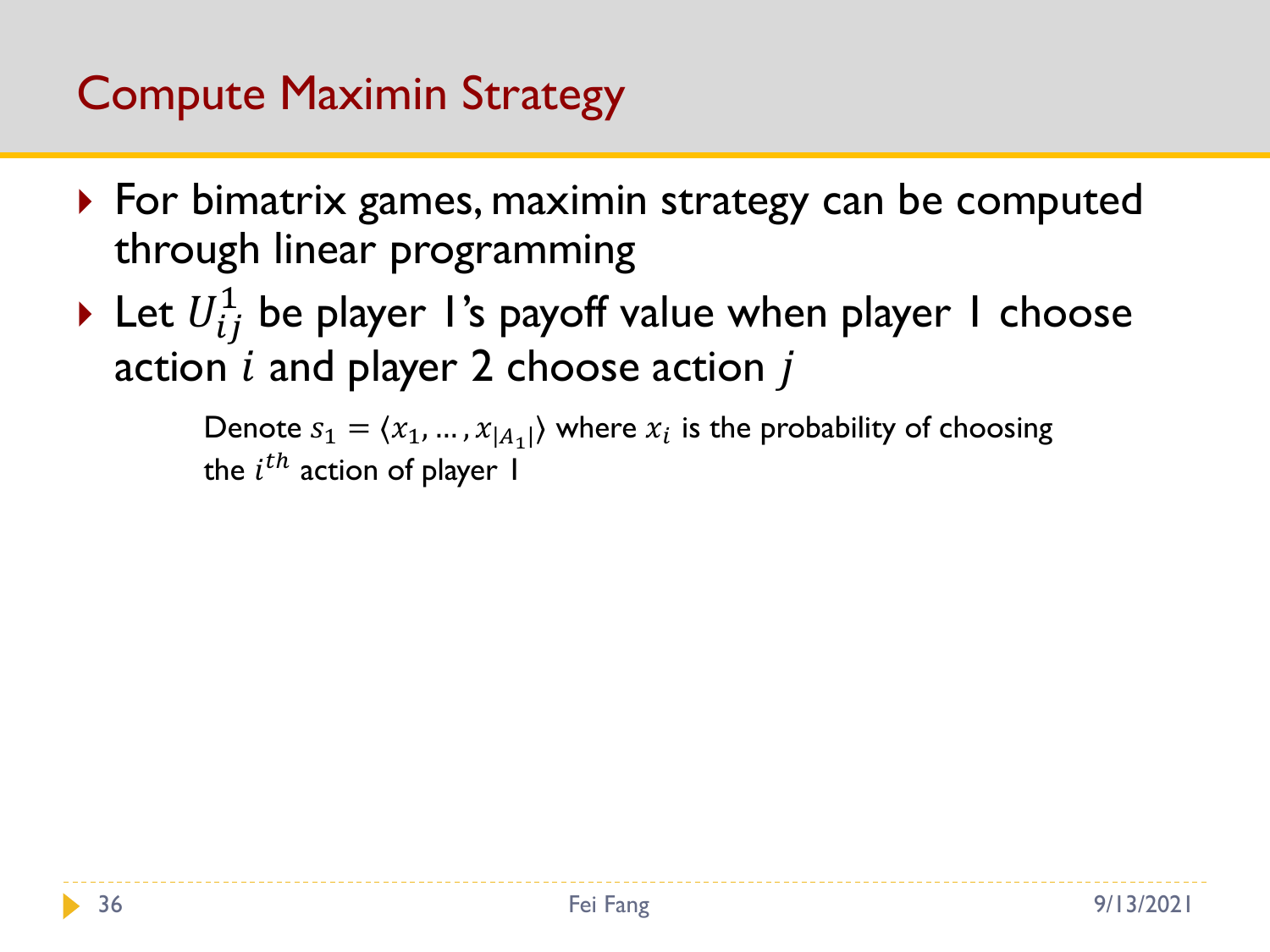# Compute Maximin Strategy

- For bimatrix games, maximin strategy can be computed through linear programming
- Let $U_{ij}^1$ be player 1's payoff value when player 1 choose action $i$ and player 2 choose action $j$

Denote $s_1 = \langle x_1, \ldots, x_{|A_1|} \rangle$ where $x_i$ is the probability of choosing the $i^{th}$ action of player 1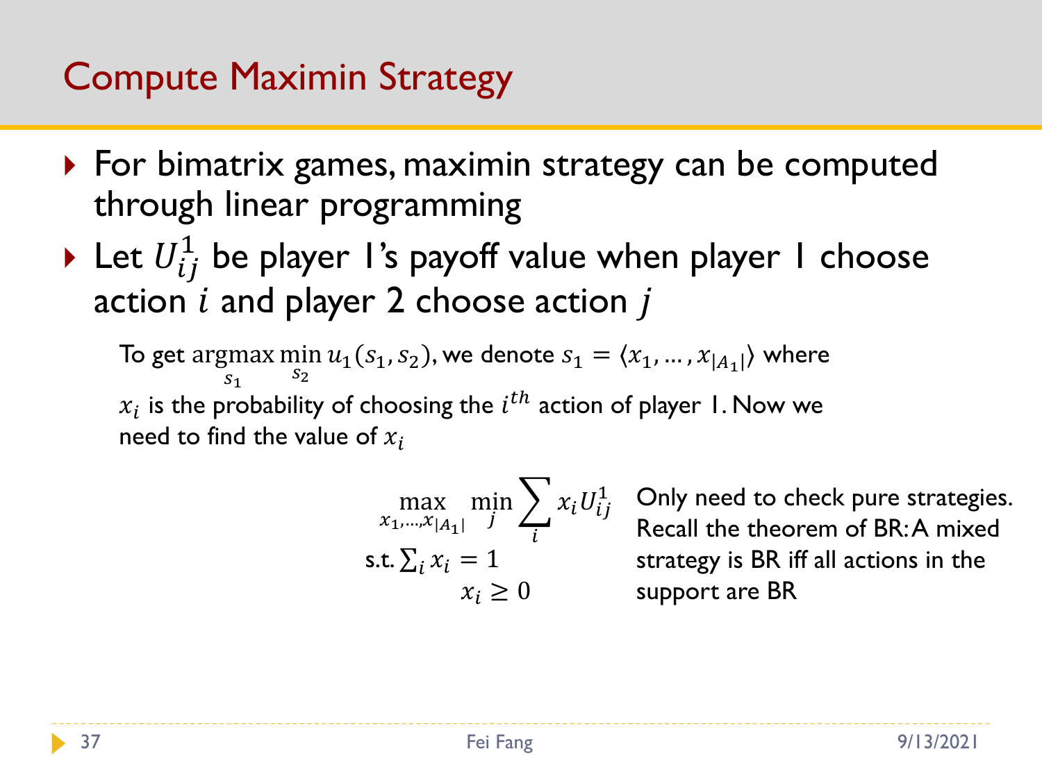# Compute Maximin Strategy

- For bimatrix games, maximin strategy can be computed through linear programming
- Let $U_{ij}^1$ be player 1's payoff value when player 1 choose action $i$ and player 2 choose action $j$

To get $\underset{s_1}{\operatorname{argmax}} \min_{s_2} u_1(s_1, s_2)$, we denote $s_1 = \langle x_1, \ldots, x_{|A_1|} \rangle$ where $x_i$ is the probability of choosing the $i^{th}$ action of player 1. Now we need to find the value of $x_i$

$$
\begin{aligned}
\max_{x_1, \ldots, x_{|A_1|}} \; & \min_j \sum_i x_i U_{ij}^1 \\
\text{s.t. } & \textstyle\sum_i x_i = 1 \\
& x_i \geq 0
\end{aligned}
$$

Only need to check pure strategies. Recall the theorem of BR: A mixed strategy is BR iff all actions in the support are BR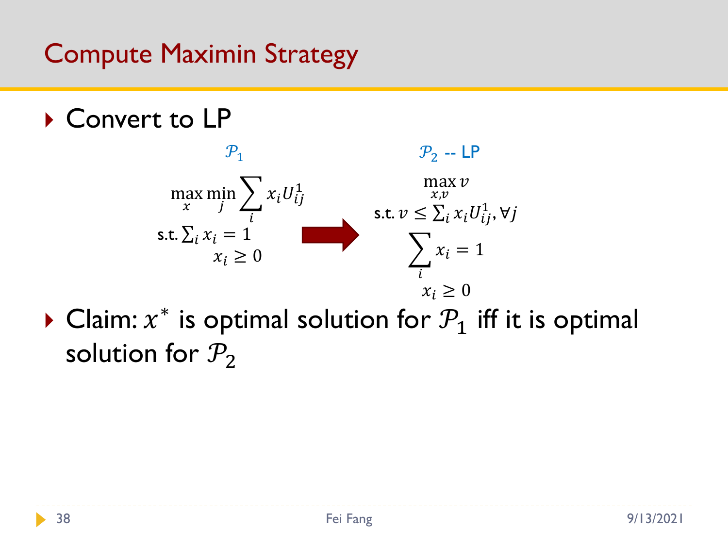# Compute Maximin Strategy

- Convert to LP

$\mathcal{P}_1$

$$\max_x \min_j \sum_i x_i U_{ij}^1$$
$$\text{s.t. } \sum_i x_i = 1$$
$$x_i \geq 0$$

$\mathcal{P}_2$ -- LP

$$\max_{x,v} v$$
$$\text{s.t. } v \leq \sum_i x_i U_{ij}^1, \forall j$$
$$\sum_i x_i = 1$$
$$x_i \geq 0$$

- Claim: $x^*$ is optimal solution for $\mathcal{P}_1$ iff it is optimal solution for $\mathcal{P}_2$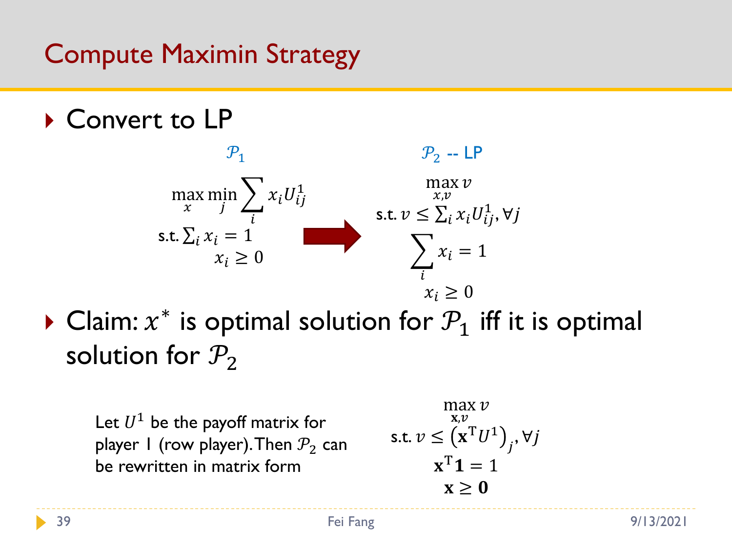# Compute Maximin Strategy

- Convert to LP

$\mathcal{P}_1$

$$\max_x \min_j \sum_i x_i U^1_{ij}$$
$$\text{s.t. } \sum_i x_i = 1$$
$$x_i \geq 0$$

$\mathcal{P}_2$ -- LP

$$\max_{x,v} v$$
$$\text{s.t. } v \leq \sum_i x_i U^1_{ij}, \forall j$$
$$\sum_i x_i = 1$$
$$x_i \geq 0$$

- Claim: $x^*$ is optimal solution for $\mathcal{P}_1$ iff it is optimal solution for $\mathcal{P}_2$

Let $U^1$ be the payoff matrix for player 1 (row player). Then $\mathcal{P}_2$ can be rewritten in matrix form

$$\max_{\mathbf{x},v} v$$
$$\text{s.t. } v \leq \left(\mathbf{x}^{\mathrm{T}} U^1\right)_j, \forall j$$
$$\mathbf{x}^{\mathrm{T}}\mathbf{1} = 1$$
$$\mathbf{x} \geq \mathbf{0}$$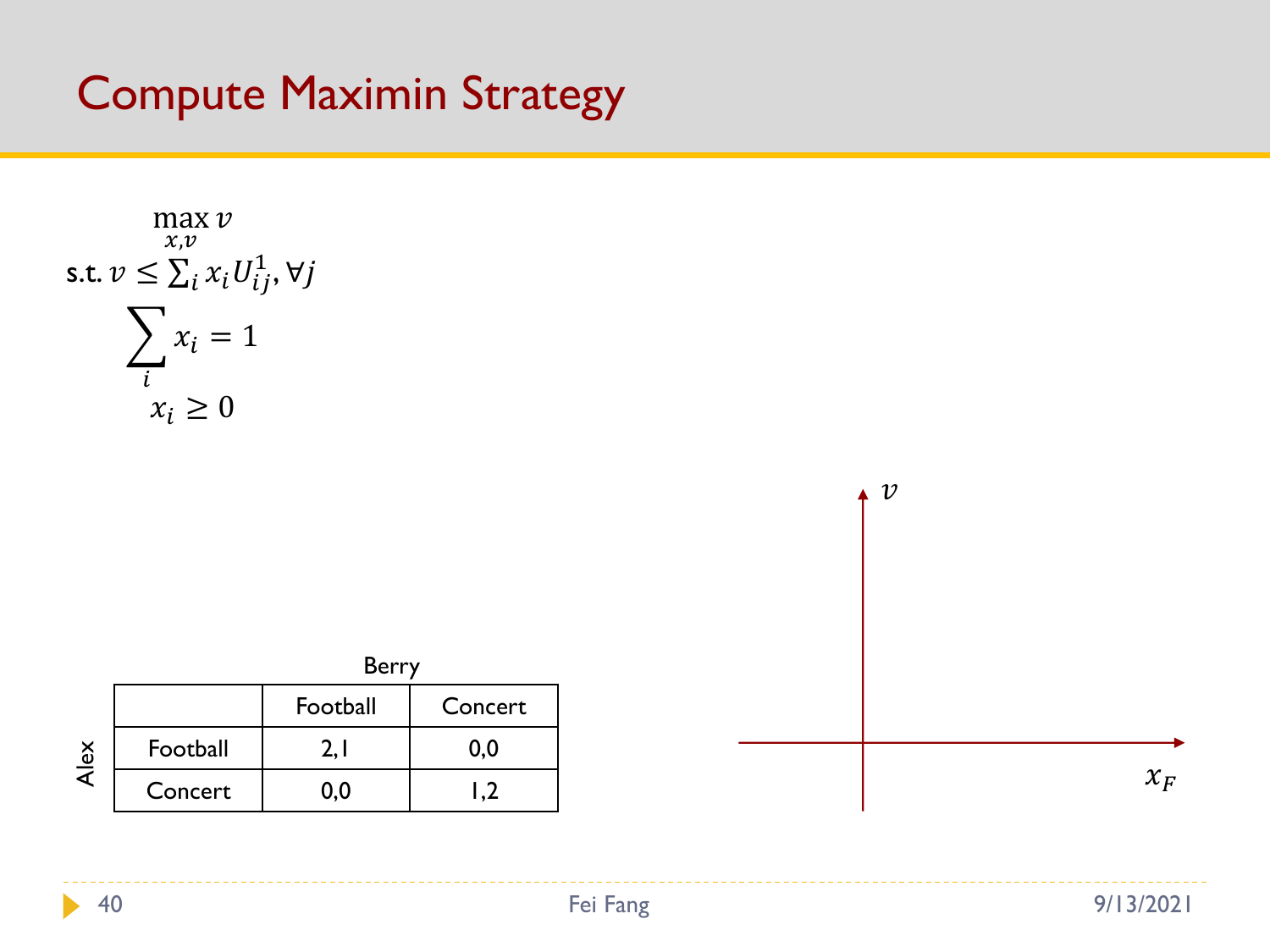# Compute Maximin Strategy

$$\max_{x,v} v$$

s.t. $v \leq \sum_i x_i U_{ij}^1, \forall j$

$$\sum_i x_i = 1$$

$$x_i \geq 0$$

Berry

| Alex | Football | Concert |
|---|---|---|
| Football | 2,1 | 0,0 |
| Concert | 0,0 | 1,2 |

$v$

$x_F$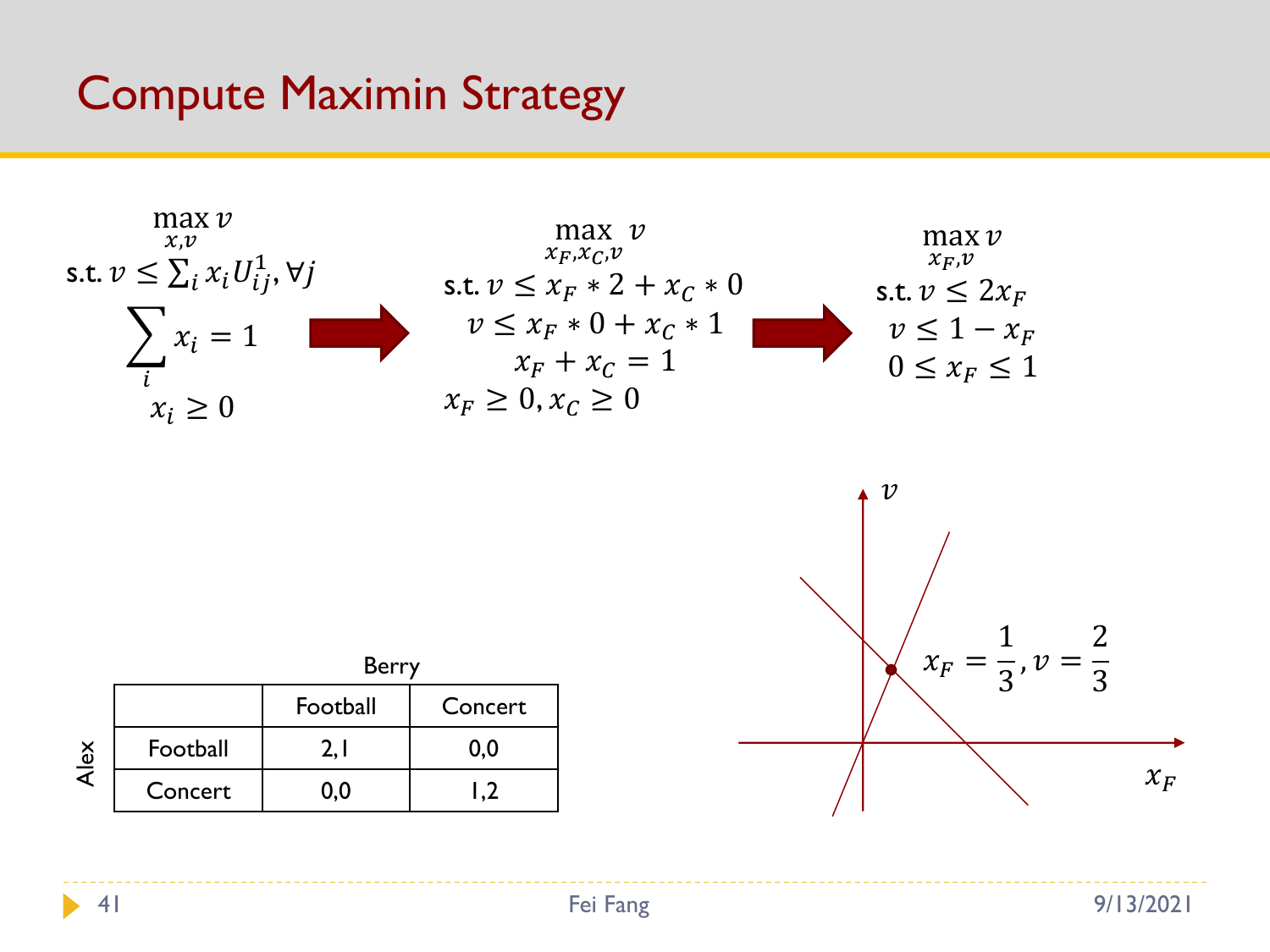# Compute Maximin Strategy

$$\max_{x,v} v$$
s.t. $v \leq \sum_i x_i U^1_{ij}, \forall j$
$$\sum_i x_i = 1$$
$$x_i \geq 0$$

→

$$\max_{x_F, x_C, v} v$$
s.t. $v \leq x_F * 2 + x_C * 0$
$$v \leq x_F * 0 + x_C * 1$$
$$x_F + x_C = 1$$
$$x_F \geq 0, x_C \geq 0$$

→

$$\max_{x_F, v} v$$
s.t. $v \leq 2x_F$
$$v \leq 1 - x_F$$
$$0 \leq x_F \leq 1$$

| Alex \ Berry | Football | Concert |
|---|---|---|
| Football | 2,1 | 0,0 |
| Concert | 0,0 | 1,2 |

$x_F = \frac{1}{3}, v = \frac{2}{3}$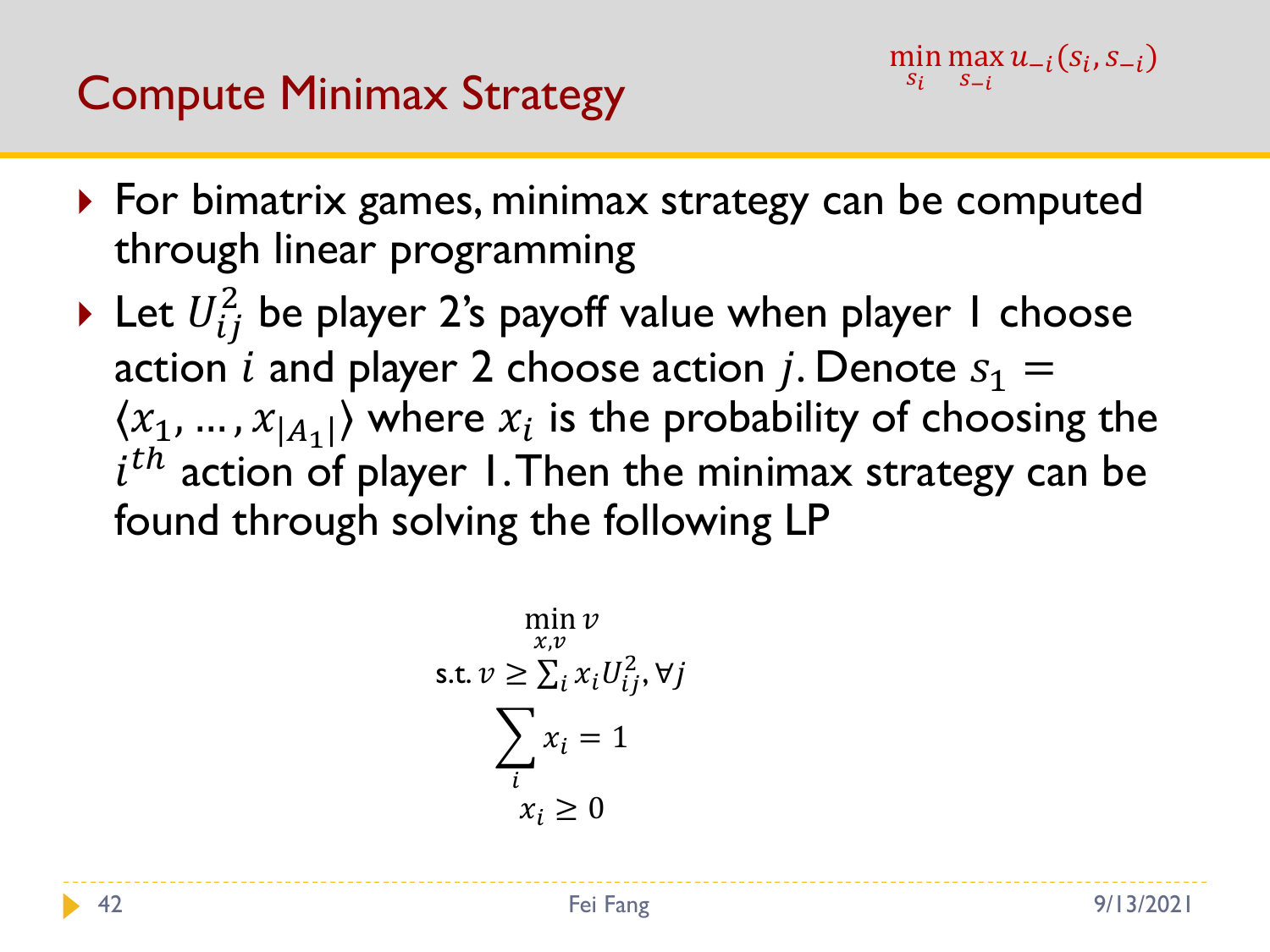# Compute Minimax Strategy

$\min_{s_i} \max_{s_{-i}} u_{-i}(s_i, s_{-i})$

- For bimatrix games, minimax strategy can be computed through linear programming
- Let $U_{ij}^2$ be player 2's payoff value when player 1 choose action $i$ and player 2 choose action $j$. Denote $s_1 = \langle x_1, \dots, x_{|A_1|} \rangle$ where $x_i$ is the probability of choosing the $i^{th}$ action of player 1. Then the minimax strategy can be found through solving the following LP

$$\min_{x,v} v$$

$$\text{s.t. } v \geq \sum_i x_i U_{ij}^2, \forall j$$

$$\sum_i x_i = 1$$

$$x_i \geq 0$$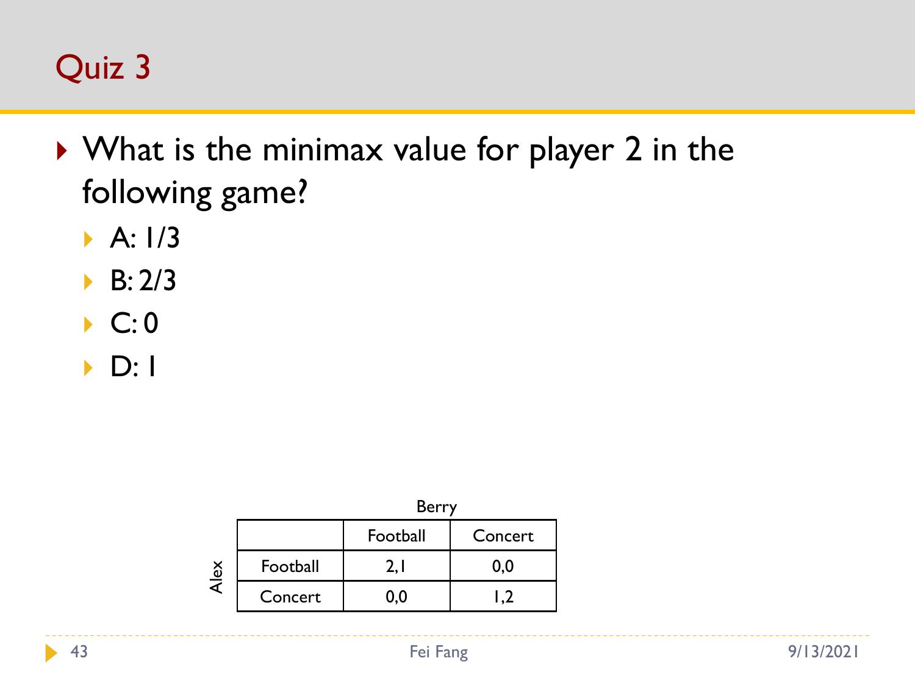# Quiz 3

- What is the minimax value for player 2 in the following game?
  - A: 1/3
  - B: 2/3
  - C: 0
  - D: 1

Berry

| Alex | Football | Concert |
|---|---|---|
| Football | 2,1 | 0,0 |
| Concert | 0,0 | 1,2 |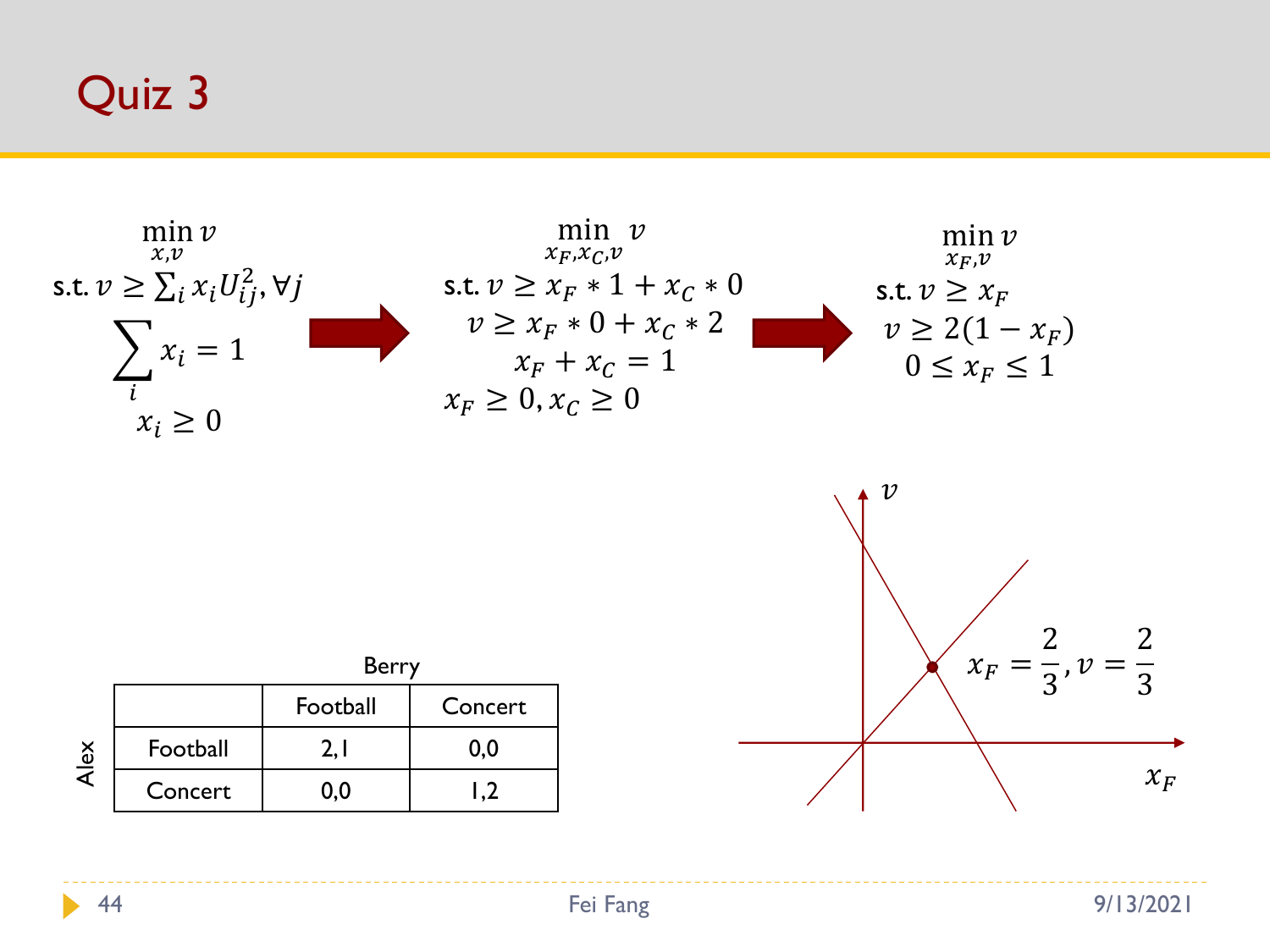# Quiz 3

$$\min_{x,v} v$$
s.t. $v \geq \sum_i x_i U_{ij}^2, \forall j$
$$\sum_i x_i = 1$$
$$x_i \geq 0$$

→

$$\min_{x_F, x_C, v} v$$
s.t. $v \geq x_F * 1 + x_C * 0$
$$v \geq x_F * 0 + x_C * 2$$
$$x_F + x_C = 1$$
$$x_F \geq 0, x_C \geq 0$$

→

$$\min_{x_F, v} v$$
s.t. $v \geq x_F$
$$v \geq 2(1 - x_F)$$
$$0 \leq x_F \leq 1$$

Berry

| Alex | Football | Concert |
|---|---|---|
| Football | 2,1 | 0,0 |
| Concert | 0,0 | 1,2 |

$v$

$x_F$

$x_F = \frac{2}{3}, v = \frac{2}{3}$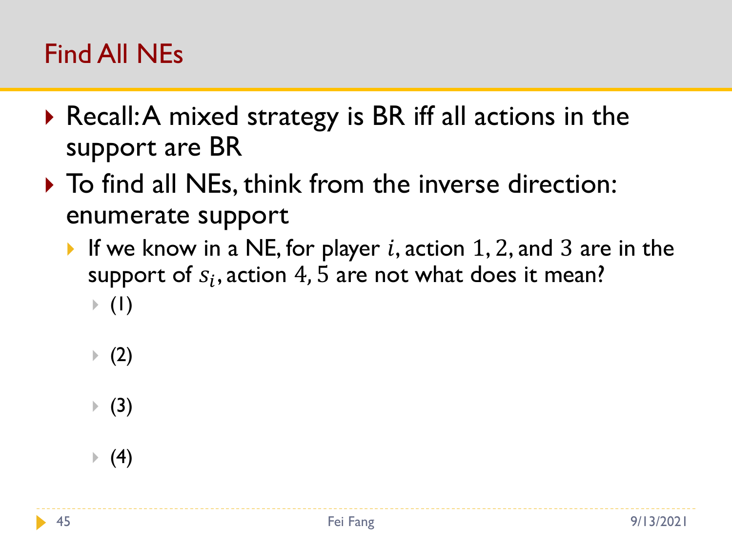# Find All NEs

- Recall: A mixed strategy is BR iff all actions in the support are BR
- To find all NEs, think from the inverse direction: enumerate support
  - If we know in a NE, for player $i$, action $1, 2$, and $3$ are in the support of $s_i$, action $4, 5$ are not what does it mean?
    - (1)
    - (2)
    - (3)
    - (4)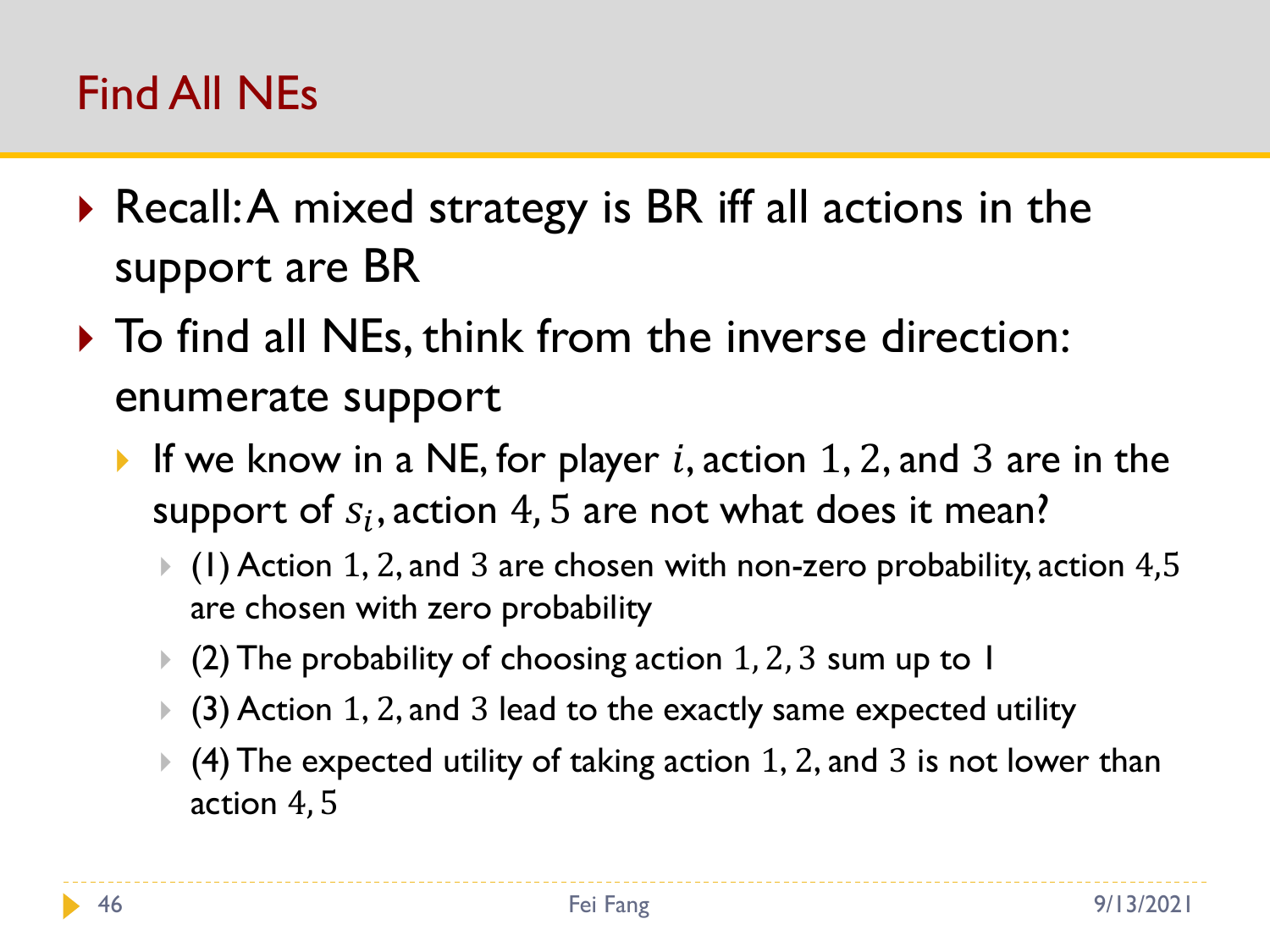# Find All NEs

- Recall: A mixed strategy is BR iff all actions in the support are BR
- To find all NEs, think from the inverse direction: enumerate support
  - If we know in a NE, for player $i$, action $1, 2,$ and $3$ are in the support of $s_i$, action $4, 5$ are not what does it mean?
    - (1) Action $1, 2,$ and $3$ are chosen with non-zero probability, action $4,5$ are chosen with zero probability
    - (2) The probability of choosing action $1, 2, 3$ sum up to 1
    - (3) Action $1, 2,$ and $3$ lead to the exactly same expected utility
    - (4) The expected utility of taking action $1, 2,$ and $3$ is not lower than action $4, 5$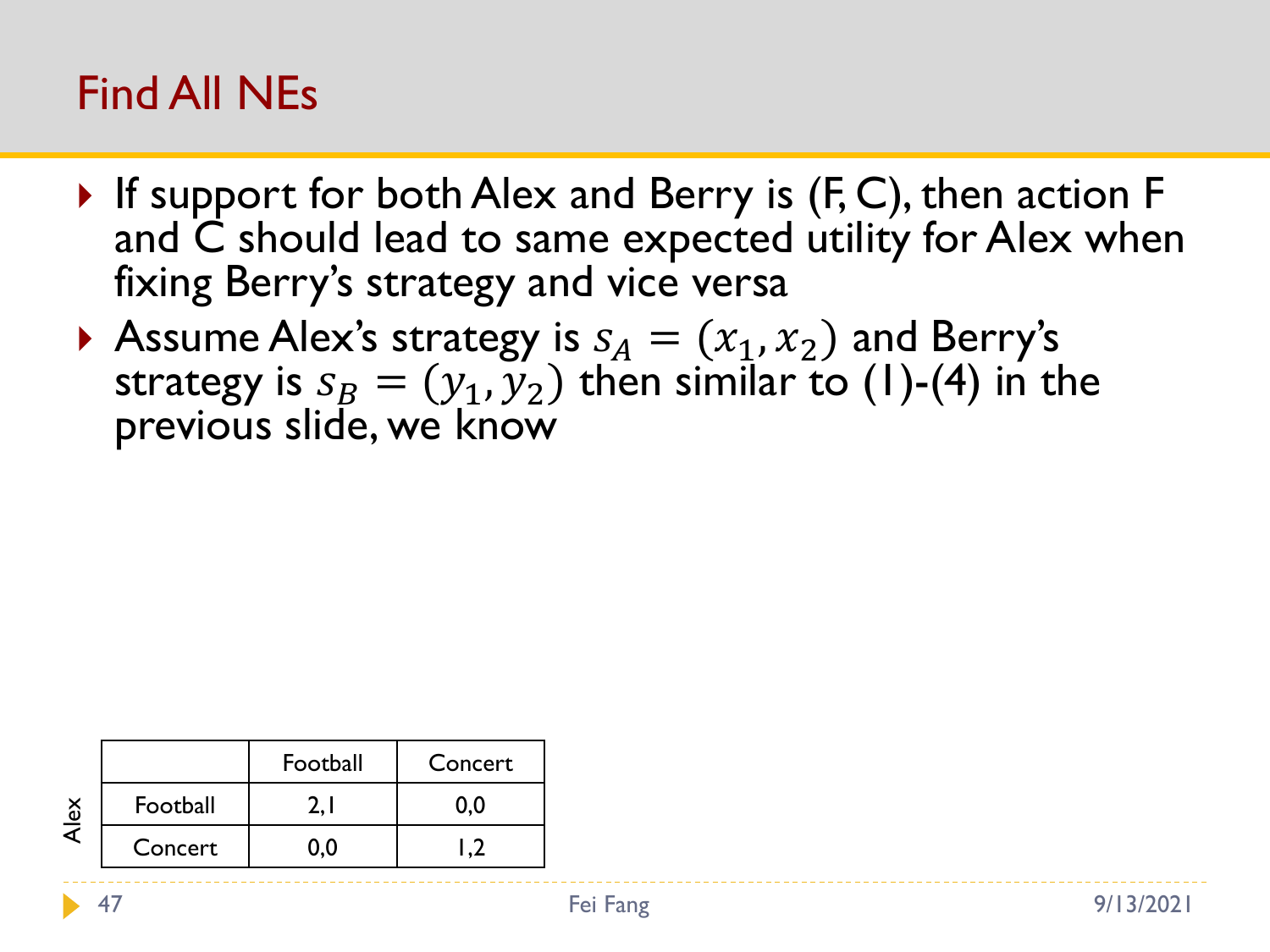# Find All NEs

- If support for both Alex and Berry is (F, C), then action F and C should lead to same expected utility for Alex when fixing Berry's strategy and vice versa
- Assume Alex's strategy is $s_A = (x_1, x_2)$ and Berry's strategy is $s_B = (y_1, y_2)$ then similar to (1)-(4) in the previous slide, we know

| Alex | Football | Concert |
|---|---|---|
| Football | 2,1 | 0,0 |
| Concert | 0,0 | 1,2 |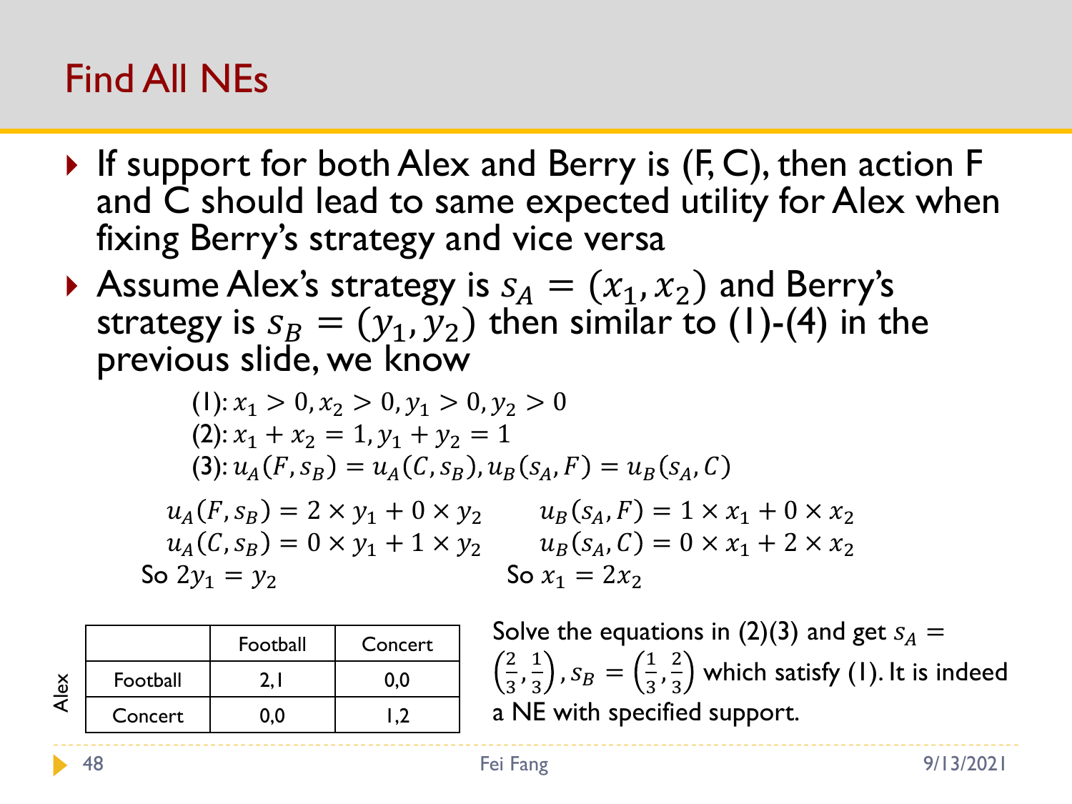# Find All NEs

- If support for both Alex and Berry is (F, C), then action F and C should lead to same expected utility for Alex when fixing Berry's strategy and vice versa
- Assume Alex's strategy is $s_A = (x_1, x_2)$ and Berry's strategy is $s_B = (y_1, y_2)$ then similar to (1)-(4) in the previous slide, we know

(1): $x_1 > 0, x_2 > 0, y_1 > 0, y_2 > 0$

(2): $x_1 + x_2 = 1, y_1 + y_2 = 1$

(3): $u_A(F, s_B) = u_A(C, s_B), u_B(s_A, F) = u_B(s_A, C)$

$$u_A(F, s_B) = 2 \times y_1 + 0 \times y_2$$
$$u_A(C, s_B) = 0 \times y_1 + 1 \times y_2$$

So $2y_1 = y_2$

$$u_B(s_A, F) = 1 \times x_1 + 0 \times x_2$$
$$u_B(s_A, C) = 0 \times x_1 + 2 \times x_2$$

So $x_1 = 2x_2$

Alex

| | Football | Concert |
|---|---|---|
| Football | 2,1 | 0,0 |
| Concert | 0,0 | 1,2 |

Solve the equations in (2)(3) and get $s_A = \left(\frac{2}{3}, \frac{1}{3}\right), s_B = \left(\frac{1}{3}, \frac{2}{3}\right)$ which satisfy (1). It is indeed a NE with specified support.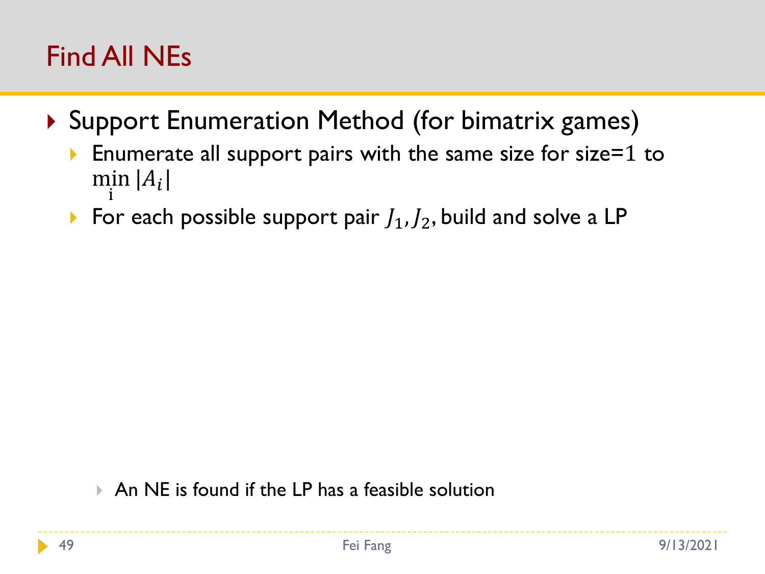# Find All NEs

- Support Enumeration Method (for bimatrix games)
  - Enumerate all support pairs with the same size for size=1 to $\min_i |A_i|$
  - For each possible support pair $J_1, J_2$, build and solve a LP

    - An NE is found if the LP has a feasible solution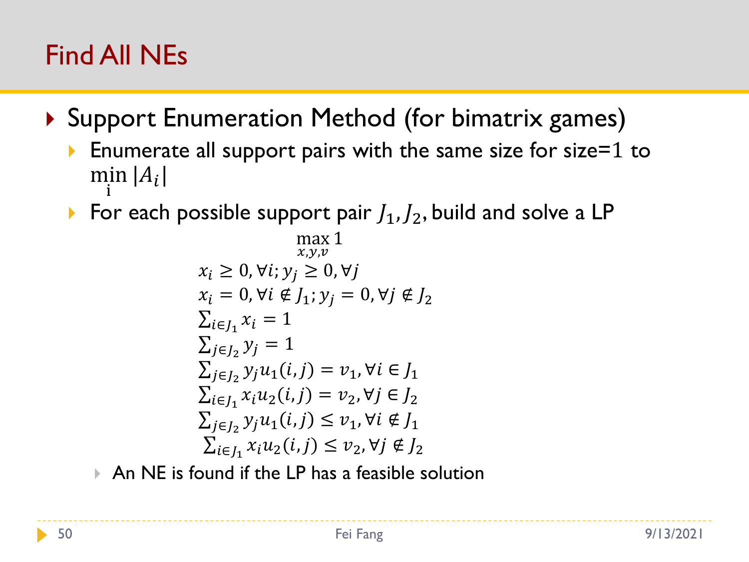# Find All NEs

- Support Enumeration Method (for bimatrix games)
  - Enumerate all support pairs with the same size for size=1 to $\min_i |A_i|$
  - For each possible support pair $J_1, J_2$, build and solve a LP

$$
\begin{aligned}
&\max_{x,y,v} 1 \\
&x_i \geq 0, \forall i; y_j \geq 0, \forall j \\
&x_i = 0, \forall i \notin J_1; y_j = 0, \forall j \notin J_2 \\
&\textstyle\sum_{i \in J_1} x_i = 1 \\
&\textstyle\sum_{j \in J_2} y_j = 1 \\
&\textstyle\sum_{j \in J_2} y_j u_1(i,j) = v_1, \forall i \in J_1 \\
&\textstyle\sum_{i \in J_1} x_i u_2(i,j) = v_2, \forall j \in J_2 \\
&\textstyle\sum_{j \in J_2} y_j u_1(i,j) \leq v_1, \forall i \notin J_1 \\
&\textstyle\sum_{i \in J_1} x_i u_2(i,j) \leq v_2, \forall j \notin J_2
\end{aligned}
$$

  - An NE is found if the LP has a feasible solution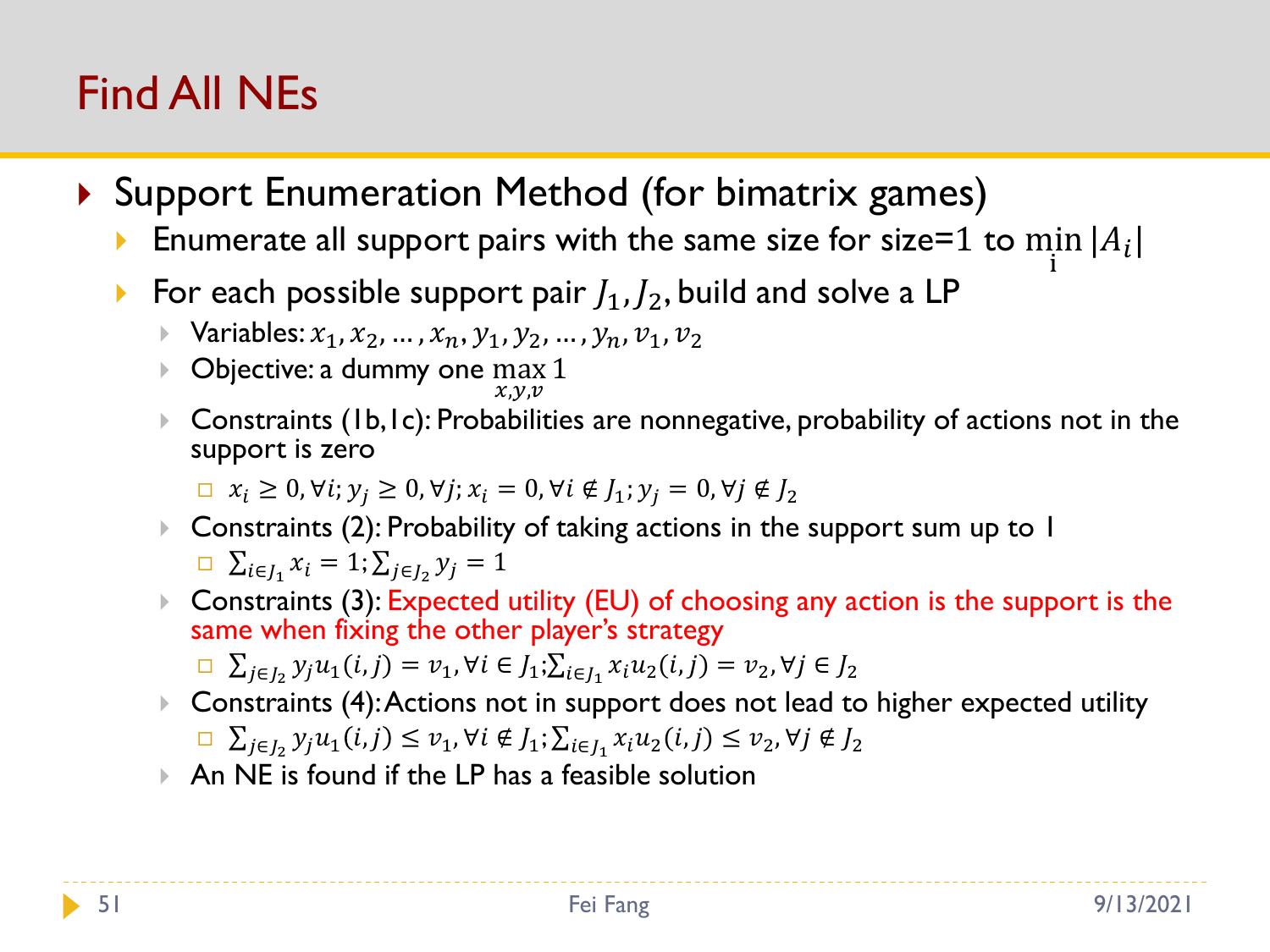# Find All NEs

- Support Enumeration Method (for bimatrix games)
  - Enumerate all support pairs with the same size for size=$1$ to $\min_i |A_i|$
  - For each possible support pair $J_1, J_2$, build and solve a LP
    - Variables: $x_1, x_2, \dots, x_n, y_1, y_2, \dots, y_n, v_1, v_2$
    - Objective: a dummy one $\max_{x,y,v} 1$
    - Constraints (1b,1c): Probabilities are nonnegative, probability of actions not in the support is zero
      - $x_i \geq 0, \forall i; y_j \geq 0, \forall j; x_i = 0, \forall i \notin J_1; y_j = 0, \forall j \notin J_2$
    - Constraints (2): Probability of taking actions in the support sum up to 1
      - $\sum_{i \in J_1} x_i = 1; \sum_{j \in J_2} y_j = 1$
    - Constraints (3): Expected utility (EU) of choosing any action is the support is the same when fixing the other player's strategy
      - $\sum_{j \in J_2} y_j u_1(i,j) = v_1, \forall i \in J_1; \sum_{i \in J_1} x_i u_2(i,j) = v_2, \forall j \in J_2$
    - Constraints (4): Actions not in support does not lead to higher expected utility
      - $\sum_{j \in J_2} y_j u_1(i,j) \leq v_1, \forall i \notin J_1; \sum_{i \in J_1} x_i u_2(i,j) \leq v_2, \forall j \notin J_2$
    - An NE is found if the LP has a feasible solution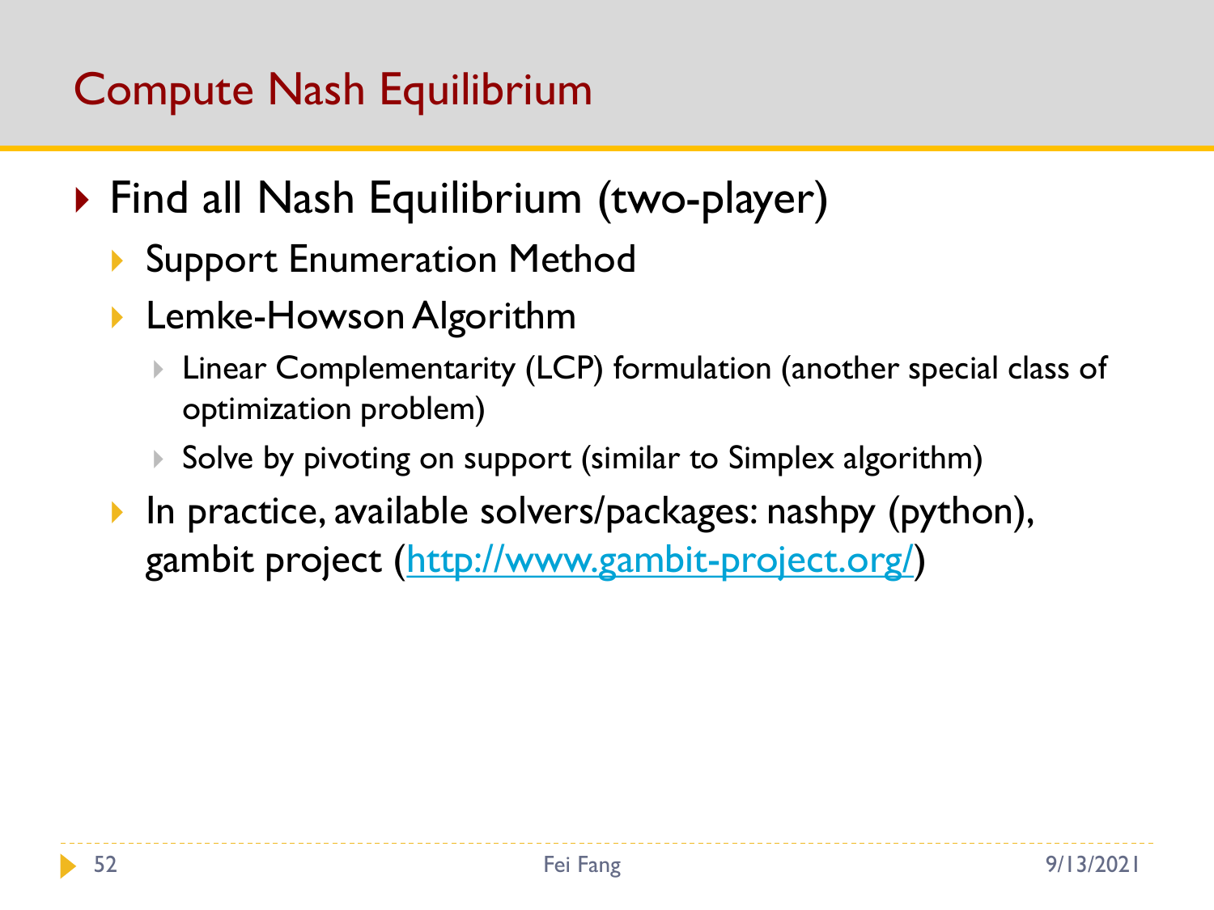# Compute Nash Equilibrium

- Find all Nash Equilibrium (two-player)
  - Support Enumeration Method
  - Lemke-Howson Algorithm
    - Linear Complementarity (LCP) formulation (another special class of optimization problem)
    - Solve by pivoting on support (similar to Simplex algorithm)
  - In practice, available solvers/packages: nashpy (python), gambit project (http://www.gambit-project.org/)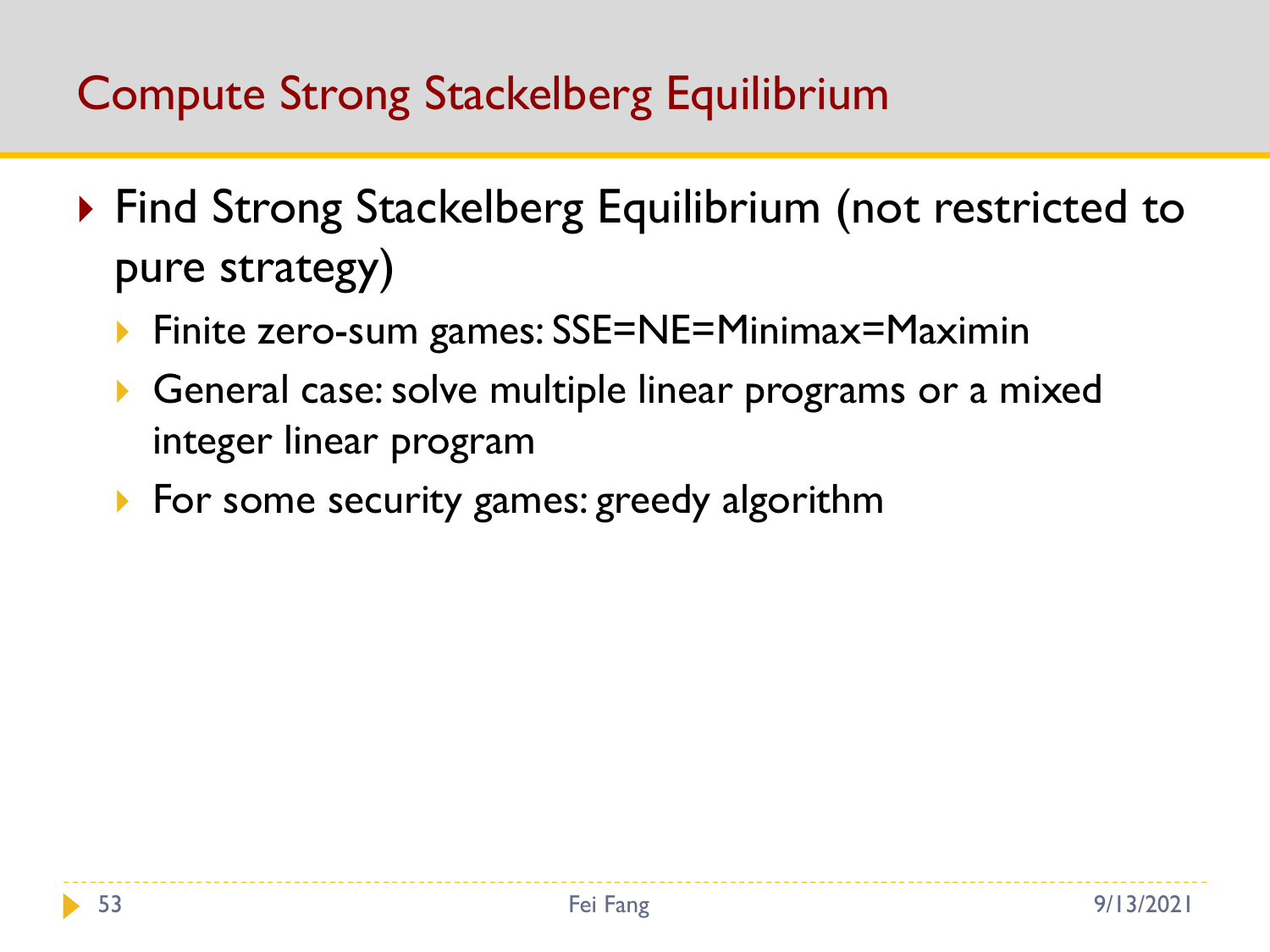# Compute Strong Stackelberg Equilibrium

- Find Strong Stackelberg Equilibrium (not restricted to pure strategy)
  - Finite zero-sum games: SSE=NE=Minimax=Maximin
  - General case: solve multiple linear programs or a mixed integer linear program
  - For some security games: greedy algorithm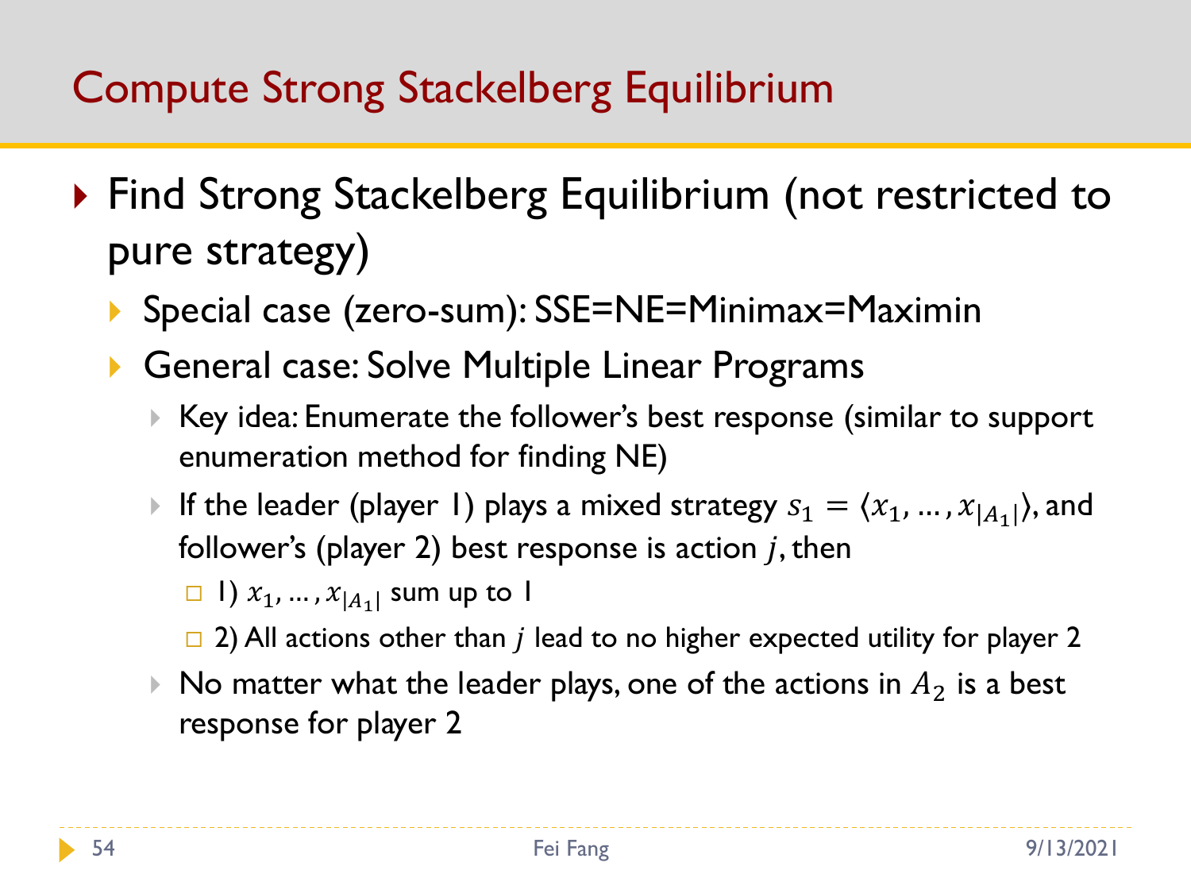# Compute Strong Stackelberg Equilibrium

- Find Strong Stackelberg Equilibrium (not restricted to pure strategy)
  - Special case (zero-sum): SSE=NE=Minimax=Maximin
  - General case: Solve Multiple Linear Programs
    - Key idea: Enumerate the follower's best response (similar to support enumeration method for finding NE)
    - If the leader (player 1) plays a mixed strategy $s_1 = \langle x_1, \ldots, x_{|A_1|} \rangle$, and follower's (player 2) best response is action $j$, then
      - 1) $x_1, \ldots, x_{|A_1|}$ sum up to 1
      - 2) All actions other than $j$ lead to no higher expected utility for player 2
    - No matter what the leader plays, one of the actions in $A_2$ is a best response for player 2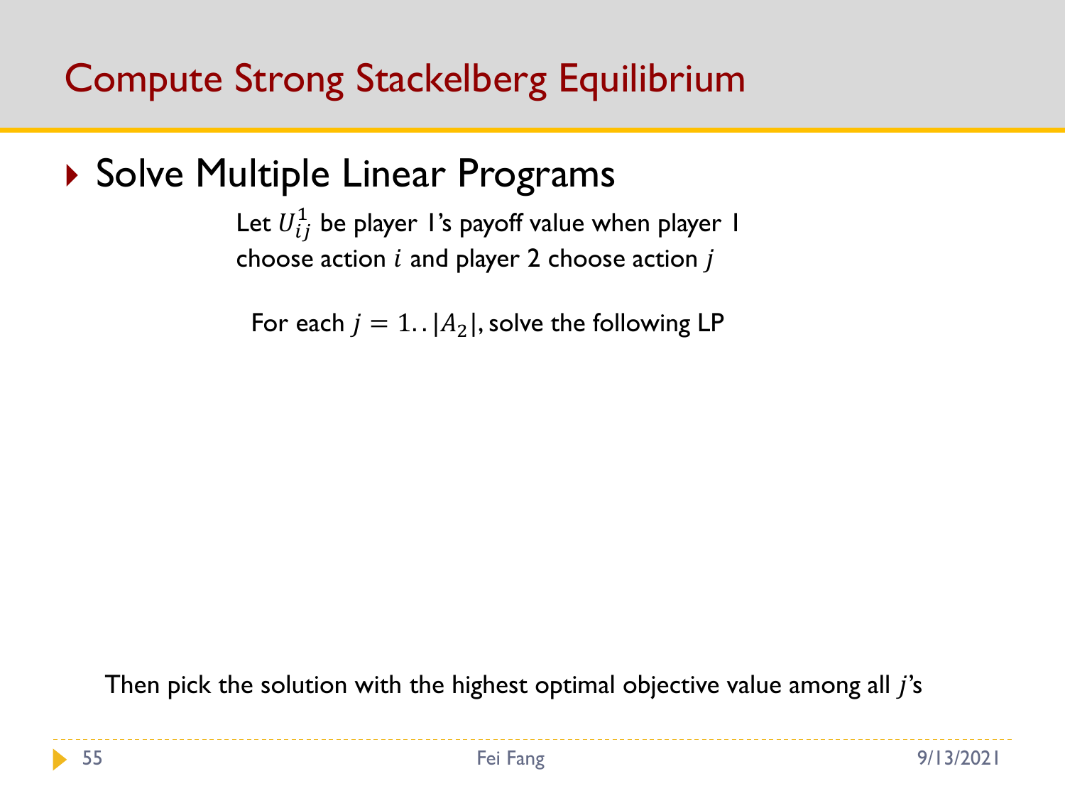# Compute Strong Stackelberg Equilibrium

- Solve Multiple Linear Programs

Let $U^1_{ij}$ be player 1's payoff value when player 1 choose action $i$ and player 2 choose action $j$

For each $j = 1..|A_2|$, solve the following LP

Then pick the solution with the highest optimal objective value among all $j$'s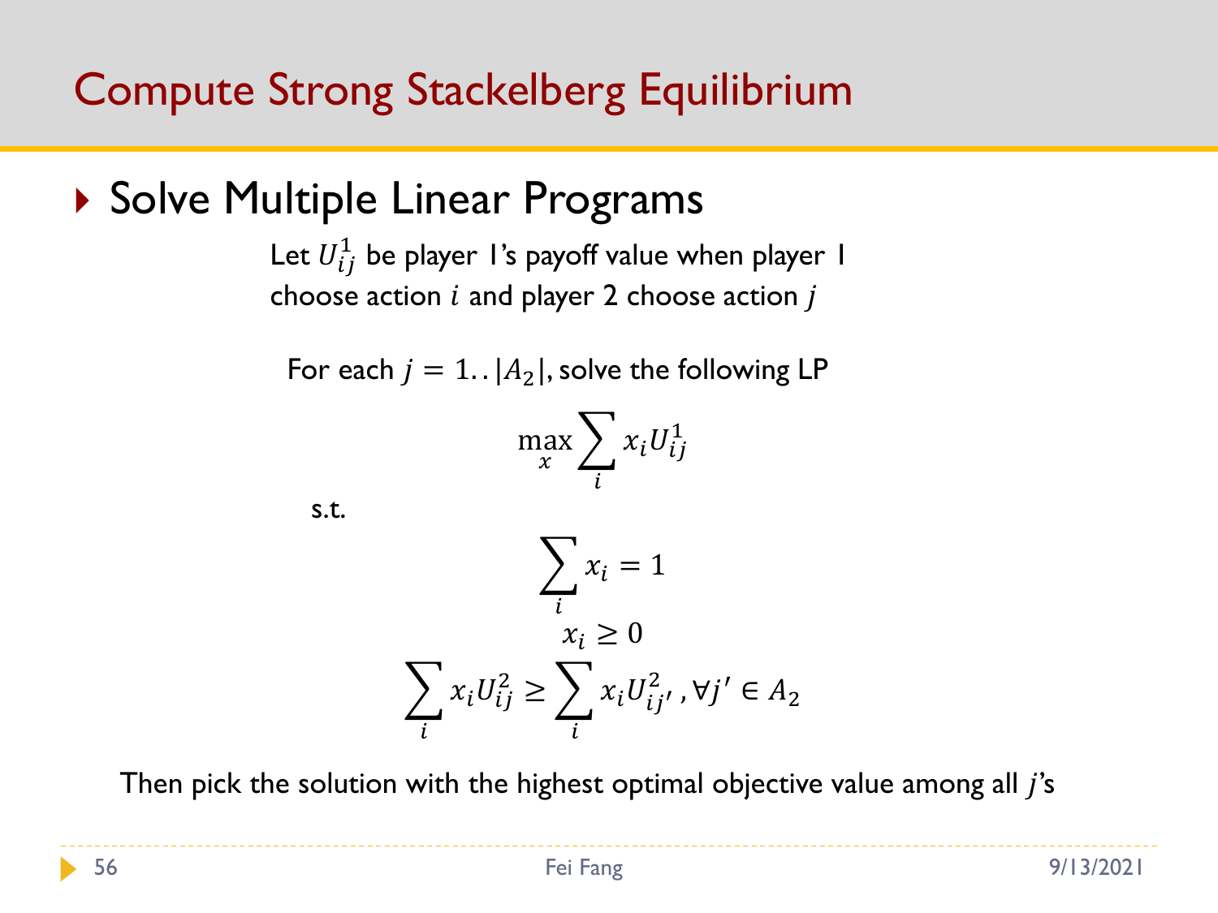# Compute Strong Stackelberg Equilibrium

- Solve Multiple Linear Programs

Let $U_{ij}^1$ be player 1's payoff value when player 1 choose action $i$ and player 2 choose action $j$

For each $j = 1..|A_2|$, solve the following LP

$$\max_x \sum_i x_i U_{ij}^1$$

s.t.

$$\sum_i x_i = 1$$

$$x_i \geq 0$$

$$\sum_i x_i U_{ij}^2 \geq \sum_i x_i U_{ij'}^2, \forall j' \in A_2$$

Then pick the solution with the highest optimal objective value among all $j$'s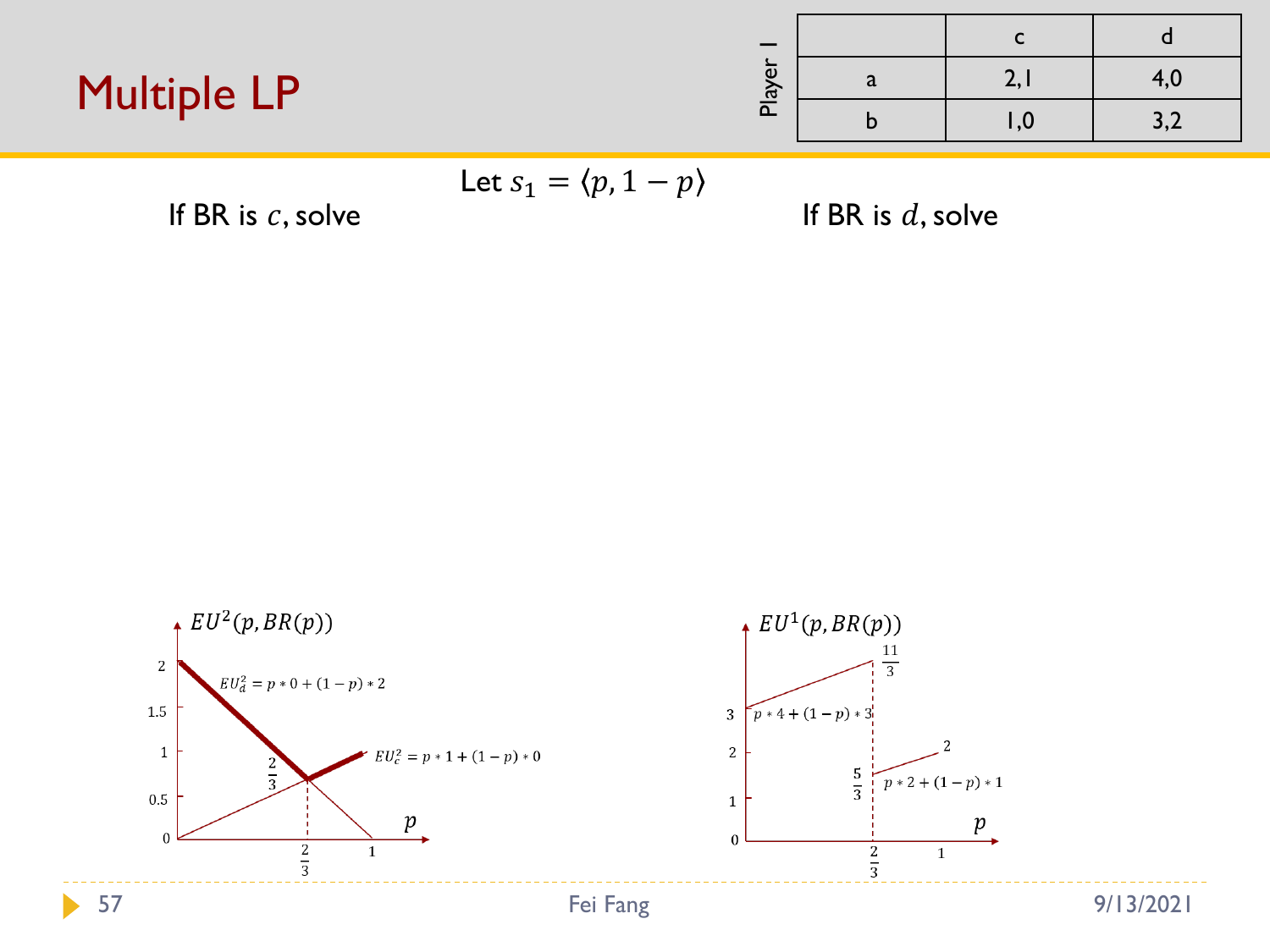# Multiple LP

| Player I | c | d |
|---|---|---|
| a | 2,1 | 4,0 |
| b | 1,0 | 3,2 |

Let $s_1 = \langle p, 1-p \rangle$

If BR is $c$, solve

If BR is $d$, solve

$EU^2(p, BR(p))$

$EU_d^2 = p * 0 + (1-p) * 2$

$EU_c^2 = p * 1 + (1-p) * 0$

$EU^1(p, BR(p))$

$p * 4 + (1-p) * 3$

$p * 2 + (1-p) * 1$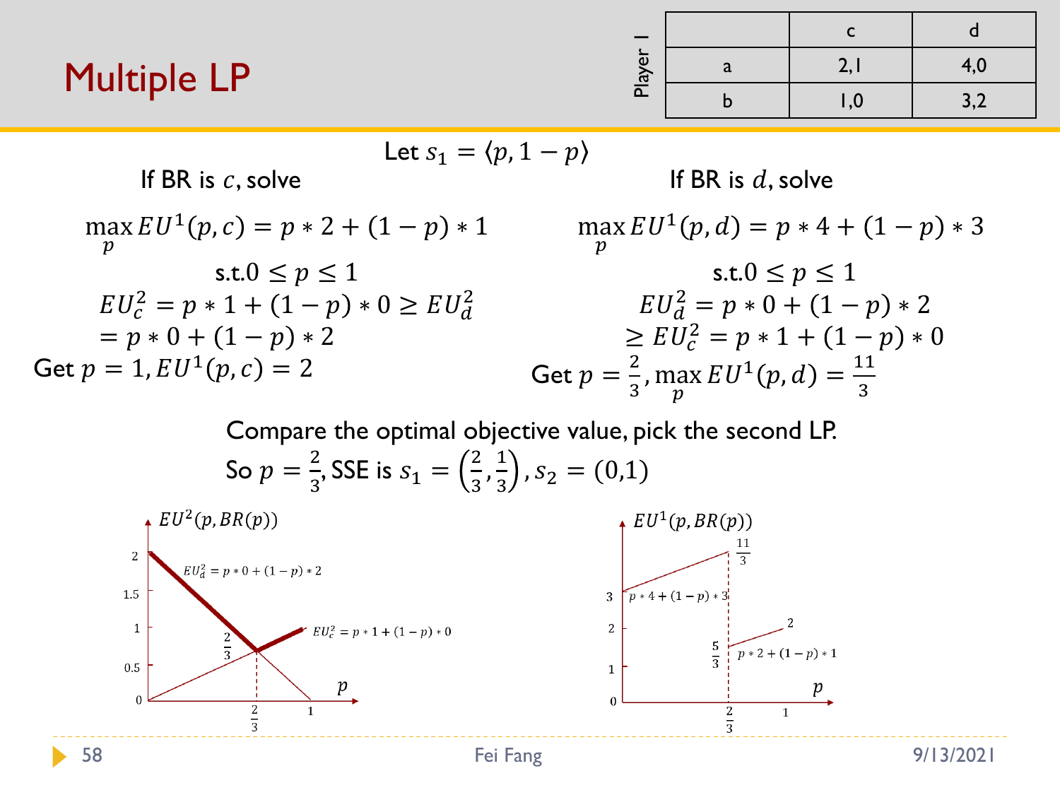# Multiple LP

| Player 1 | c | d |
|---|---|---|
| a | 2,1 | 4,0 |
| b | 1,0 | 3,2 |

Let $s_1 = \langle p, 1-p \rangle$

**If BR is $c$, solve**

$$\max_p EU^1(p,c) = p*2 + (1-p)*1$$

$$\text{s.t.} 0 \le p \le 1$$

$$EU_c^2 = p*1 + (1-p)*0 \ge EU_d^2 = p*0 + (1-p)*2$$

Get $p = 1, EU^1(p,c) = 2$

**If BR is $d$, solve**

$$\max_p EU^1(p,d) = p*4 + (1-p)*3$$

$$\text{s.t.} 0 \le p \le 1$$

$$EU_d^2 = p*0 + (1-p)*2 \ge EU_c^2 = p*1 + (1-p)*0$$

Get $p = \frac{2}{3}, \max_p EU^1(p,d) = \frac{11}{3}$

Compare the optimal objective value, pick the second LP.

So $p = \frac{2}{3}$, SSE is $s_1 = \left(\frac{2}{3}, \frac{1}{3}\right), s_2 = (0,1)$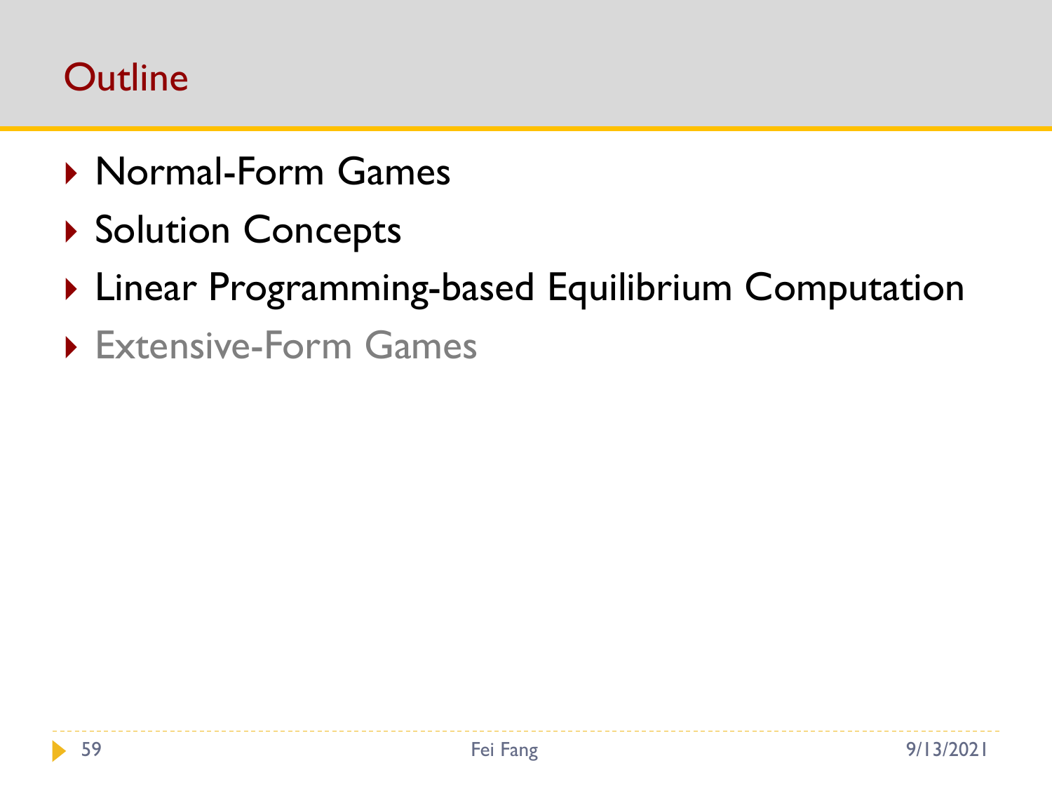# Outline

- Normal-Form Games
- Solution Concepts
- Linear Programming-based Equilibrium Computation
- Extensive-Form Games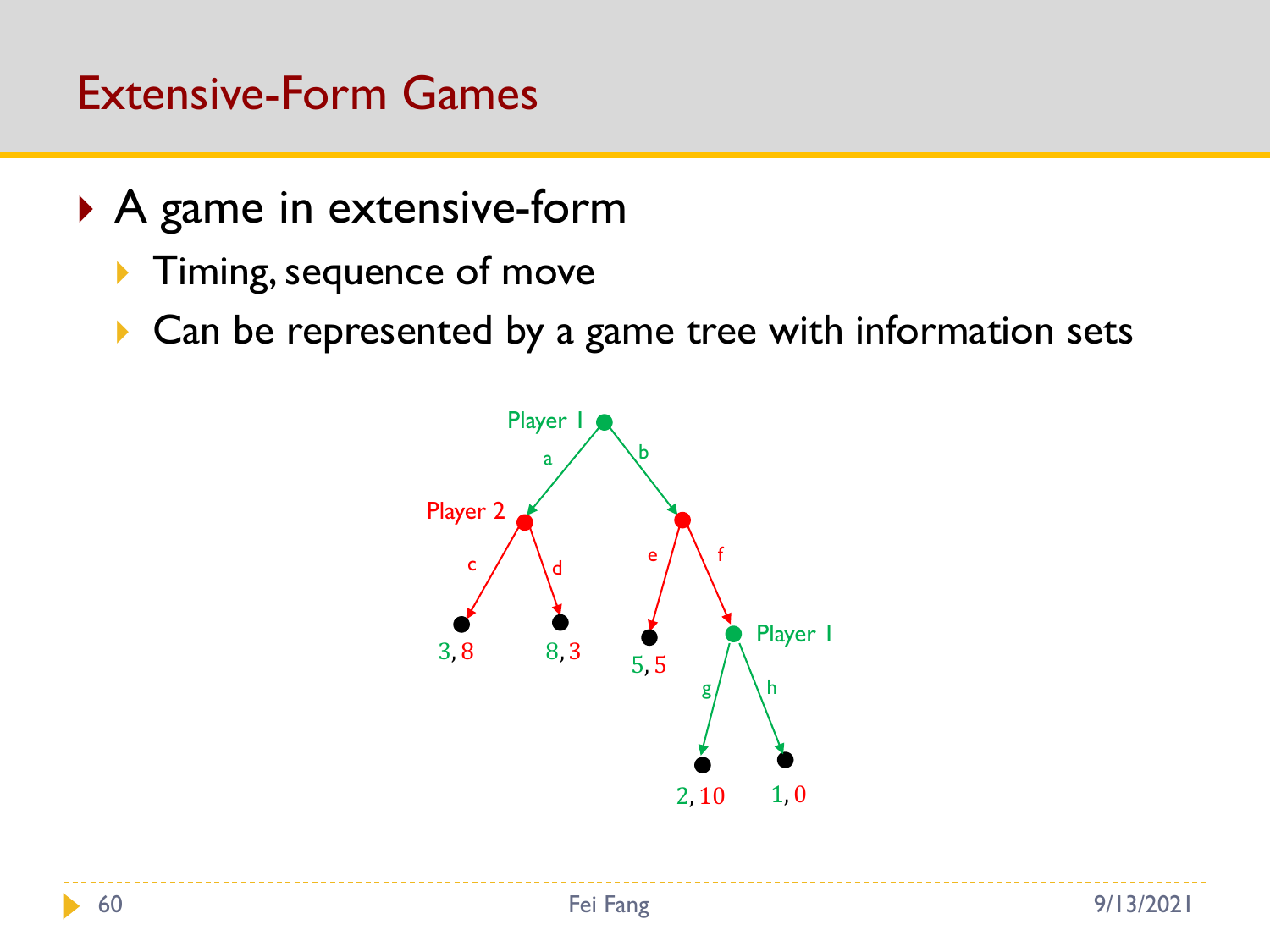# Extensive-Form Games

- A game in extensive-form
  - Timing, sequence of move
  - Can be represented by a game tree with information sets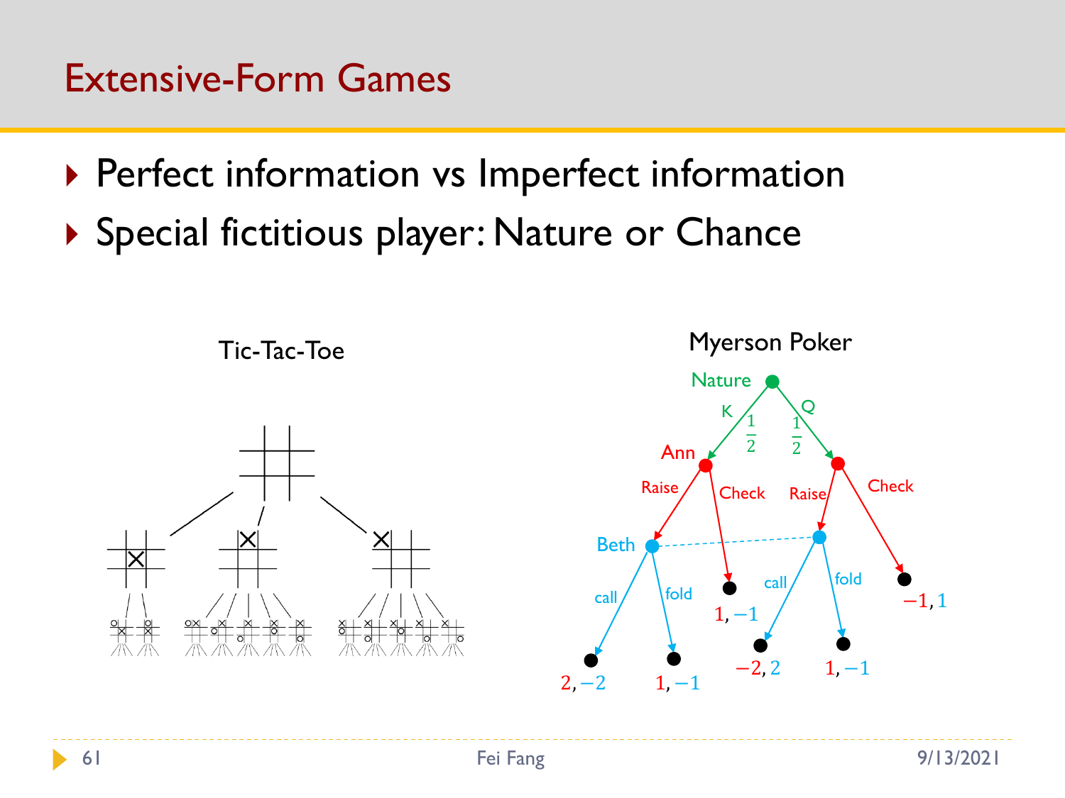# Extensive-Form Games

- Perfect information vs Imperfect information
- Special fictitious player: Nature or Chance

Tic-Tac-Toe

Myerson Poker

Nature

K $\frac{1}{2}$ Q $\frac{1}{2}$

Ann

Raise Check Raise Check

Beth

call fold call fold

$2, -2$ $1, -1$ $1, -1$ $-2, 2$ $1, -1$ $-1, 1$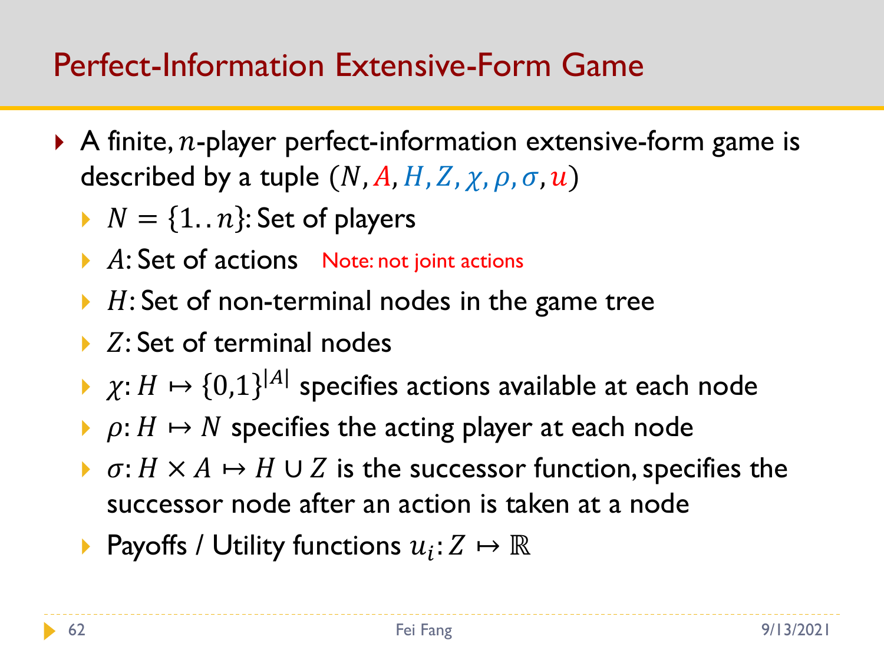# Perfect-Information Extensive-Form Game

- A finite, $n$-player perfect-information extensive-form game is described by a tuple $(N, A, H, Z, \chi, \rho, \sigma, u)$
  - $N = \{1..n\}$: Set of players
  - $A$: Set of actions Note: not joint actions
  - $H$: Set of non-terminal nodes in the game tree
  - $Z$: Set of terminal nodes
  - $\chi: H \mapsto \{0,1\}^{|A|}$ specifies actions available at each node
  - $\rho: H \mapsto N$ specifies the acting player at each node
  - $\sigma: H \times A \mapsto H \cup Z$ is the successor function, specifies the successor node after an action is taken at a node
  - Payoffs / Utility functions $u_i: Z \mapsto \mathbb{R}$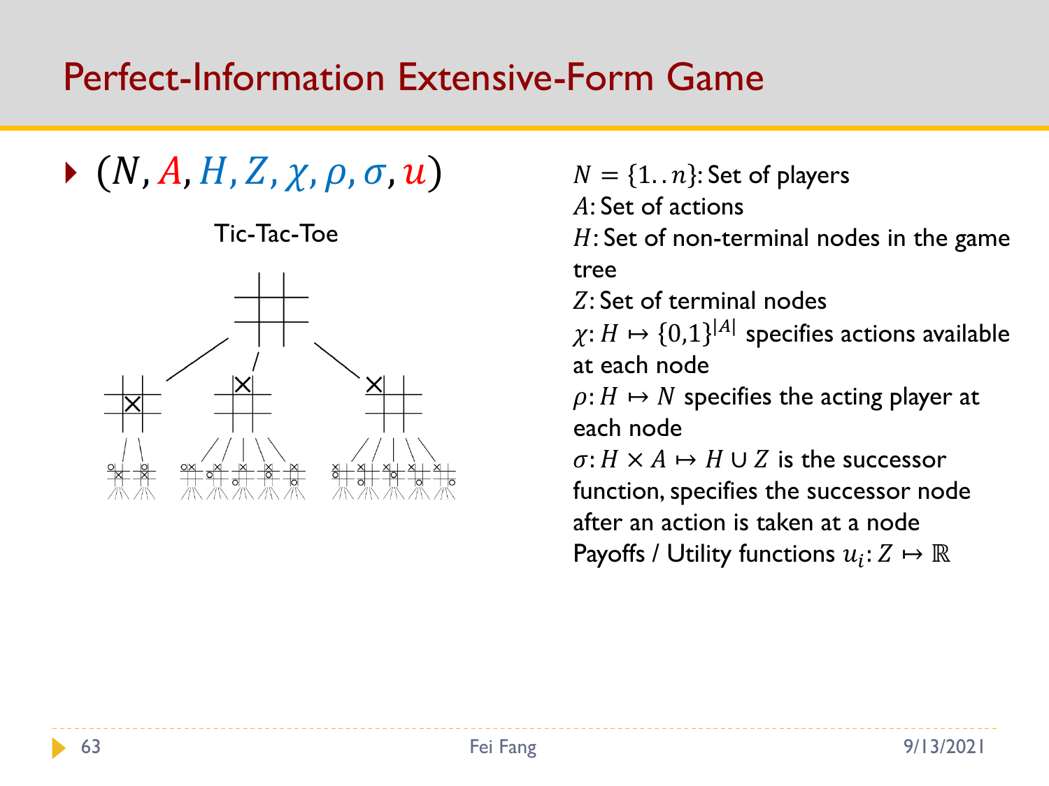# Perfect-Information Extensive-Form Game

- $(N, A, H, Z, \chi, \rho, \sigma, u)$

Tic-Tac-Toe

$N = \{1..n\}$: Set of players

$A$: Set of actions

$H$: Set of non-terminal nodes in the game tree

$Z$: Set of terminal nodes

$\chi: H \mapsto \{0,1\}^{|A|}$ specifies actions available at each node

$\rho: H \mapsto N$ specifies the acting player at each node

$\sigma: H \times A \mapsto H \cup Z$ is the successor function, specifies the successor node after an action is taken at a node

Payoffs / Utility functions $u_i: Z \mapsto \mathbb{R}$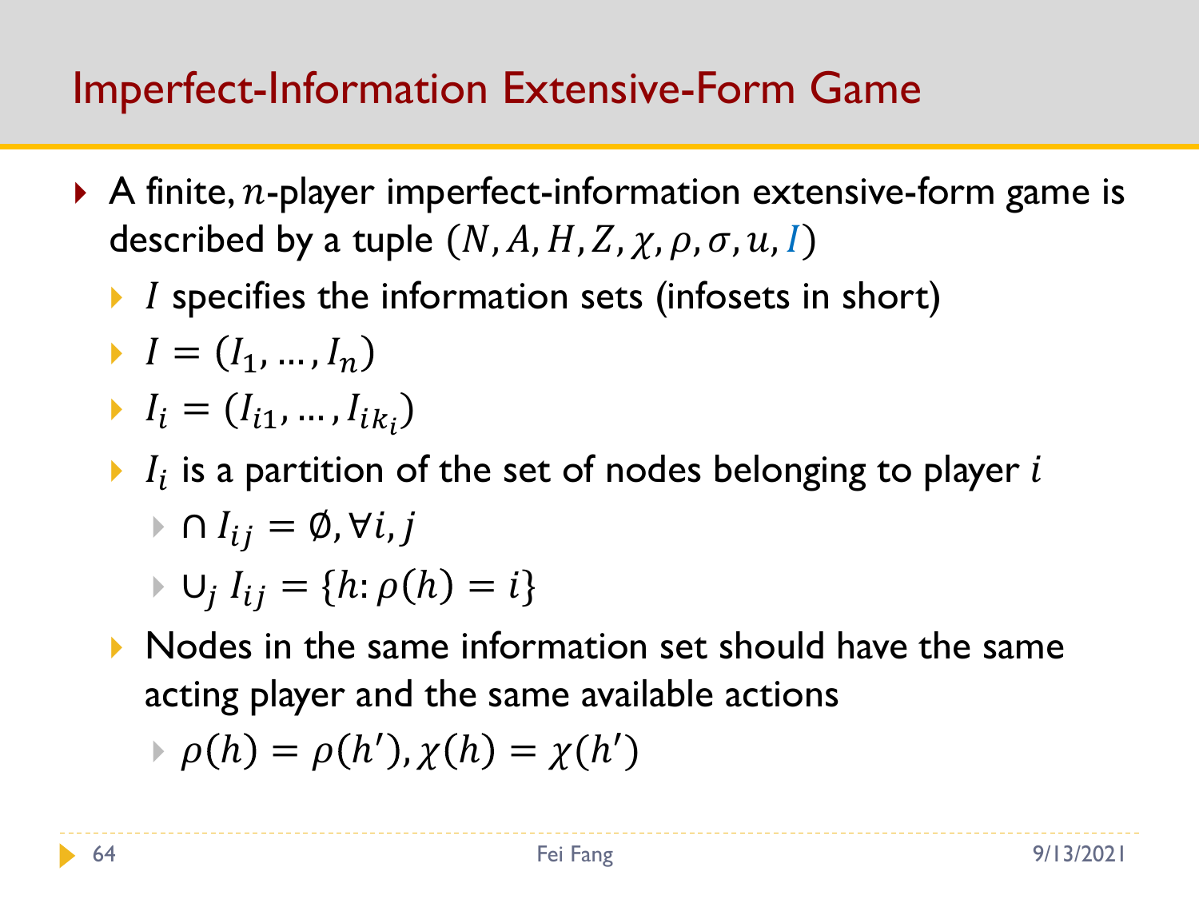# Imperfect-Information Extensive-Form Game

- A finite, $n$-player imperfect-information extensive-form game is described by a tuple $(N, A, H, Z, \chi, \rho, \sigma, u, I)$
  - $I$ specifies the information sets (infosets in short)
  - $I = (I_1, \ldots, I_n)$
  - $I_i = (I_{i1}, \ldots, I_{ik_i})$
  - $I_i$ is a partition of the set of nodes belonging to player $i$
    - $\cap\, I_{ij} = \emptyset, \forall i, j$
    - $\cup_j\, I_{ij} = \{h: \rho(h) = i\}$
  - Nodes in the same information set should have the same acting player and the same available actions
    - $\rho(h) = \rho(h'), \chi(h) = \chi(h')$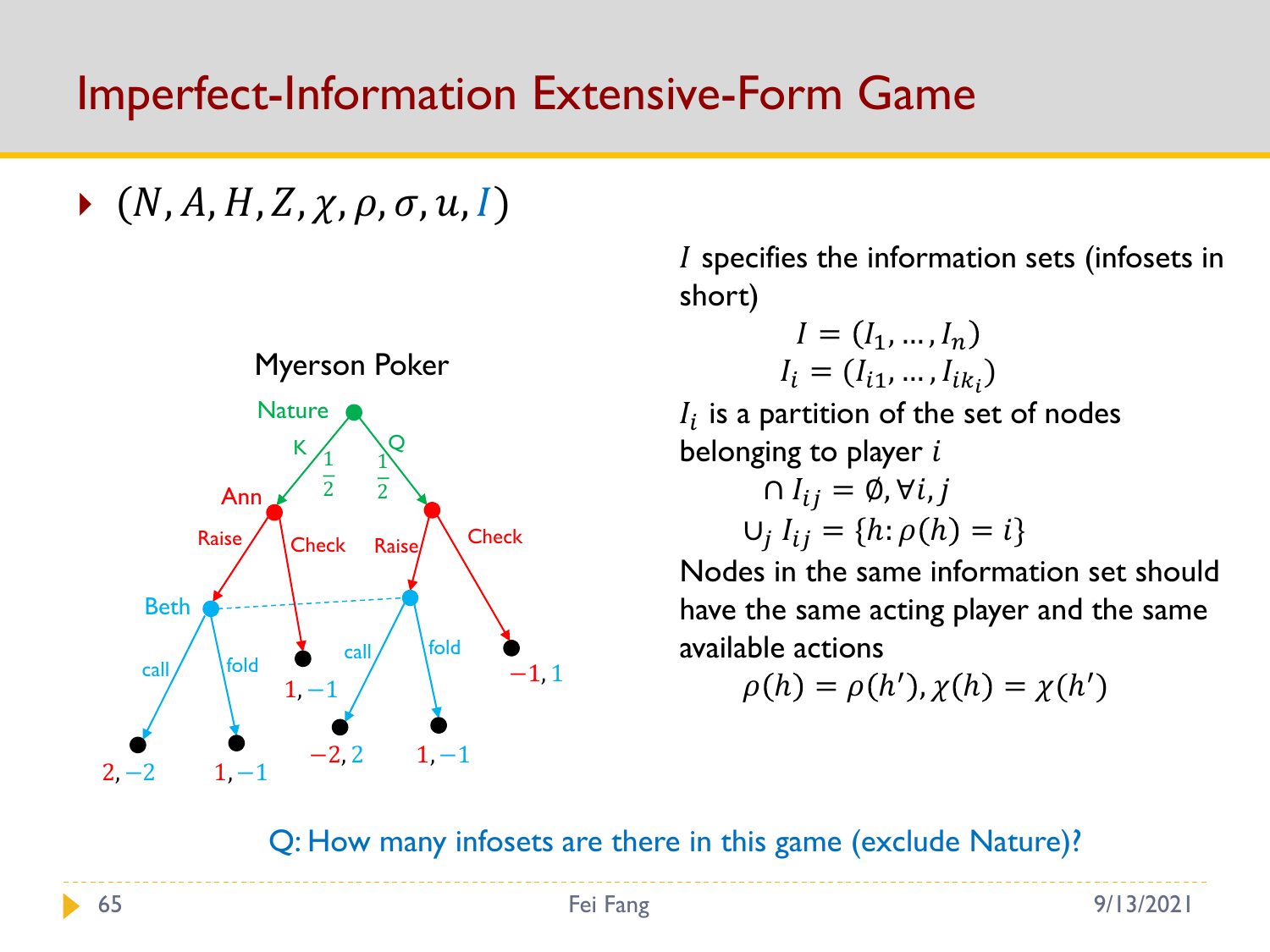# Imperfect-Information Extensive-Form Game

- $(N, A, H, Z, \chi, \rho, \sigma, u, I)$

Myerson Poker

Nature

K $\frac{1}{2}$ Q $\frac{1}{2}$

Ann

Raise Check Raise Check

Beth

call fold call fold

$2, -2$ $1, -1$ $1, -1$ $-2, 2$ $1, -1$ $-1, 1$

$I$ specifies the information sets (infosets in short)

$$I = (I_1, \dots, I_n)$$

$$I_i = (I_{i1}, \dots, I_{ik_i})$$

$I_i$ is a partition of the set of nodes belonging to player $i$

$$\cap \, I_{ij} = \emptyset, \forall i, j$$

$$\cup_j \, I_{ij} = \{h: \rho(h) = i\}$$

Nodes in the same information set should have the same acting player and the same available actions

$$\rho(h) = \rho(h'), \chi(h) = \chi(h')$$

Q: How many infosets are there in this game (exclude Nature)?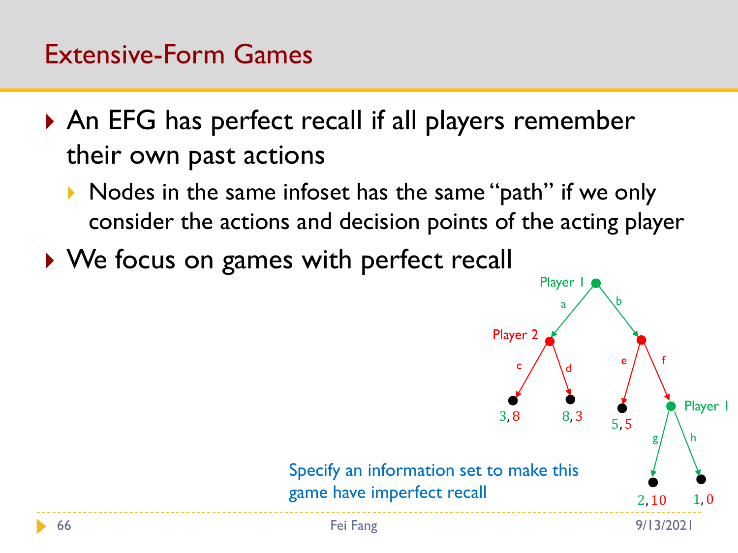# Extensive-Form Games

- An EFG has perfect recall if all players remember their own past actions
  - Nodes in the same infoset has the same "path" if we only consider the actions and decision points of the acting player
- We focus on games with perfect recall

Player 1

a b

Player 2

c d e f

3, 8 8, 3 5, 5

Player 1

g h

2, 10 1, 0

Specify an information set to make this game have imperfect recall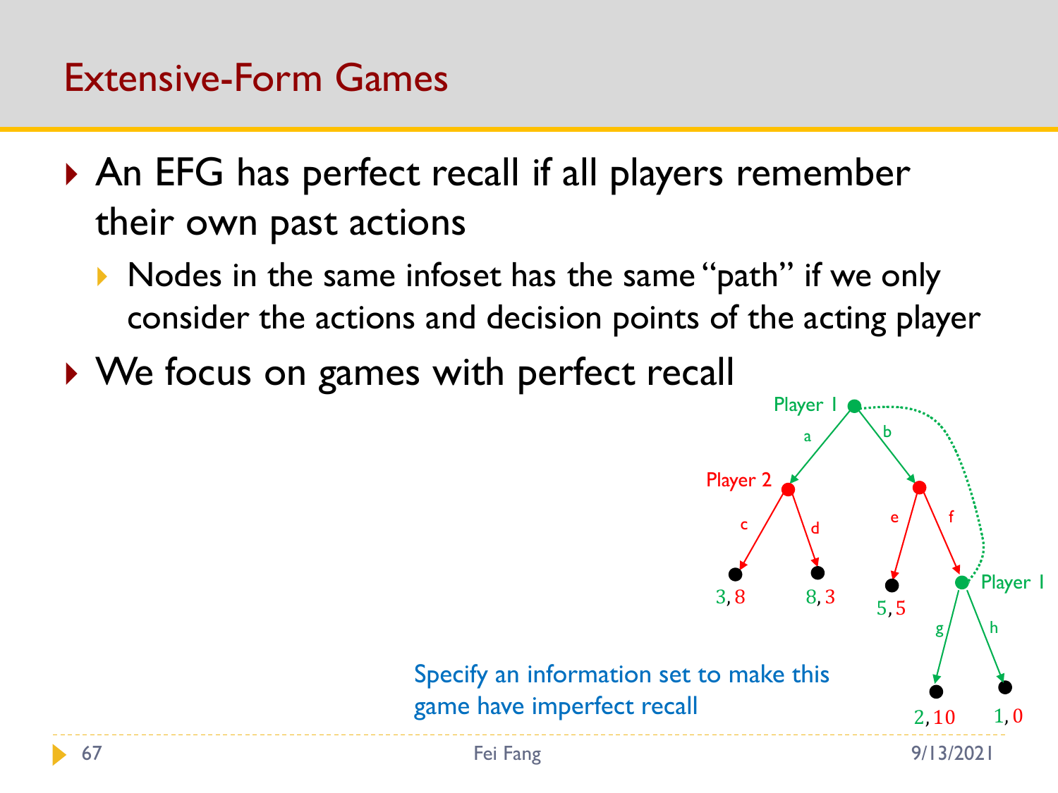# Extensive-Form Games

- An EFG has perfect recall if all players remember their own past actions
  - Nodes in the same infoset has the same "path" if we only consider the actions and decision points of the acting player
- We focus on games with perfect recall

Player 1

a

b

Player 2

c

d

e

f

Player 1

g

h

3, 8

8, 3

5, 5

2, 10

1, 0

Specify an information set to make this game have imperfect recall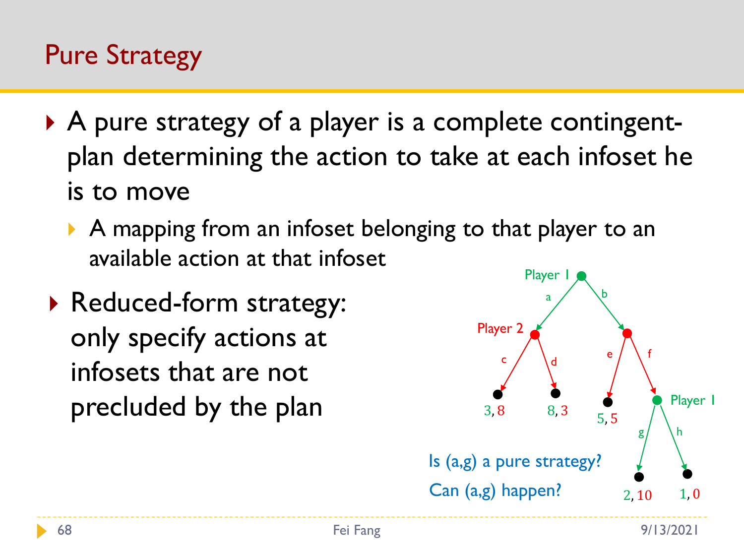# Pure Strategy

- A pure strategy of a player is a complete contingent-plan determining the action to take at each infoset he is to move
  - A mapping from an infoset belonging to that player to an available action at that infoset
- Reduced-form strategy: only specify actions at infosets that are not precluded by the plan

Player 1

a | b

Player 2

c | d | e | f

3, 8 | 8, 3 | 5, 5

Player 1

g | h

2, 10 | 1, 0

Is (a,g) a pure strategy?

Can (a,g) happen?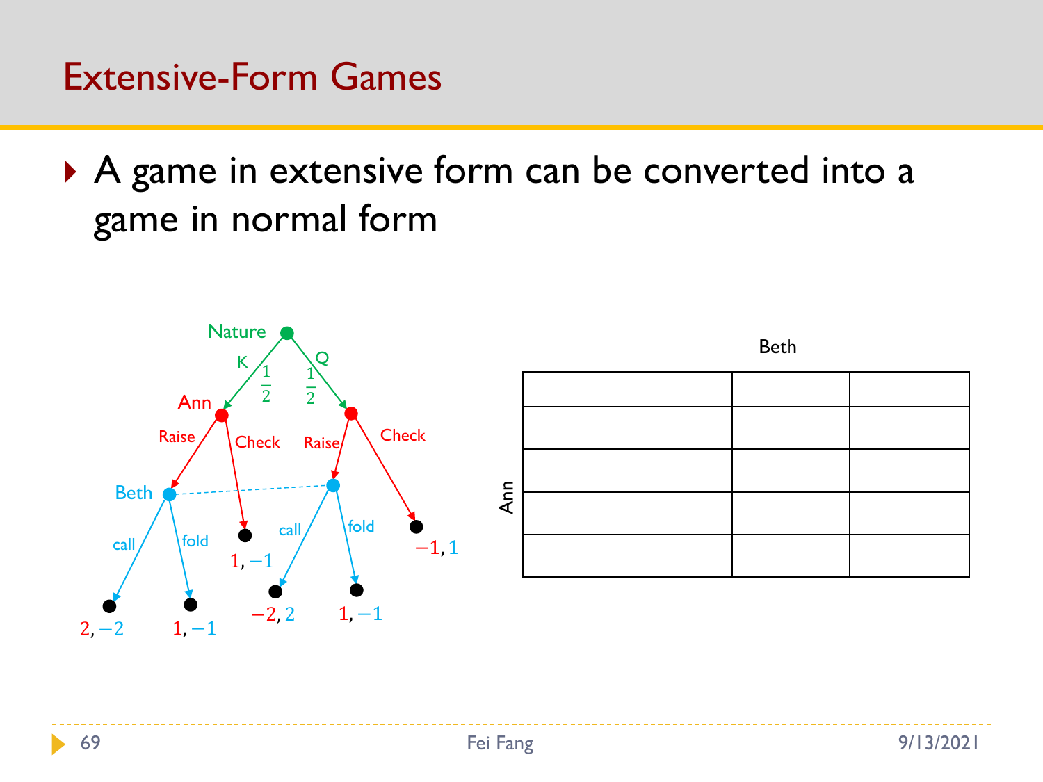# Extensive-Form Games

- A game in extensive form can be converted into a game in normal form

Nature

K $\frac{1}{2}$ Q $\frac{1}{2}$

Ann

Raise Check Raise Check

Beth

call fold call fold

$2, -2$ $1, -1$ $1, -1$ $-2, 2$ $1, -1$ $-1, 1$

Beth

Ann

| | | |
|---|---|---|
| | | |
| | | |
| | | |
| | | |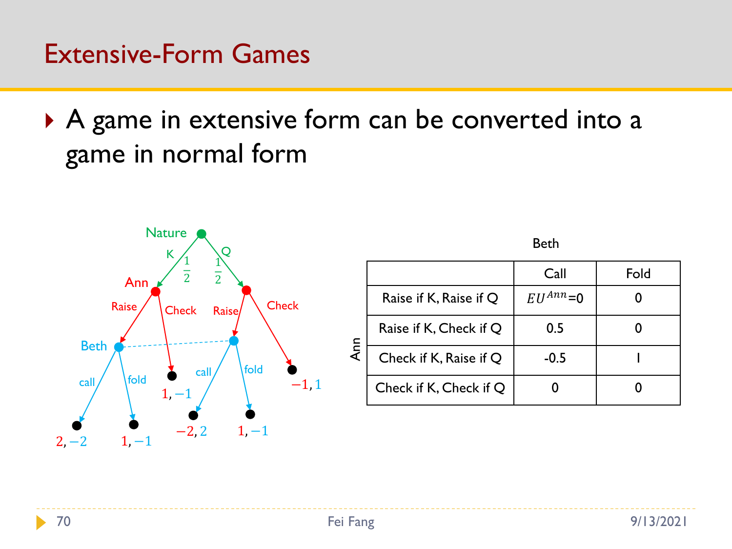# Extensive-Form Games

- A game in extensive form can be converted into a game in normal form

Beth

| Ann | Call | Fold |
|---|---|---|
| Raise if K, Raise if Q | $EU^{Ann}$=0 | 0 |
| Raise if K, Check if Q | 0.5 | 0 |
| Check if K, Raise if Q | -0.5 | 1 |
| Check if K, Check if Q | 0 | 0 |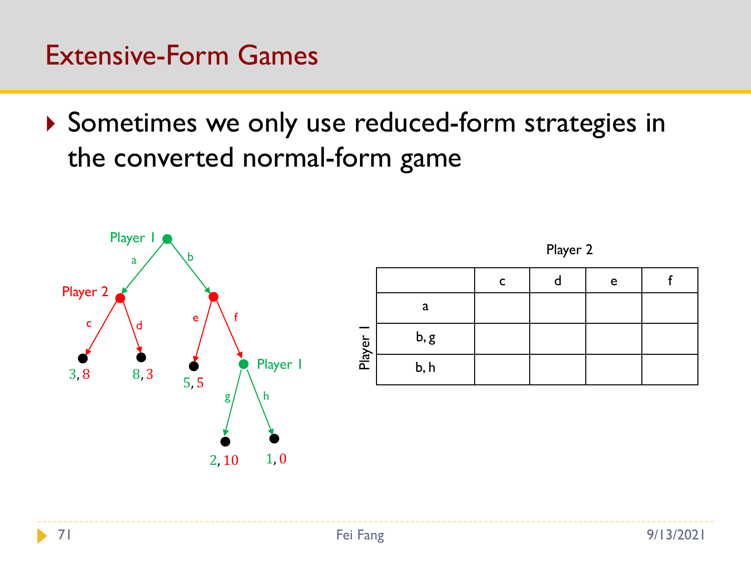# Extensive-Form Games

- Sometimes we only use reduced-form strategies in the converted normal-form game

Player 2

| Player 1 | c | d | e | f |
|---|---|---|---|---|
| a | | | | |
| b, g | | | | |
| b, h | | | | |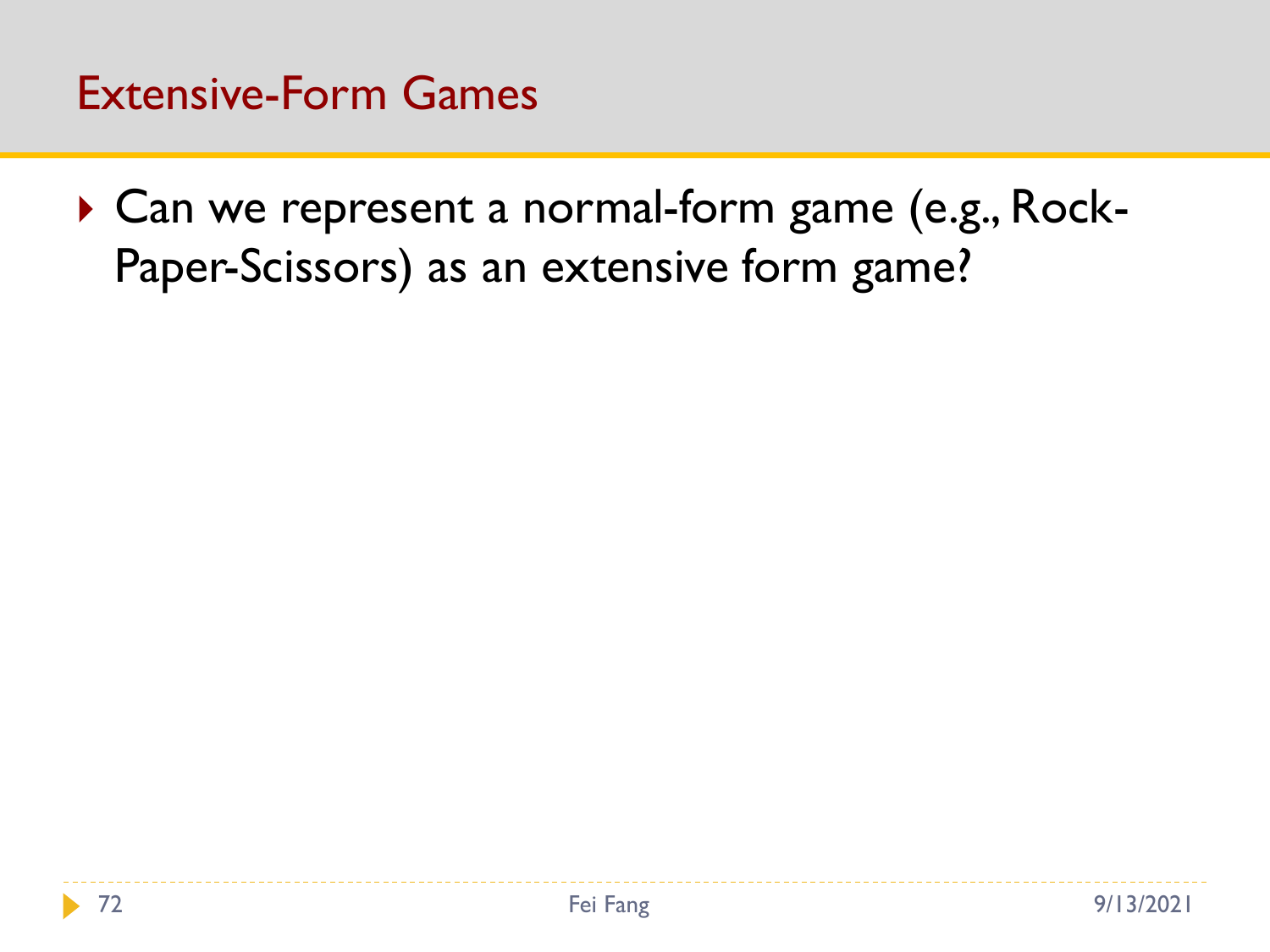# Extensive-Form Games

- Can we represent a normal-form game (e.g., Rock-Paper-Scissors) as an extensive form game?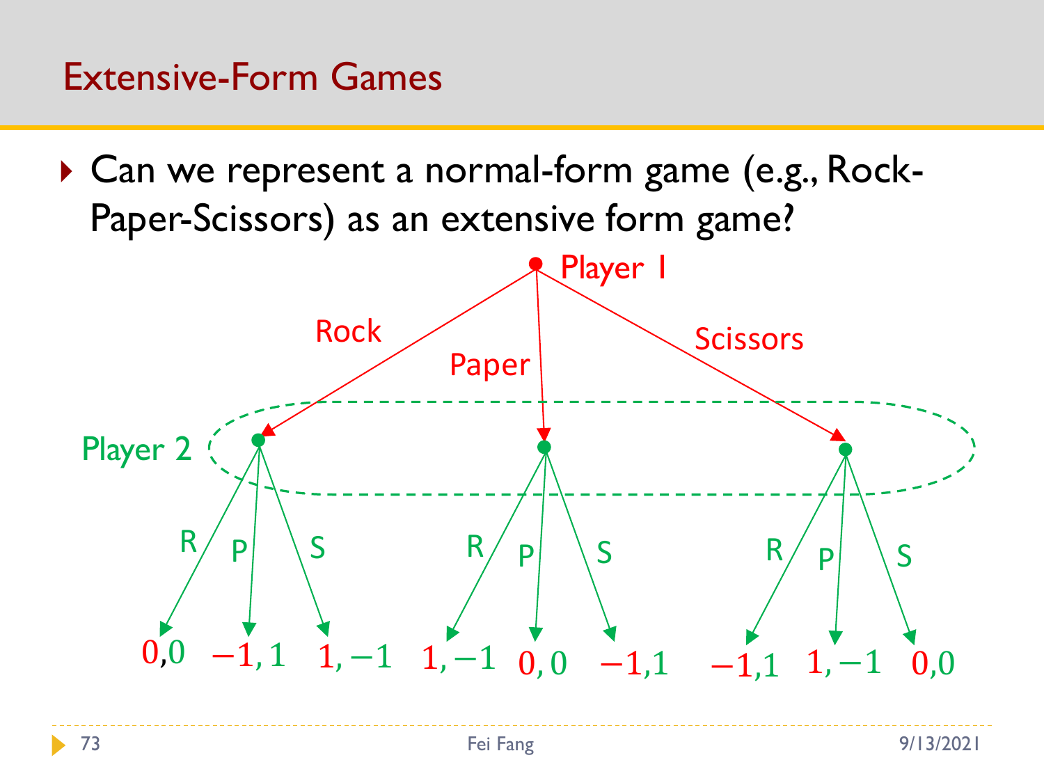# Extensive-Form Games

- Can we represent a normal-form game (e.g., Rock-Paper-Scissors) as an extensive form game?

Player 1

Rock, Paper, Scissors

Player 2

R, P, S — R, P, S — R, P, S

0,0 $-1, 1$ $1, -1$ $1, -1$ $0, 0$ $-1,1$ $-1,1$ $1, -1$ $0,0$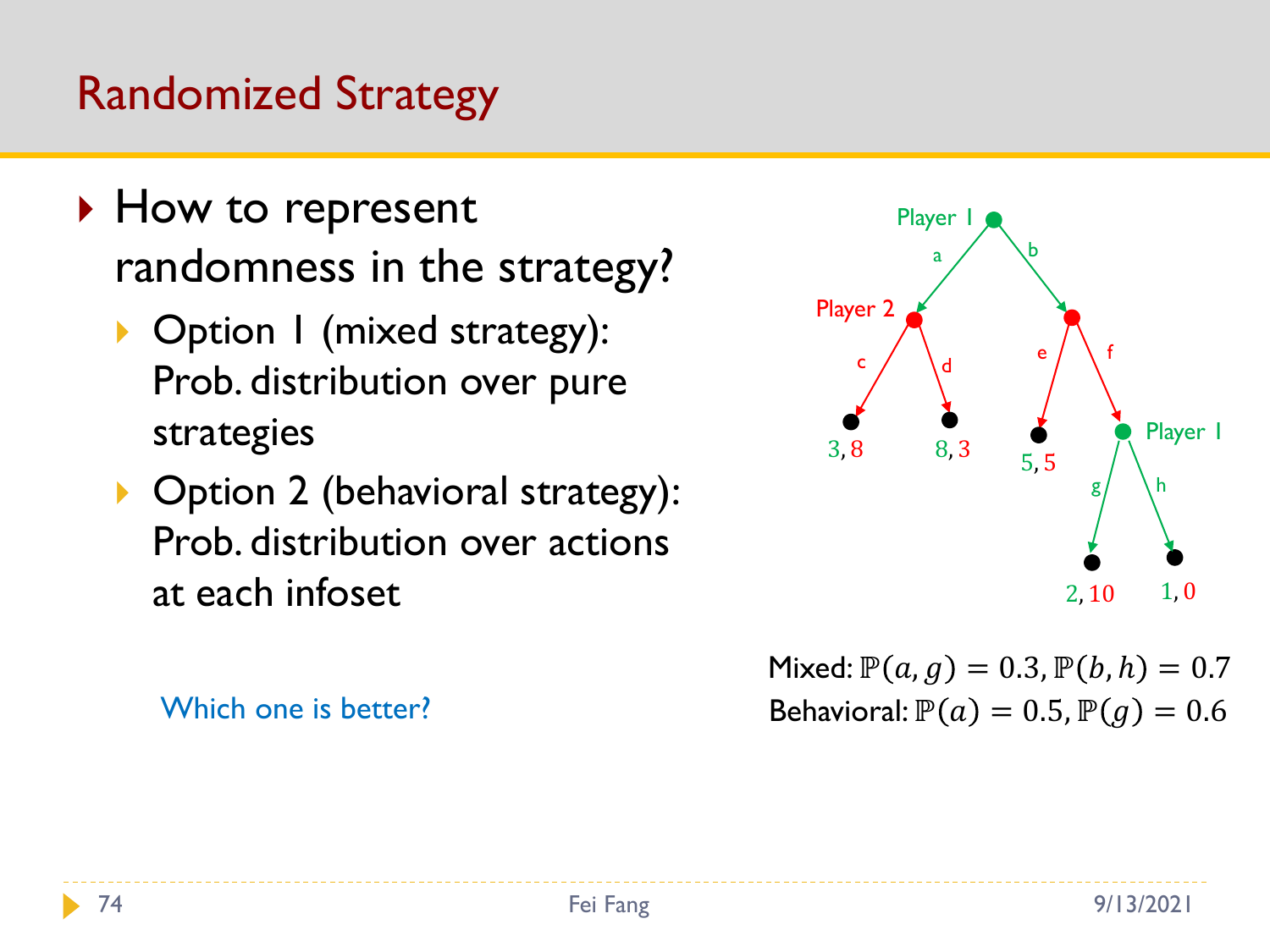# Randomized Strategy

- How to represent randomness in the strategy?
  - Option 1 (mixed strategy): Prob. distribution over pure strategies
  - Option 2 (behavioral strategy): Prob. distribution over actions at each infoset

Which one is better?

Mixed: $\mathbb{P}(a, g) = 0.3, \mathbb{P}(b, h) = 0.7$

Behavioral: $\mathbb{P}(a) = 0.5, \mathbb{P}(g) = 0.6$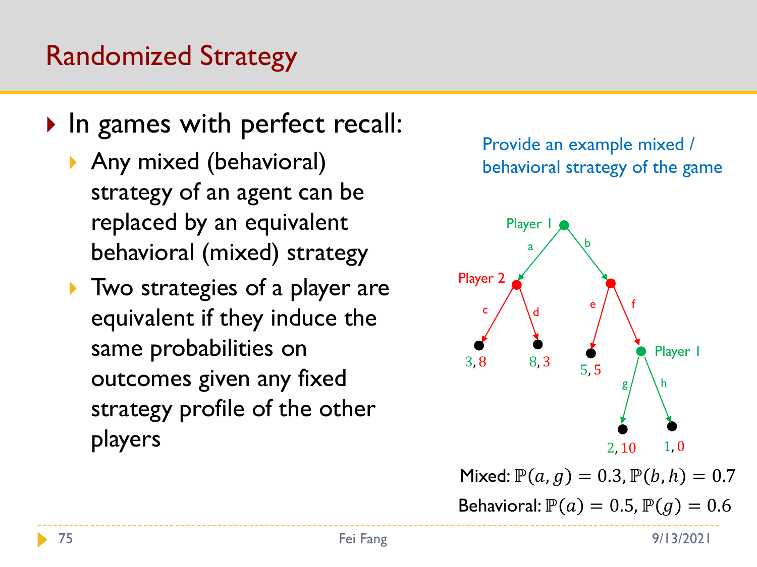# Randomized Strategy

- In games with perfect recall:
  - Any mixed (behavioral) strategy of an agent can be replaced by an equivalent behavioral (mixed) strategy
  - Two strategies of a player are equivalent if they induce the same probabilities on outcomes given any fixed strategy profile of the other players

Provide an example mixed / behavioral strategy of the game

Player 1

a

b

Player 2

c

d

e

f

3, 8

8, 3

5, 5

Player 1

g

h

2, 10

1, 0

Mixed: $\mathbb{P}(a, g) = 0.3, \mathbb{P}(b, h) = 0.7$

Behavioral: $\mathbb{P}(a) = 0.5, \mathbb{P}(g) = 0.6$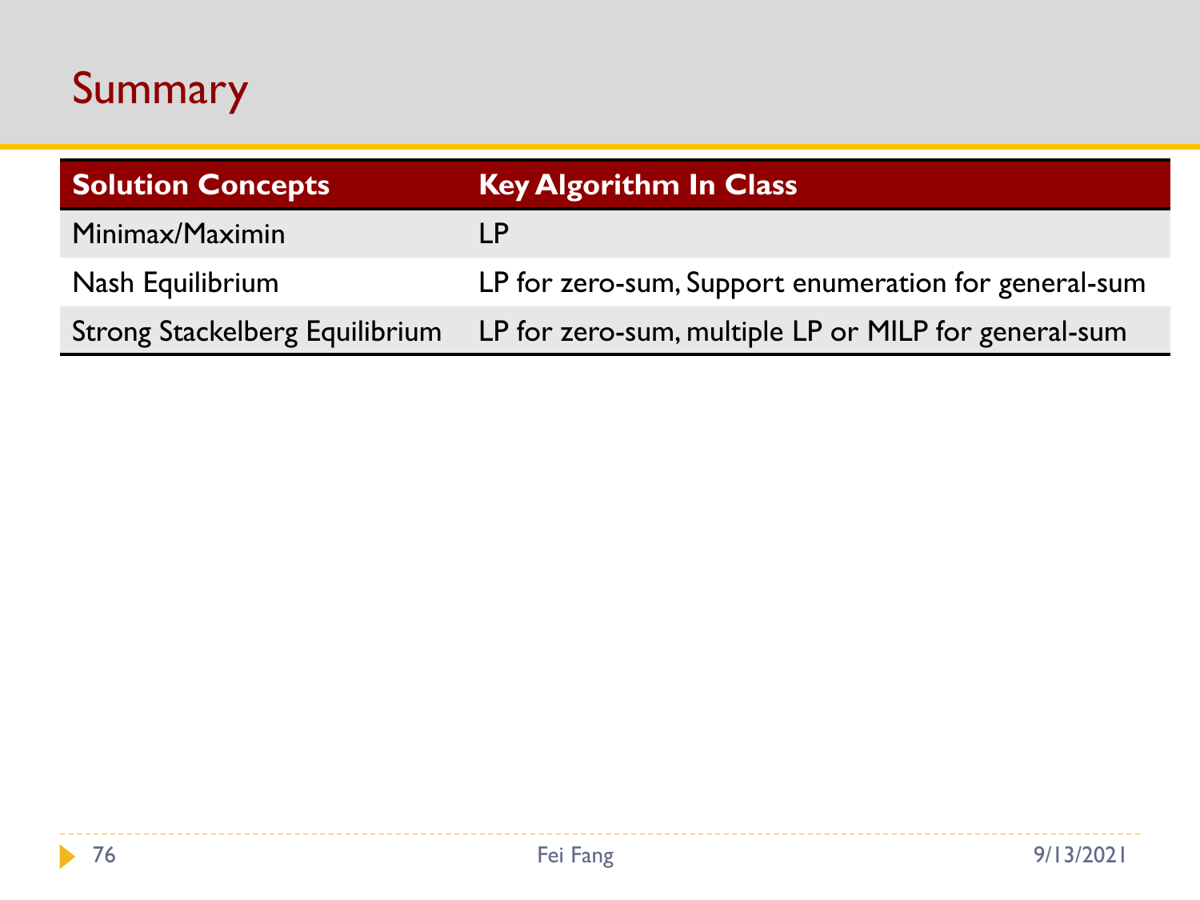# Summary

| Solution Concepts | Key Algorithm In Class |
|---|---|
| Minimax/Maximin | LP |
| Nash Equilibrium | LP for zero-sum, Support enumeration for general-sum |
| Strong Stackelberg Equilibrium | LP for zero-sum, multiple LP or MILP for general-sum |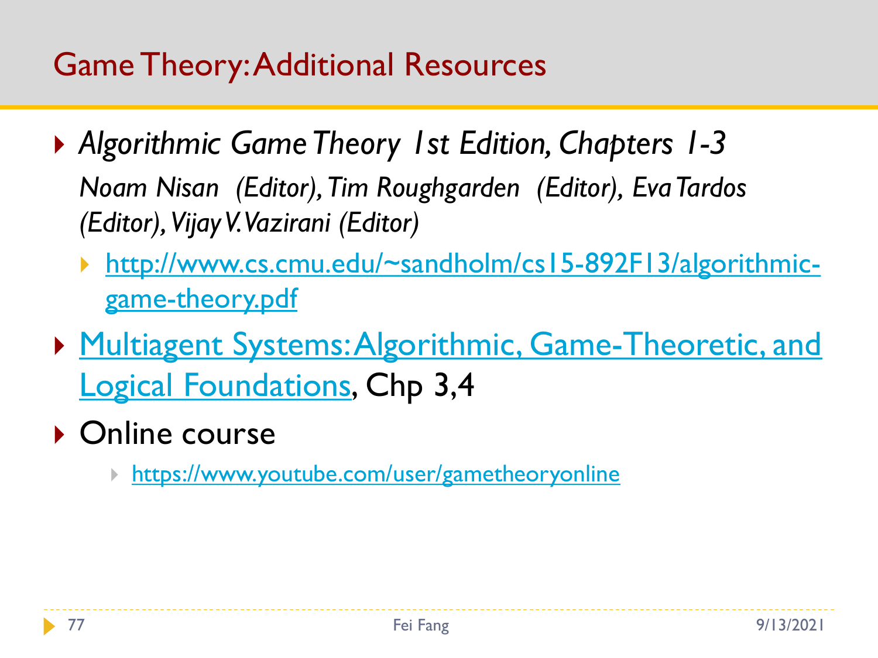# Game Theory: Additional Resources

- *Algorithmic Game Theory 1st Edition, Chapters 1-3*

  *Noam Nisan (Editor), Tim Roughgarden (Editor), Eva Tardos (Editor), Vijay V. Vazirani (Editor)*
  - http://www.cs.cmu.edu/~sandholm/cs15-892F13/algorithmic-game-theory.pdf
- Multiagent Systems: Algorithmic, Game-Theoretic, and Logical Foundations, Chp 3,4
- Online course
  - https://www.youtube.com/user/gametheoryonline